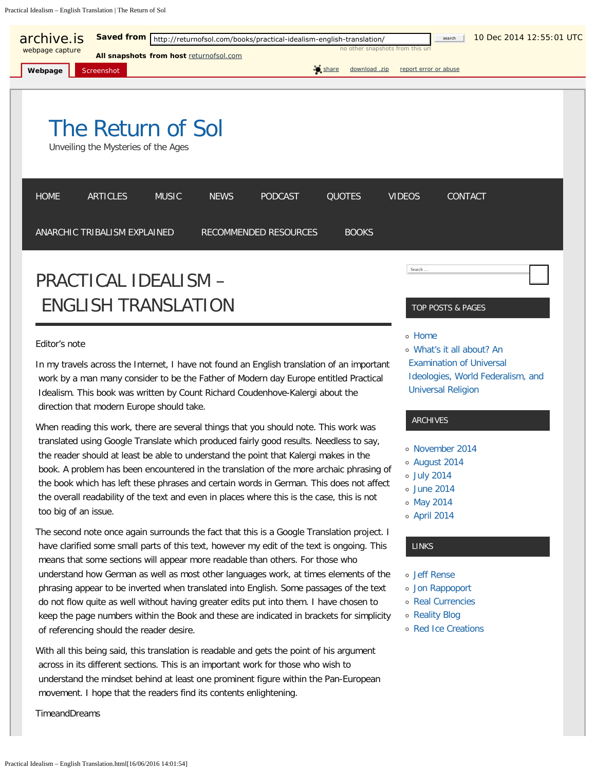archive.is webpage capture

Saved from http://returnofsol.com/books/practical-idealism-english-translation/ — 10 Dec 2014 12:55:01 UTC

# The Return of Sol

Unveiling the Mysteries of the Ages

HOME | ARTICLES | MUSIC | NEWS | PODCAST | QUOTES | VIDEOS | CONTACT | ANARCHIC TRIBALISM EXPLAINED | RECOMMENDED RESOURCES | BOOKS

## PRACTICAL IDEALISM – ENGLISH TRANSLATION

Editor's note

In my travels across the Internet, I have not found an English translation of an important work by a man many consider to be the Father of Modern day Europe entitled Practical Idealism. This book was written by Count Richard Coudenhove-Kalergi about the direction that modern Europe should take.

When reading this work, there are several things that you should note. This work was translated using Google Translate which produced fairly good results. Needless to say, the reader should at least be able to understand the point that Kalergi makes in the book. A problem has been encountered in the translation of the more archaic phrasing of the book which has left these phrases and certain words in German. This does not affect the overall readability of the text and even in places where this is the case, this is not too big of an issue.

The second note once again surrounds the fact that this is a Google Translation project. I have clarified some small parts of this text, however my edit of the text is ongoing. This means that some sections will appear more readable than others. For those who understand how German as well as most other languages work, at times elements of the phrasing appear to be inverted when translated into English. Some passages of the text do not flow quite as well without having greater edits put into them. I have chosen to keep the page numbers within the Book and these are indicated in brackets for simplicity of referencing should the reader desire.

With all this being said, this translation is readable and gets the point of his argument across in its different sections. This is an important work for those who wish to understand the mindset behind at least one prominent figure within the Pan-European movement. I hope that the readers find its contents enlightening.

TimeandDreams

### TOP POSTS & PAGES

- Home
- What's it all about? An Examination of Universal Ideologies, World Federalism, and Universal Religion

### ARCHIVES

- November 2014
- August 2014
- July 2014
- June 2014
- May 2014
- April 2014

### LINKS

- Jeff Rense
- Jon Rappoport
- Real Currencies
- Reality Blog
- Red Ice Creations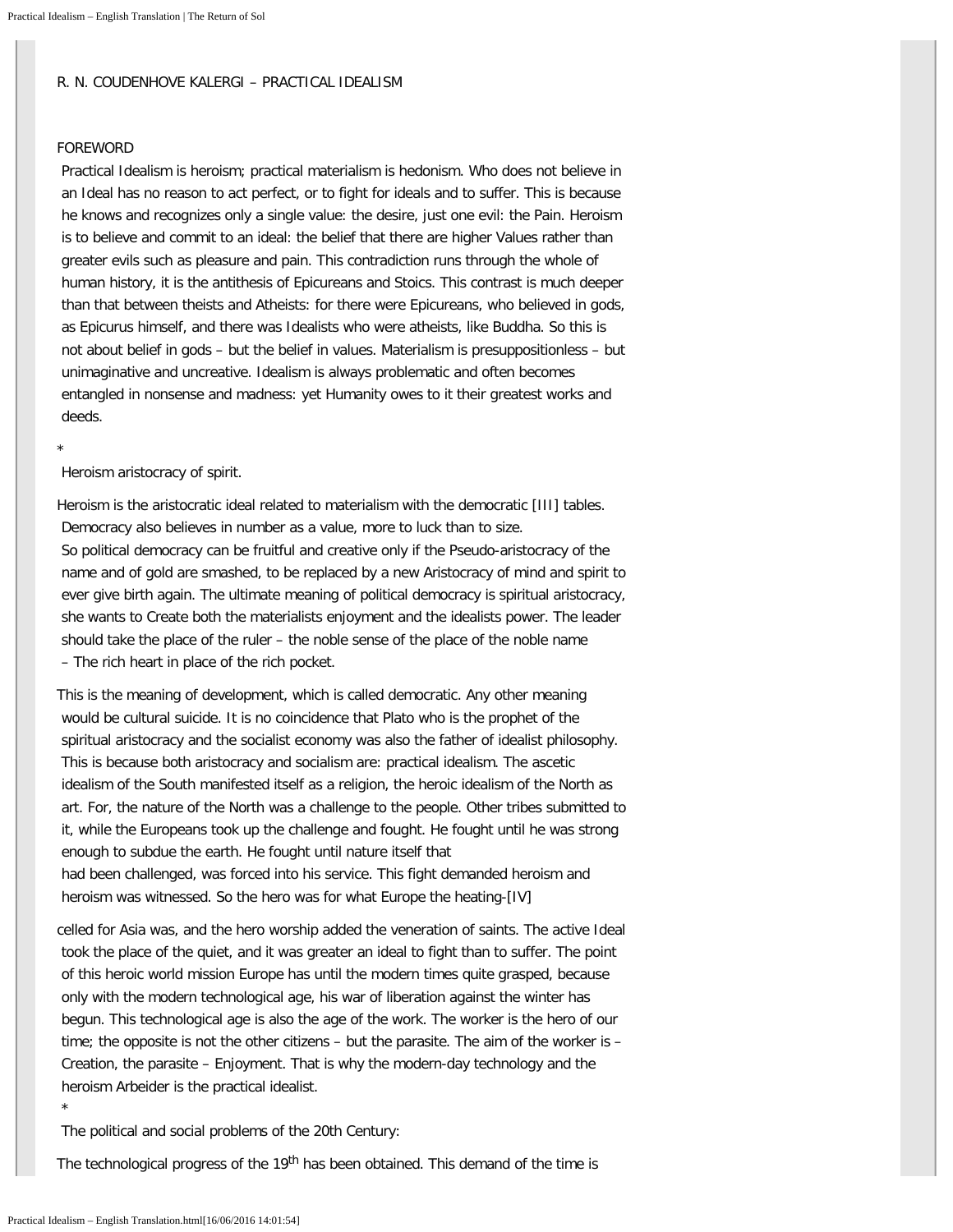R. N. COUDENHOVE KALERGI – PRACTICAL IDEALISM

FOREWORD

Practical Idealism is heroism; practical materialism is hedonism. Who does not believe in an Ideal has no reason to act perfect, or to fight for ideals and to suffer. This is because he knows and recognizes only a single value: the desire, just one evil: the Pain. Heroism is to believe and commit to an ideal: the belief that there are higher Values rather than greater evils such as pleasure and pain. This contradiction runs through the whole of human history, it is the antithesis of Epicureans and Stoics. This contrast is much deeper than that between theists and Atheists: for there were Epicureans, who believed in gods, as Epicurus himself, and there was Idealists who were atheists, like Buddha. So this is not about belief in gods – but the belief in values. Materialism is presuppositionless – but unimaginative and uncreative. Idealism is always problematic and often becomes entangled in nonsense and madness: yet Humanity owes to it their greatest works and deeds.

*

Heroism aristocracy of spirit.

Heroism is the aristocratic ideal related to materialism with the democratic [III] tables. Democracy also believes in number as a value, more to luck than to size. So political democracy can be fruitful and creative only if the Pseudo-aristocracy of the name and of gold are smashed, to be replaced by a new Aristocracy of mind and spirit to ever give birth again. The ultimate meaning of political democracy is spiritual aristocracy, she wants to Create both the materialists enjoyment and the idealists power. The leader should take the place of the ruler – the noble sense of the place of the noble name – The rich heart in place of the rich pocket.

This is the meaning of development, which is called democratic. Any other meaning would be cultural suicide. It is no coincidence that Plato who is the prophet of the spiritual aristocracy and the socialist economy was also the father of idealist philosophy. This is because both aristocracy and socialism are: practical idealism. The ascetic idealism of the South manifested itself as a religion, the heroic idealism of the North as art. For, the nature of the North was a challenge to the people. Other tribes submitted to it, while the Europeans took up the challenge and fought. He fought until he was strong enough to subdue the earth. He fought until nature itself that had been challenged, was forced into his service. This fight demanded heroism and heroism was witnessed. So the hero was for what Europe the heating-[IV]

celled for Asia was, and the hero worship added the veneration of saints. The active Ideal took the place of the quiet, and it was greater an ideal to fight than to suffer. The point of this heroic world mission Europe has until the modern times quite grasped, because only with the modern technological age, his war of liberation against the winter has begun. This technological age is also the age of the work. The worker is the hero of our time; the opposite is not the other citizens – but the parasite. The aim of the worker is – Creation, the parasite – Enjoyment. That is why the modern-day technology and the heroism Arbeider is the practical idealist.

*

The political and social problems of the 20th Century:

The technological progress of the 19th has been obtained. This demand of the time is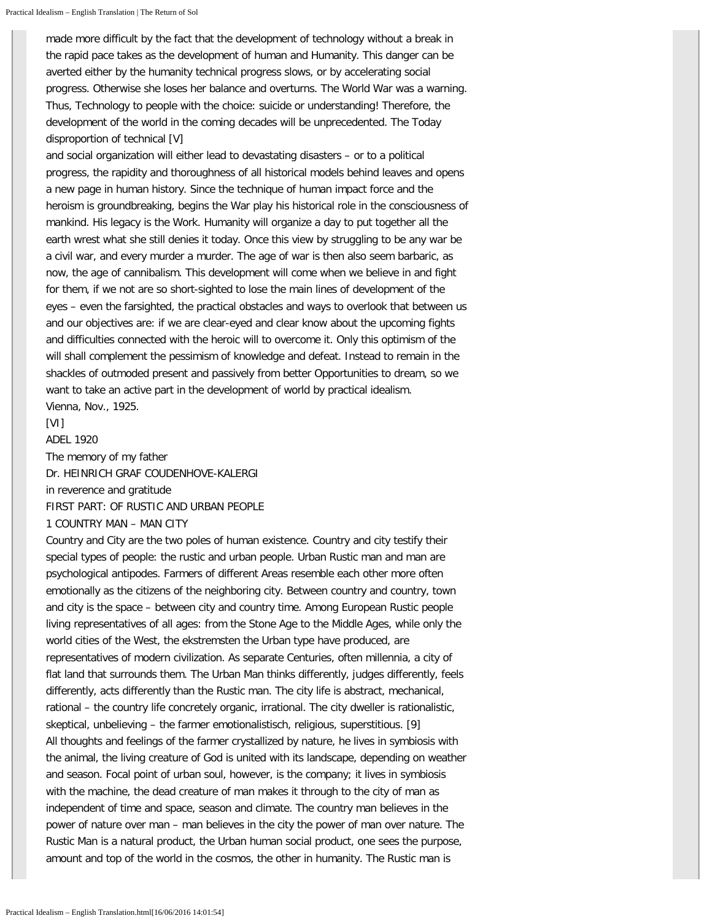made more difficult by the fact that the development of technology without a break in the rapid pace takes as the development of human and Humanity. This danger can be averted either by the humanity technical progress slows, or by accelerating social progress. Otherwise she loses her balance and overturns. The World War was a warning. Thus, Technology to people with the choice: suicide or understanding! Therefore, the development of the world in the coming decades will be unprecedented. The Today disproportion of technical [V]
and social organization will either lead to devastating disasters – or to a political progress, the rapidity and thoroughness of all historical models behind leaves and opens a new page in human history. Since the technique of human impact force and the heroism is groundbreaking, begins the War play his historical role in the consciousness of mankind. His legacy is the Work. Humanity will organize a day to put together all the earth wrest what she still denies it today. Once this view by struggling to be any war be a civil war, and every murder a murder. The age of war is then also seem barbaric, as now, the age of cannibalism. This development will come when we believe in and fight for them, if we not are so short-sighted to lose the main lines of development of the eyes – even the farsighted, the practical obstacles and ways to overlook that between us and our objectives are: if we are clear-eyed and clear know about the upcoming fights and difficulties connected with the heroic will to overcome it. Only this optimism of the will shall complement the pessimism of knowledge and defeat. Instead to remain in the shackles of outmoded present and passively from better Opportunities to dream, so we want to take an active part in the development of world by practical idealism.
Vienna, Nov., 1925.
[VI]

# ADEL 1920

The memory of my father
Dr. HEINRICH GRAF COUDENHOVE-KALERGI
in reverence and gratitude

## FIRST PART: OF RUSTIC AND URBAN PEOPLE

### 1 COUNTRY MAN – MAN CITY

Country and City are the two poles of human existence. Country and city testify their special types of people: the rustic and urban people. Urban Rustic man and man are psychological antipodes. Farmers of different Areas resemble each other more often emotionally as the citizens of the neighboring city. Between country and country, town and city is the space – between city and country time. Among European Rustic people living representatives of all ages: from the Stone Age to the Middle Ages, while only the world cities of the West, the ekstremsten the Urban type have produced, are representatives of modern civilization. As separate Centuries, often millennia, a city of flat land that surrounds them. The Urban Man thinks differently, judges differently, feels differently, acts differently than the Rustic man. The city life is abstract, mechanical, rational – the country life concretely organic, irrational. The city dweller is rationalistic, skeptical, unbelieving – the farmer emotionalistisch, religious, superstitious. [9]
All thoughts and feelings of the farmer crystallized by nature, he lives in symbiosis with the animal, the living creature of God is united with its landscape, depending on weather and season. Focal point of urban soul, however, is the company; it lives in symbiosis with the machine, the dead creature of man makes it through to the city of man as independent of time and space, season and climate. The country man believes in the power of nature over man – man believes in the city the power of man over nature. The Rustic Man is a natural product, the Urban human social product, one sees the purpose, amount and top of the world in the cosmos, the other in humanity. The Rustic man is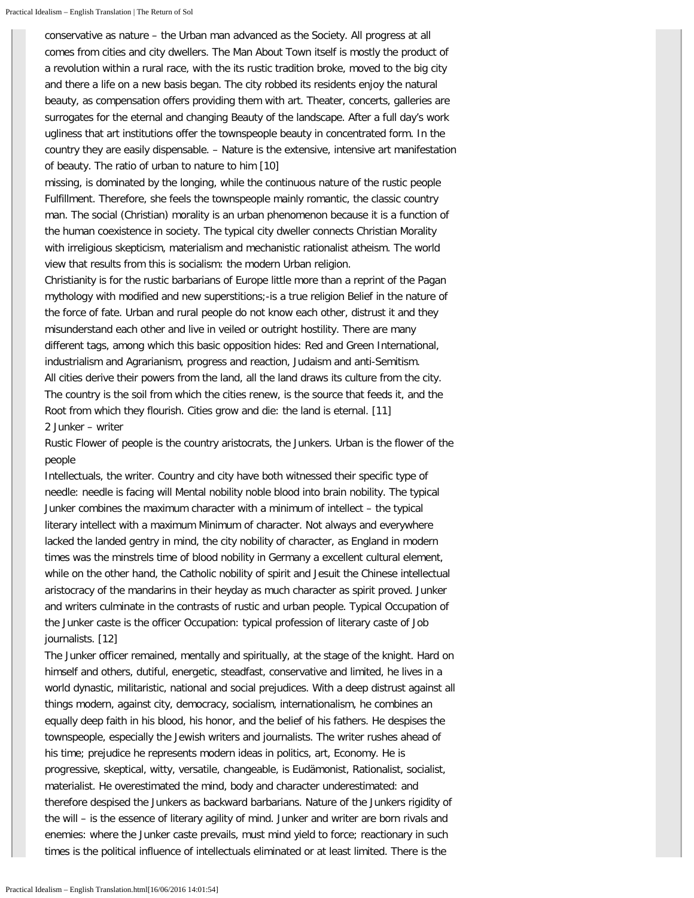conservative as nature – the Urban man advanced as the Society. All progress at all comes from cities and city dwellers. The Man About Town itself is mostly the product of a revolution within a rural race, with the its rustic tradition broke, moved to the big city and there a life on a new basis began. The city robbed its residents enjoy the natural beauty, as compensation offers providing them with art. Theater, concerts, galleries are surrogates for the eternal and changing Beauty of the landscape. After a full day's work ugliness that art institutions offer the townspeople beauty in concentrated form. In the country they are easily dispensable. – Nature is the extensive, intensive art manifestation of beauty. The ratio of urban to nature to him [10]

missing, is dominated by the longing, while the continuous nature of the rustic people Fulfillment. Therefore, she feels the townspeople mainly romantic, the classic country man. The social (Christian) morality is an urban phenomenon because it is a function of the human coexistence in society. The typical city dweller connects Christian Morality with irreligious skepticism, materialism and mechanistic rationalist atheism. The world view that results from this is socialism: the modern Urban religion.

Christianity is for the rustic barbarians of Europe little more than a reprint of the Pagan mythology with modified and new superstitions;-is a true religion Belief in the nature of the force of fate. Urban and rural people do not know each other, distrust it and they misunderstand each other and live in veiled or outright hostility. There are many different tags, among which this basic opposition hides: Red and Green International, industrialism and Agrarianism, progress and reaction, Judaism and anti-Semitism.

All cities derive their powers from the land, all the land draws its culture from the city. The country is the soil from which the cities renew, is the source that feeds it, and the Root from which they flourish. Cities grow and die: the land is eternal. [11]

2 Junker – writer

Rustic Flower of people is the country aristocrats, the Junkers. Urban is the flower of the people

Intellectuals, the writer. Country and city have both witnessed their specific type of needle: needle is facing will Mental nobility noble blood into brain nobility. The typical Junker combines the maximum character with a minimum of intellect – the typical literary intellect with a maximum Minimum of character. Not always and everywhere lacked the landed gentry in mind, the city nobility of character, as England in modern times was the minstrels time of blood nobility in Germany a excellent cultural element, while on the other hand, the Catholic nobility of spirit and Jesuit the Chinese intellectual aristocracy of the mandarins in their heyday as much character as spirit proved. Junker and writers culminate in the contrasts of rustic and urban people. Typical Occupation of the Junker caste is the officer Occupation: typical profession of literary caste of Job journalists. [12]

The Junker officer remained, mentally and spiritually, at the stage of the knight. Hard on himself and others, dutiful, energetic, steadfast, conservative and limited, he lives in a world dynastic, militaristic, national and social prejudices. With a deep distrust against all things modern, against city, democracy, socialism, internationalism, he combines an equally deep faith in his blood, his honor, and the belief of his fathers. He despises the townspeople, especially the Jewish writers and journalists. The writer rushes ahead of his time; prejudice he represents modern ideas in politics, art, Economy. He is progressive, skeptical, witty, versatile, changeable, is Eudämonist, Rationalist, socialist, materialist. He overestimated the mind, body and character underestimated: and therefore despised the Junkers as backward barbarians. Nature of the Junkers rigidity of the will – is the essence of literary agility of mind. Junker and writer are born rivals and enemies: where the Junker caste prevails, must mind yield to force; reactionary in such times is the political influence of intellectuals eliminated or at least limited. There is the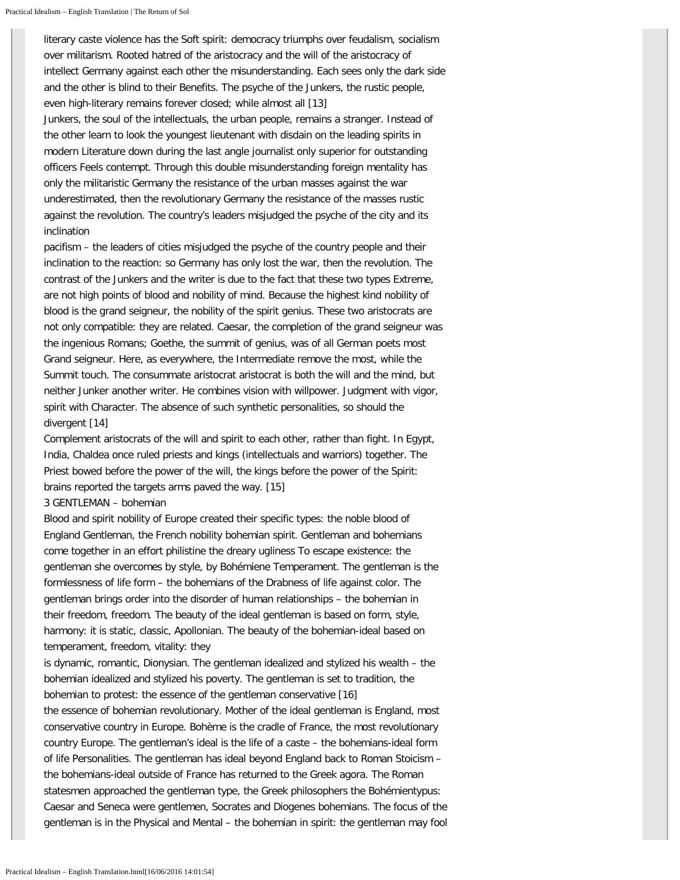literary caste violence has the Soft spirit: democracy triumphs over feudalism, socialism over militarism. Rooted hatred of the aristocracy and the will of the aristocracy of intellect Germany against each other the misunderstanding. Each sees only the dark side and the other is blind to their Benefits. The psyche of the Junkers, the rustic people, even high-literary remains forever closed; while almost all [13]

Junkers, the soul of the intellectuals, the urban people, remains a stranger. Instead of the other learn to look the youngest lieutenant with disdain on the leading spirits in modern Literature down during the last angle journalist only superior for outstanding officers Feels contempt. Through this double misunderstanding foreign mentality has only the militaristic Germany the resistance of the urban masses against the war underestimated, then the revolutionary Germany the resistance of the masses rustic against the revolution. The country's leaders misjudged the psyche of the city and its inclination

pacifism – the leaders of cities misjudged the psyche of the country people and their inclination to the reaction: so Germany has only lost the war, then the revolution. The contrast of the Junkers and the writer is due to the fact that these two types Extreme, are not high points of blood and nobility of mind. Because the highest kind nobility of blood is the grand seigneur, the nobility of the spirit genius. These two aristocrats are not only compatible: they are related. Caesar, the completion of the grand seigneur was the ingenious Romans; Goethe, the summit of genius, was of all German poets most Grand seigneur. Here, as everywhere, the Intermediate remove the most, while the Summit touch. The consummate aristocrat aristocrat is both the will and the mind, but neither Junker another writer. He combines vision with willpower. Judgment with vigor, spirit with Character. The absence of such synthetic personalities, so should the divergent [14]

Complement aristocrats of the will and spirit to each other, rather than fight. In Egypt, India, Chaldea once ruled priests and kings (intellectuals and warriors) together. The Priest bowed before the power of the will, the kings before the power of the Spirit: brains reported the targets arms paved the way. [15]

3 GENTLEMAN – bohemian

Blood and spirit nobility of Europe created their specific types: the noble blood of England Gentleman, the French nobility bohemian spirit. Gentleman and bohemians come together in an effort philistine the dreary ugliness To escape existence: the gentleman she overcomes by style, by Bohémiene Temperament. The gentleman is the formlessness of life form – the bohemians of the Drabness of life against color. The gentleman brings order into the disorder of human relationships – the bohemian in their freedom, freedom. The beauty of the ideal gentleman is based on form, style, harmony: it is static, classic, Apollonian. The beauty of the bohemian-ideal based on temperament, freedom, vitality: they

is dynamic, romantic, Dionysian. The gentleman idealized and stylized his wealth – the bohemian idealized and stylized his poverty. The gentleman is set to tradition, the bohemian to protest: the essence of the gentleman conservative [16]

the essence of bohemian revolutionary. Mother of the ideal gentleman is England, most conservative country in Europe. Bohème is the cradle of France, the most revolutionary country Europe. The gentleman's ideal is the life of a caste – the bohemians-ideal form of life Personalities. The gentleman has ideal beyond England back to Roman Stoicism – the bohemians-ideal outside of France has returned to the Greek agora. The Roman statesmen approached the gentleman type, the Greek philosophers the Bohémientypus: Caesar and Seneca were gentlemen, Socrates and Diogenes bohemians. The focus of the gentleman is in the Physical and Mental – the bohemian in spirit: the gentleman may fool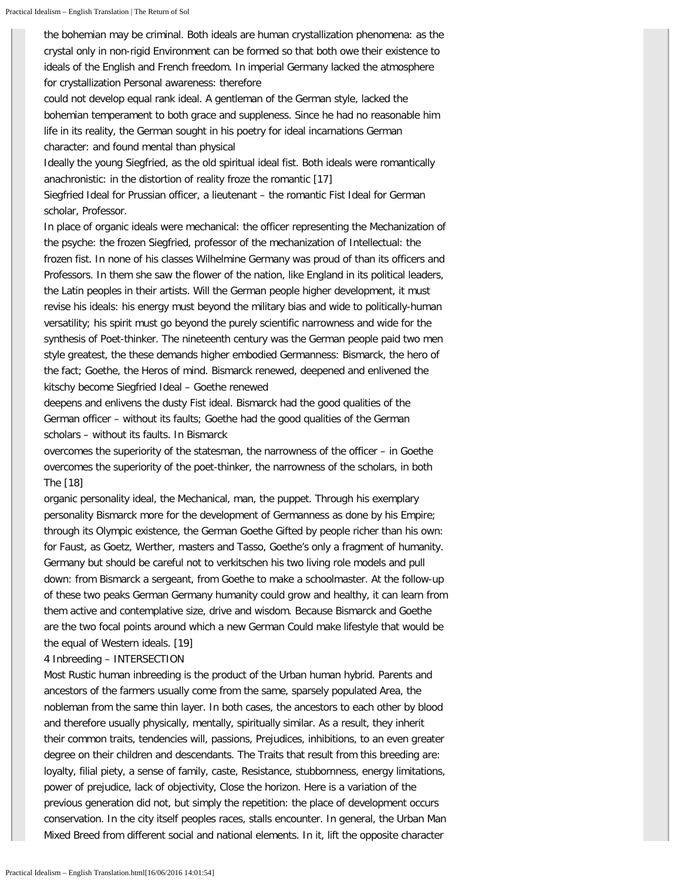the bohemian may be criminal. Both ideals are human crystallization phenomena: as the crystal only in non-rigid Environment can be formed so that both owe their existence to ideals of the English and French freedom. In imperial Germany lacked the atmosphere for crystallization Personal awareness: therefore
could not develop equal rank ideal. A gentleman of the German style, lacked the bohemian temperament to both grace and suppleness. Since he had no reasonable him life in its reality, the German sought in his poetry for ideal incarnations German character: and found mental than physical
Ideally the young Siegfried, as the old spiritual ideal fist. Both ideals were romantically anachronistic: in the distortion of reality froze the romantic [17]
Siegfried Ideal for Prussian officer, a lieutenant – the romantic Fist Ideal for German scholar, Professor.
In place of organic ideals were mechanical: the officer representing the Mechanization of the psyche: the frozen Siegfried, professor of the mechanization of Intellectual: the frozen fist. In none of his classes Wilhelmine Germany was proud of than its officers and Professors. In them she saw the flower of the nation, like England in its political leaders, the Latin peoples in their artists. Will the German people higher development, it must revise his ideals: his energy must beyond the military bias and wide to politically-human versatility; his spirit must go beyond the purely scientific narrowness and wide for the synthesis of Poet-thinker. The nineteenth century was the German people paid two men style greatest, the these demands higher embodied Germanness: Bismarck, the hero of the fact; Goethe, the Heros of mind. Bismarck renewed, deepened and enlivened the kitschy become Siegfried Ideal – Goethe renewed
deepens and enlivens the dusty Fist ideal. Bismarck had the good qualities of the German officer – without its faults; Goethe had the good qualities of the German scholars – without its faults. In Bismarck
overcomes the superiority of the statesman, the narrowness of the officer – in Goethe overcomes the superiority of the poet-thinker, the narrowness of the scholars, in both The [18]
organic personality ideal, the Mechanical, man, the puppet. Through his exemplary personality Bismarck more for the development of Germanness as done by his Empire; through its Olympic existence, the German Goethe Gifted by people richer than his own: for Faust, as Goetz, Werther, masters and Tasso, Goethe's only a fragment of humanity. Germany but should be careful not to verkitschen his two living role models and pull down: from Bismarck a sergeant, from Goethe to make a schoolmaster. At the follow-up of these two peaks German Germany humanity could grow and healthy, it can learn from them active and contemplative size, drive and wisdom. Because Bismarck and Goethe are the two focal points around which a new German Could make lifestyle that would be the equal of Western ideals. [19]

## 4 Inbreeding – INTERSECTION

Most Rustic human inbreeding is the product of the Urban human hybrid. Parents and ancestors of the farmers usually come from the same, sparsely populated Area, the nobleman from the same thin layer. In both cases, the ancestors to each other by blood and therefore usually physically, mentally, spiritually similar. As a result, they inherit their common traits, tendencies will, passions, Prejudices, inhibitions, to an even greater degree on their children and descendants. The Traits that result from this breeding are: loyalty, filial piety, a sense of family, caste, Resistance, stubbornness, energy limitations, power of prejudice, lack of objectivity, Close the horizon. Here is a variation of the previous generation did not, but simply the repetition: the place of development occurs conservation. In the city itself peoples races, stalls encounter. In general, the Urban Man Mixed Breed from different social and national elements. In it, lift the opposite character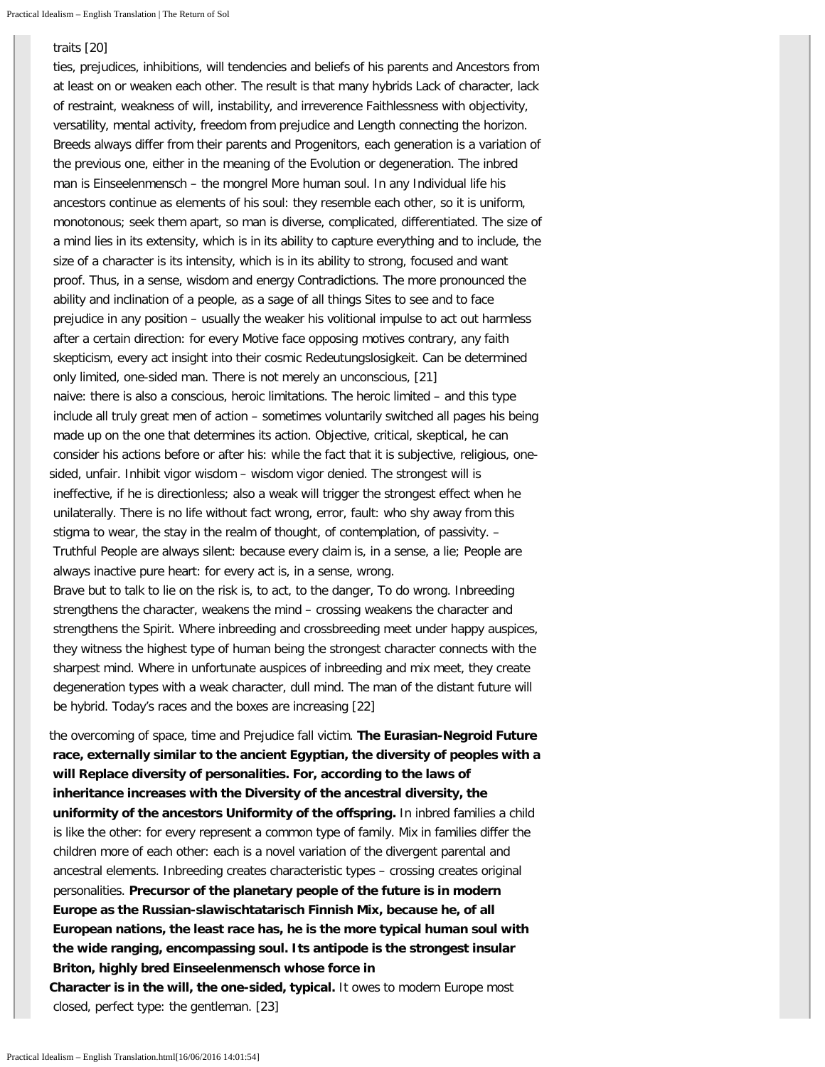traits [20]

ties, prejudices, inhibitions, will tendencies and beliefs of his parents and Ancestors from at least on or weaken each other. The result is that many hybrids Lack of character, lack of restraint, weakness of will, instability, and irreverence Faithlessness with objectivity, versatility, mental activity, freedom from prejudice and Length connecting the horizon. Breeds always differ from their parents and Progenitors, each generation is a variation of the previous one, either in the meaning of the Evolution or degeneration. The inbred man is Einseelenmensch – the mongrel More human soul. In any Individual life his ancestors continue as elements of his soul: they resemble each other, so it is uniform, monotonous; seek them apart, so man is diverse, complicated, differentiated. The size of a mind lies in its extensity, which is in its ability to capture everything and to include, the size of a character is its intensity, which is in its ability to strong, focused and want proof. Thus, in a sense, wisdom and energy Contradictions. The more pronounced the ability and inclination of a people, as a sage of all things Sites to see and to face prejudice in any position – usually the weaker his volitional impulse to act out harmless after a certain direction: for every Motive face opposing motives contrary, any faith skepticism, every act insight into their cosmic Redeutungslosigkeit. Can be determined only limited, one-sided man. There is not merely an unconscious, [21]

naive: there is also a conscious, heroic limitations. The heroic limited – and this type include all truly great men of action – sometimes voluntarily switched all pages his being made up on the one that determines its action. Objective, critical, skeptical, he can consider his actions before or after his: while the fact that it is subjective, religious, one-sided, unfair. Inhibit vigor wisdom – wisdom vigor denied. The strongest will is ineffective, if he is directionless; also a weak will trigger the strongest effect when he unilaterally. There is no life without fact wrong, error, fault: who shy away from this stigma to wear, the stay in the realm of thought, of contemplation, of passivity. – Truthful People are always silent: because every claim is, in a sense, a lie; People are always inactive pure heart: for every act is, in a sense, wrong.

Brave but to talk to lie on the risk is, to act, to the danger, To do wrong. Inbreeding strengthens the character, weakens the mind – crossing weakens the character and strengthens the Spirit. Where inbreeding and crossbreeding meet under happy auspices, they witness the highest type of human being the strongest character connects with the sharpest mind. Where in unfortunate auspices of inbreeding and mix meet, they create degeneration types with a weak character, dull mind. The man of the distant future will be hybrid. Today's races and the boxes are increasing [22]

the overcoming of space, time and Prejudice fall victim. **The Eurasian-Negroid Future race, externally similar to the ancient Egyptian, the diversity of peoples with a will Replace diversity of personalities. For, according to the laws of inheritance increases with the Diversity of the ancestral diversity, the uniformity of the ancestors Uniformity of the offspring.** In inbred families a child is like the other: for every represent a common type of family. Mix in families differ the children more of each other: each is a novel variation of the divergent parental and ancestral elements. Inbreeding creates characteristic types – crossing creates original personalities. **Precursor of the planetary people of the future is in modern Europe as the Russian-slawischtatarisch Finnish Mix, because he, of all European nations, the least race has, he is the more typical human soul with the wide ranging, encompassing soul. Its antipode is the strongest insular Briton, highly bred Einseelenmensch whose force in Character is in the will, the one-sided, typical.** It owes to modern Europe most closed, perfect type: the gentleman. [23]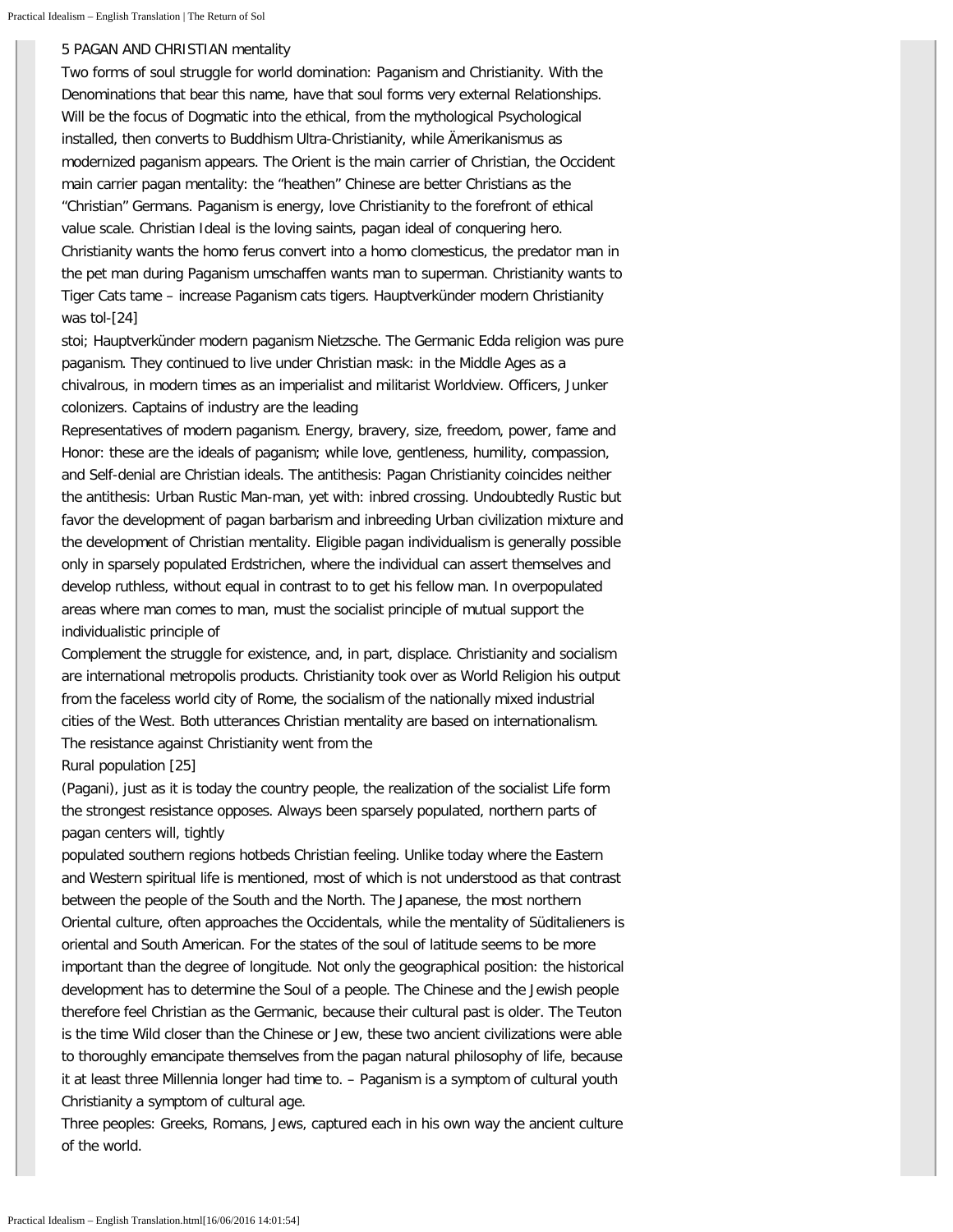## 5 PAGAN AND CHRISTIAN mentality

Two forms of soul struggle for world domination: Paganism and Christianity. With the Denominations that bear this name, have that soul forms very external Relationships. Will be the focus of Dogmatic into the ethical, from the mythological Psychological installed, then converts to Buddhism Ultra-Christianity, while Ämerikanismus as modernized paganism appears. The Orient is the main carrier of Christian, the Occident main carrier pagan mentality: the "heathen" Chinese are better Christians as the "Christian" Germans. Paganism is energy, love Christianity to the forefront of ethical value scale. Christian Ideal is the loving saints, pagan ideal of conquering hero. Christianity wants the homo ferus convert into a homo clomesticus, the predator man in the pet man during Paganism umschaffen wants man to superman. Christianity wants to Tiger Cats tame – increase Paganism cats tigers. Hauptverkünder modern Christianity was tol-[24]

stoi; Hauptverkünder modern paganism Nietzsche. The Germanic Edda religion was pure paganism. They continued to live under Christian mask: in the Middle Ages as a chivalrous, in modern times as an imperialist and militarist Worldview. Officers, Junker colonizers. Captains of industry are the leading

Representatives of modern paganism. Energy, bravery, size, freedom, power, fame and Honor: these are the ideals of paganism; while love, gentleness, humility, compassion, and Self-denial are Christian ideals. The antithesis: Pagan Christianity coincides neither the antithesis: Urban Rustic Man-man, yet with: inbred crossing. Undoubtedly Rustic but favor the development of pagan barbarism and inbreeding Urban civilization mixture and the development of Christian mentality. Eligible pagan individualism is generally possible only in sparsely populated Erdstrichen, where the individual can assert themselves and develop ruthless, without equal in contrast to to get his fellow man. In overpopulated areas where man comes to man, must the socialist principle of mutual support the individualistic principle of

Complement the struggle for existence, and, in part, displace. Christianity and socialism are international metropolis products. Christianity took over as World Religion his output from the faceless world city of Rome, the socialism of the nationally mixed industrial cities of the West. Both utterances Christian mentality are based on internationalism. The resistance against Christianity went from the

Rural population [25]

(Pagani), just as it is today the country people, the realization of the socialist Life form the strongest resistance opposes. Always been sparsely populated, northern parts of pagan centers will, tightly

populated southern regions hotbeds Christian feeling. Unlike today where the Eastern and Western spiritual life is mentioned, most of which is not understood as that contrast between the people of the South and the North. The Japanese, the most northern Oriental culture, often approaches the Occidentals, while the mentality of Süditalieners is oriental and South American. For the states of the soul of latitude seems to be more important than the degree of longitude. Not only the geographical position: the historical development has to determine the Soul of a people. The Chinese and the Jewish people therefore feel Christian as the Germanic, because their cultural past is older. The Teuton is the time Wild closer than the Chinese or Jew, these two ancient civilizations were able to thoroughly emancipate themselves from the pagan natural philosophy of life, because it at least three Millennia longer had time to. – Paganism is a symptom of cultural youth Christianity a symptom of cultural age.

Three peoples: Greeks, Romans, Jews, captured each in his own way the ancient culture of the world.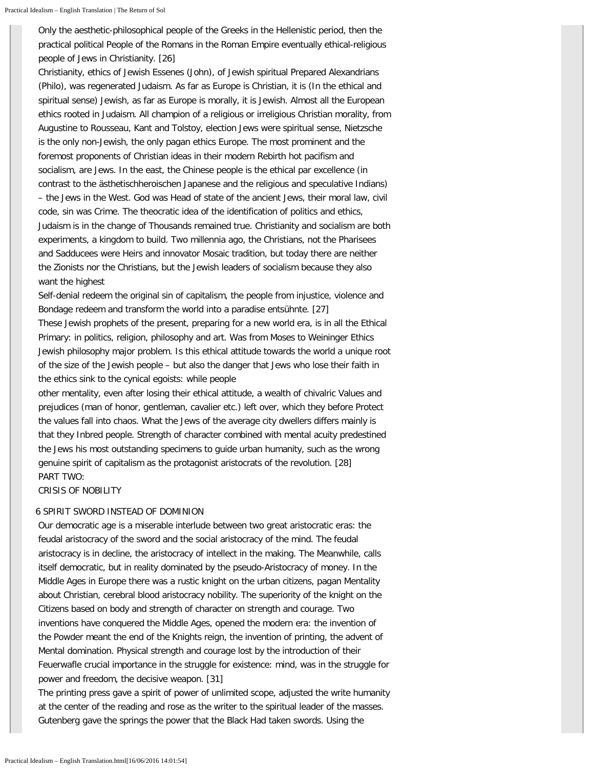Only the aesthetic-philosophical people of the Greeks in the Hellenistic period, then the practical political People of the Romans in the Roman Empire eventually ethical-religious people of Jews in Christianity. [26]

Christianity, ethics of Jewish Essenes (John), of Jewish spiritual Prepared Alexandrians (Philo), was regenerated Judaism. As far as Europe is Christian, it is (In the ethical and spiritual sense) Jewish, as far as Europe is morally, it is Jewish. Almost all the European ethics rooted in Judaism. All champion of a religious or irreligious Christian morality, from Augustine to Rousseau, Kant and Tolstoy, election Jews were spiritual sense, Nietzsche is the only non-Jewish, the only pagan ethics Europe. The most prominent and the foremost proponents of Christian ideas in their modern Rebirth hot pacifism and socialism, are Jews. In the east, the Chinese people is the ethical par excellence (in contrast to the ästhetischheroischen Japanese and the religious and speculative Indians) – the Jews in the West. God was Head of state of the ancient Jews, their moral law, civil code, sin was Crime. The theocratic idea of the identification of politics and ethics, Judaism is in the change of Thousands remained true. Christianity and socialism are both experiments, a kingdom to build. Two millennia ago, the Christians, not the Pharisees and Sadducees were Heirs and innovator Mosaic tradition, but today there are neither the Zionists nor the Christians, but the Jewish leaders of socialism because they also want the highest

Self-denial redeem the original sin of capitalism, the people from injustice, violence and Bondage redeem and transform the world into a paradise entsühnte. [27]

These Jewish prophets of the present, preparing for a new world era, is in all the Ethical Primary: in politics, religion, philosophy and art. Was from Moses to Weininger Ethics Jewish philosophy major problem. Is this ethical attitude towards the world a unique root of the size of the Jewish people – but also the danger that Jews who lose their faith in the ethics sink to the cynical egoists: while people

other mentality, even after losing their ethical attitude, a wealth of chivalric Values and prejudices (man of honor, gentleman, cavalier etc.) left over, which they before Protect the values fall into chaos. What the Jews of the average city dwellers differs mainly is that they Inbred people. Strength of character combined with mental acuity predestined the Jews his most outstanding specimens to guide urban humanity, such as the wrong genuine spirit of capitalism as the protagonist aristocrats of the revolution. [28]

PART TWO:

CRISIS OF NOBILITY

## 6 SPIRIT SWORD INSTEAD OF DOMINION

Our democratic age is a miserable interlude between two great aristocratic eras: the feudal aristocracy of the sword and the social aristocracy of the mind. The feudal aristocracy is in decline, the aristocracy of intellect in the making. The Meanwhile, calls itself democratic, but in reality dominated by the pseudo-Aristocracy of money. In the Middle Ages in Europe there was a rustic knight on the urban citizens, pagan Mentality about Christian, cerebral blood aristocracy nobility. The superiority of the knight on the Citizens based on body and strength of character on strength and courage. Two inventions have conquered the Middle Ages, opened the modern era: the invention of the Powder meant the end of the Knights reign, the invention of printing, the advent of Mental domination. Physical strength and courage lost by the introduction of their Feuerwafle crucial importance in the struggle for existence: mind, was in the struggle for power and freedom, the decisive weapon. [31]

The printing press gave a spirit of power of unlimited scope, adjusted the write humanity at the center of the reading and rose as the writer to the spiritual leader of the masses. Gutenberg gave the springs the power that the Black Had taken swords. Using the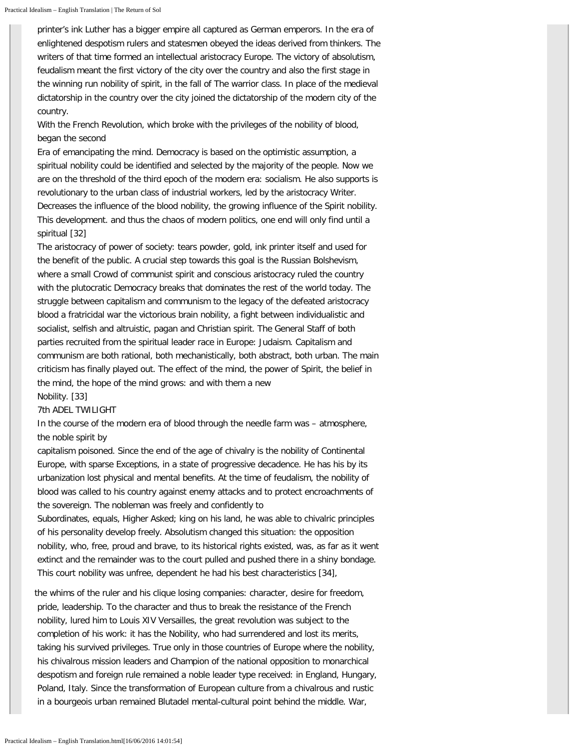printer's ink Luther has a bigger empire all captured as German emperors. In the era of enlightened despotism rulers and statesmen obeyed the ideas derived from thinkers. The writers of that time formed an intellectual aristocracy Europe. The victory of absolutism, feudalism meant the first victory of the city over the country and also the first stage in the winning run nobility of spirit, in the fall of The warrior class. In place of the medieval dictatorship in the country over the city joined the dictatorship of the modern city of the country.

With the French Revolution, which broke with the privileges of the nobility of blood, began the second

Era of emancipating the mind. Democracy is based on the optimistic assumption, a spiritual nobility could be identified and selected by the majority of the people. Now we are on the threshold of the third epoch of the modern era: socialism. He also supports is revolutionary to the urban class of industrial workers, led by the aristocracy Writer. Decreases the influence of the blood nobility, the growing influence of the Spirit nobility. This development. and thus the chaos of modern politics, one end will only find until a spiritual [32]

The aristocracy of power of society: tears powder, gold, ink printer itself and used for the benefit of the public. A crucial step towards this goal is the Russian Bolshevism, where a small Crowd of communist spirit and conscious aristocracy ruled the country with the plutocratic Democracy breaks that dominates the rest of the world today. The struggle between capitalism and communism to the legacy of the defeated aristocracy blood a fratricidal war the victorious brain nobility, a fight between individualistic and socialist, selfish and altruistic, pagan and Christian spirit. The General Staff of both parties recruited from the spiritual leader race in Europe: Judaism. Capitalism and communism are both rational, both mechanistically, both abstract, both urban. The main criticism has finally played out. The effect of the mind, the power of Spirit, the belief in the mind, the hope of the mind grows: and with them a new

Nobility. [33]

## 7th ADEL TWILIGHT

In the course of the modern era of blood through the needle farm was – atmosphere, the noble spirit by

capitalism poisoned. Since the end of the age of chivalry is the nobility of Continental Europe, with sparse Exceptions, in a state of progressive decadence. He has his by its urbanization lost physical and mental benefits. At the time of feudalism, the nobility of blood was called to his country against enemy attacks and to protect encroachments of the sovereign. The nobleman was freely and confidently to

Subordinates, equals, Higher Asked; king on his land, he was able to chivalric principles of his personality develop freely. Absolutism changed this situation: the opposition nobility, who, free, proud and brave, to its historical rights existed, was, as far as it went extinct and the remainder was to the court pulled and pushed there in a shiny bondage. This court nobility was unfree, dependent he had his best characteristics [34],

the whims of the ruler and his clique losing companies: character, desire for freedom, pride, leadership. To the character and thus to break the resistance of the French nobility, lured him to Louis XIV Versailles, the great revolution was subject to the completion of his work: it has the Nobility, who had surrendered and lost its merits, taking his survived privileges. True only in those countries of Europe where the nobility, his chivalrous mission leaders and Champion of the national opposition to monarchical despotism and foreign rule remained a noble leader type received: in England, Hungary, Poland, Italy. Since the transformation of European culture from a chivalrous and rustic in a bourgeois urban remained Blutadel mental-cultural point behind the middle. War,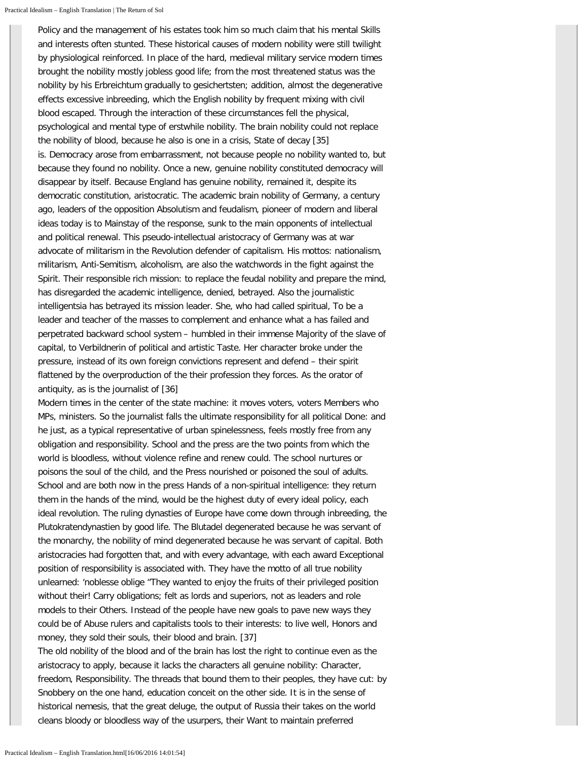Policy and the management of his estates took him so much claim that his mental Skills and interests often stunted. These historical causes of modern nobility were still twilight by physiological reinforced. In place of the hard, medieval military service modern times brought the nobility mostly jobless good life; from the most threatened status was the nobility by his Erbreichtum gradually to gesichertsten; addition, almost the degenerative effects excessive inbreeding, which the English nobility by frequent mixing with civil blood escaped. Through the interaction of these circumstances fell the physical, psychological and mental type of erstwhile nobility. The brain nobility could not replace the nobility of blood, because he also is one in a crisis, State of decay [35] is. Democracy arose from embarrassment, not because people no nobility wanted to, but because they found no nobility. Once a new, genuine nobility constituted democracy will disappear by itself. Because England has genuine nobility, remained it, despite its democratic constitution, aristocratic. The academic brain nobility of Germany, a century ago, leaders of the opposition Absolutism and feudalism, pioneer of modern and liberal ideas today is to Mainstay of the response, sunk to the main opponents of intellectual and political renewal. This pseudo-intellectual aristocracy of Germany was at war advocate of militarism in the Revolution defender of capitalism. His mottos: nationalism, militarism, Anti-Semitism, alcoholism, are also the watchwords in the fight against the Spirit. Their responsible rich mission: to replace the feudal nobility and prepare the mind, has disregarded the academic intelligence, denied, betrayed. Also the journalistic intelligentsia has betrayed its mission leader. She, who had called spiritual, To be a leader and teacher of the masses to complement and enhance what a has failed and perpetrated backward school system – humbled in their immense Majority of the slave of capital, to Verbildnerin of political and artistic Taste. Her character broke under the pressure, instead of its own foreign convictions represent and defend – their spirit flattened by the overproduction of the their profession they forces. As the orator of antiquity, as is the journalist of [36]
Modern times in the center of the state machine: it moves voters, voters Members who MPs, ministers. So the journalist falls the ultimate responsibility for all political Done: and he just, as a typical representative of urban spinelessness, feels mostly free from any obligation and responsibility. School and the press are the two points from which the world is bloodless, without violence refine and renew could. The school nurtures or poisons the soul of the child, and the Press nourished or poisoned the soul of adults. School and are both now in the press Hands of a non-spiritual intelligence: they return them in the hands of the mind, would be the highest duty of every ideal policy, each ideal revolution. The ruling dynasties of Europe have come down through inbreeding, the Plutokratendynastien by good life. The Blutadel degenerated because he was servant of the monarchy, the nobility of mind degenerated because he was servant of capital. Both aristocracies had forgotten that, and with every advantage, with each award Exceptional position of responsibility is associated with. They have the motto of all true nobility unlearned: 'noblesse oblige "They wanted to enjoy the fruits of their privileged position without their! Carry obligations; felt as lords and superiors, not as leaders and role models to their Others. Instead of the people have new goals to pave new ways they could be of Abuse rulers and capitalists tools to their interests: to live well, Honors and money, they sold their souls, their blood and brain. [37]
The old nobility of the blood and of the brain has lost the right to continue even as the aristocracy to apply, because it lacks the characters all genuine nobility: Character, freedom, Responsibility. The threads that bound them to their peoples, they have cut: by Snobbery on the one hand, education conceit on the other side. It is in the sense of historical nemesis, that the great deluge, the output of Russia their takes on the world cleans bloody or bloodless way of the usurpers, their Want to maintain preferred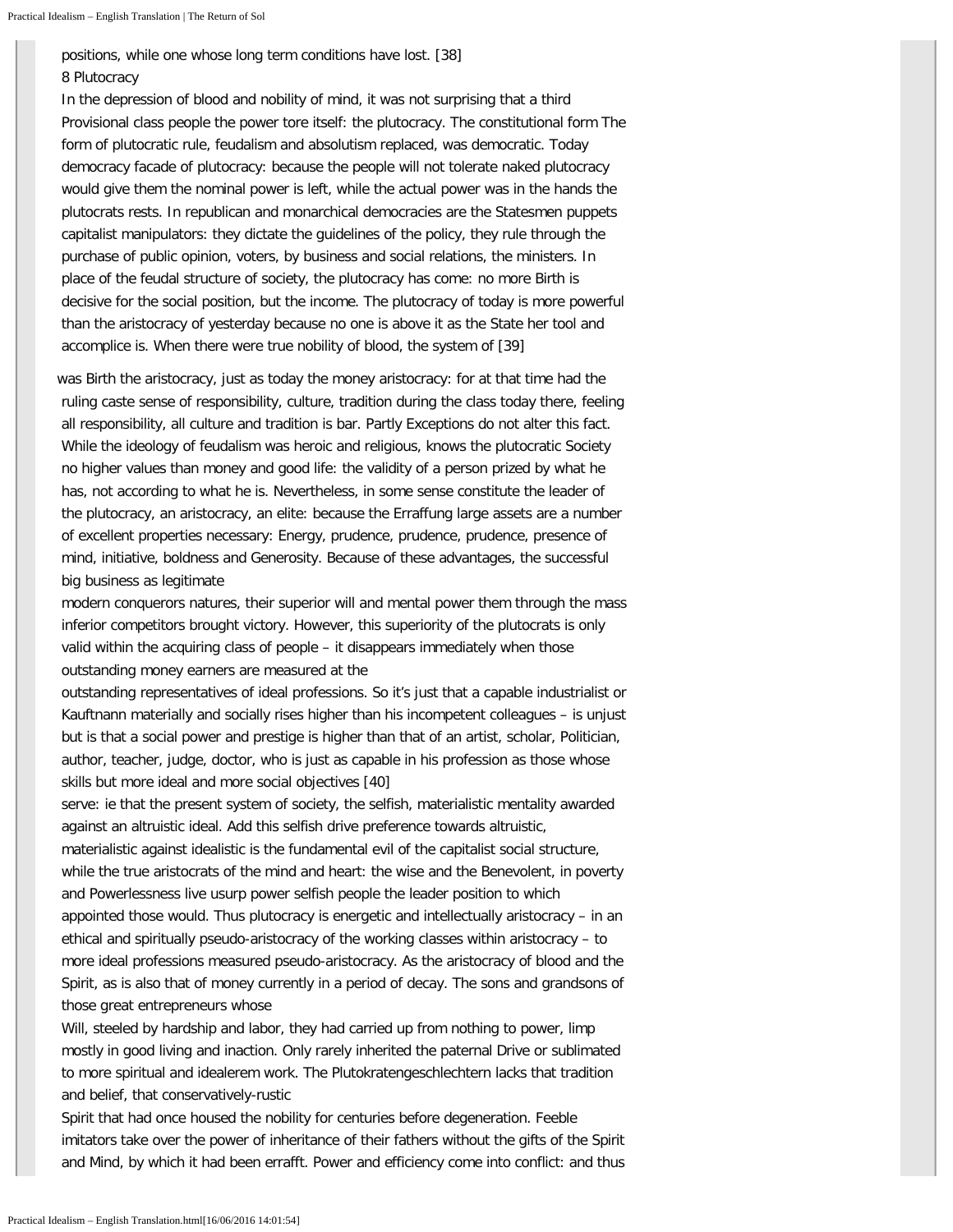positions, while one whose long term conditions have lost. [38]

## 8 Plutocracy

In the depression of blood and nobility of mind, it was not surprising that a third Provisional class people the power tore itself: the plutocracy. The constitutional form The form of plutocratic rule, feudalism and absolutism replaced, was democratic. Today democracy facade of plutocracy: because the people will not tolerate naked plutocracy would give them the nominal power is left, while the actual power was in the hands the plutocrats rests. In republican and monarchical democracies are the Statesmen puppets capitalist manipulators: they dictate the guidelines of the policy, they rule through the purchase of public opinion, voters, by business and social relations, the ministers. In place of the feudal structure of society, the plutocracy has come: no more Birth is decisive for the social position, but the income. The plutocracy of today is more powerful than the aristocracy of yesterday because no one is above it as the State her tool and accomplice is. When there were true nobility of blood, the system of [39]

was Birth the aristocracy, just as today the money aristocracy: for at that time had the ruling caste sense of responsibility, culture, tradition during the class today there, feeling all responsibility, all culture and tradition is bar. Partly Exceptions do not alter this fact. While the ideology of feudalism was heroic and religious, knows the plutocratic Society no higher values than money and good life: the validity of a person prized by what he has, not according to what he is. Nevertheless, in some sense constitute the leader of the plutocracy, an aristocracy, an elite: because the Erraffung large assets are a number of excellent properties necessary: Energy, prudence, prudence, prudence, presence of mind, initiative, boldness and Generosity. Because of these advantages, the successful big business as legitimate

modern conquerors natures, their superior will and mental power them through the mass inferior competitors brought victory. However, this superiority of the plutocrats is only valid within the acquiring class of people – it disappears immediately when those outstanding money earners are measured at the

outstanding representatives of ideal professions. So it's just that a capable industrialist or Kauftnann materially and socially rises higher than his incompetent colleagues – is unjust but is that a social power and prestige is higher than that of an artist, scholar, Politician, author, teacher, judge, doctor, who is just as capable in his profession as those whose skills but more ideal and more social objectives [40]

serve: ie that the present system of society, the selfish, materialistic mentality awarded against an altruistic ideal. Add this selfish drive preference towards altruistic, materialistic against idealistic is the fundamental evil of the capitalist social structure, while the true aristocrats of the mind and heart: the wise and the Benevolent, in poverty and Powerlessness live usurp power selfish people the leader position to which appointed those would. Thus plutocracy is energetic and intellectually aristocracy – in an ethical and spiritually pseudo-aristocracy of the working classes within aristocracy – to more ideal professions measured pseudo-aristocracy. As the aristocracy of blood and the Spirit, as is also that of money currently in a period of decay. The sons and grandsons of those great entrepreneurs whose

Will, steeled by hardship and labor, they had carried up from nothing to power, limp mostly in good living and inaction. Only rarely inherited the paternal Drive or sublimated to more spiritual and idealerem work. The Plutokratengeschlechtern lacks that tradition and belief, that conservatively-rustic

Spirit that had once housed the nobility for centuries before degeneration. Feeble imitators take over the power of inheritance of their fathers without the gifts of the Spirit and Mind, by which it had been errafft. Power and efficiency come into conflict: and thus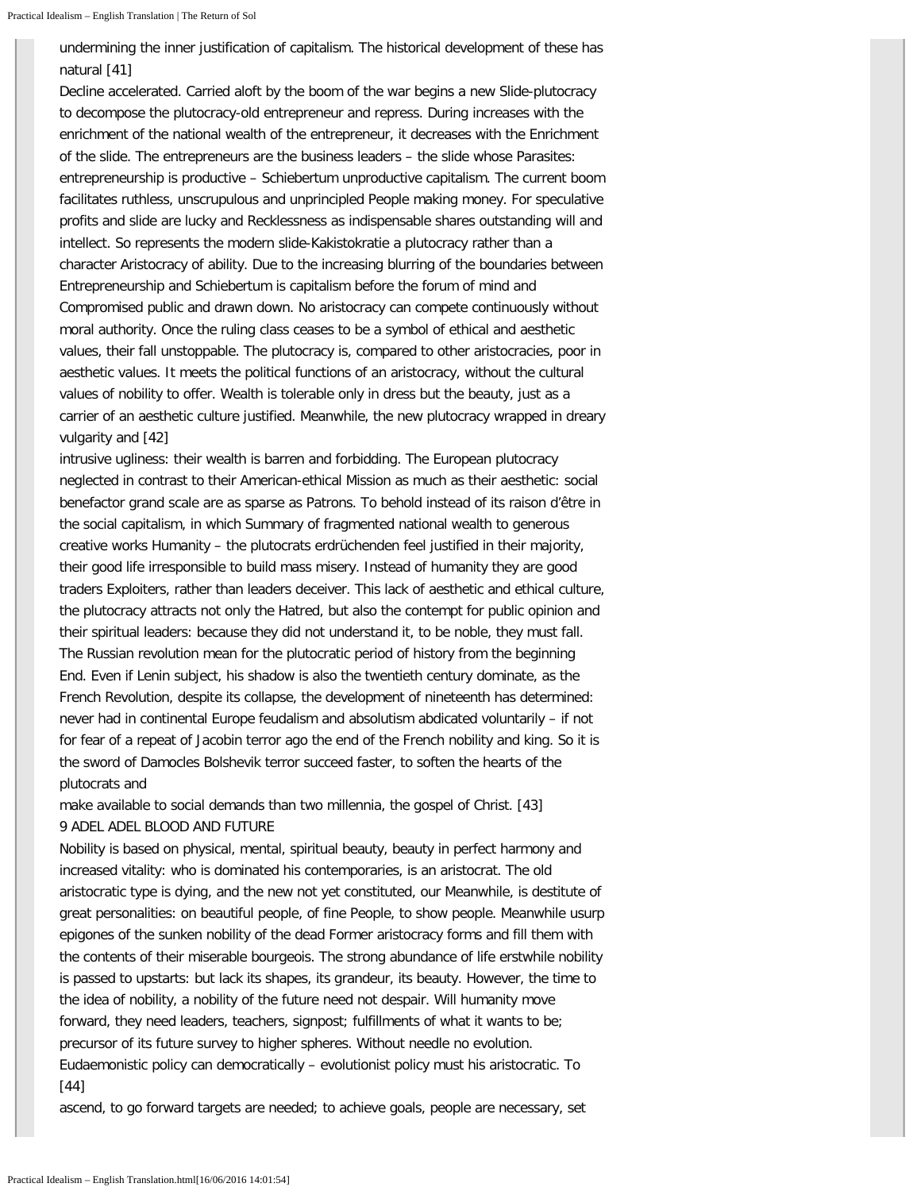undermining the inner justification of capitalism. The historical development of these has natural [41]

Decline accelerated. Carried aloft by the boom of the war begins a new Slide-plutocracy to decompose the plutocracy-old entrepreneur and repress. During increases with the enrichment of the national wealth of the entrepreneur, it decreases with the Enrichment of the slide. The entrepreneurs are the business leaders – the slide whose Parasites: entrepreneurship is productive – Schiebertum unproductive capitalism. The current boom facilitates ruthless, unscrupulous and unprincipled People making money. For speculative profits and slide are lucky and Recklessness as indispensable shares outstanding will and intellect. So represents the modern slide-Kakistokratie a plutocracy rather than a character Aristocracy of ability. Due to the increasing blurring of the boundaries between Entrepreneurship and Schiebertum is capitalism before the forum of mind and Compromised public and drawn down. No aristocracy can compete continuously without moral authority. Once the ruling class ceases to be a symbol of ethical and aesthetic values, their fall unstoppable. The plutocracy is, compared to other aristocracies, poor in aesthetic values. It meets the political functions of an aristocracy, without the cultural values of nobility to offer. Wealth is tolerable only in dress but the beauty, just as a carrier of an aesthetic culture justified. Meanwhile, the new plutocracy wrapped in dreary vulgarity and [42]

intrusive ugliness: their wealth is barren and forbidding. The European plutocracy neglected in contrast to their American-ethical Mission as much as their aesthetic: social benefactor grand scale are as sparse as Patrons. To behold instead of its raison d'être in the social capitalism, in which Summary of fragmented national wealth to generous creative works Humanity – the plutocrats erdrüchenden feel justified in their majority, their good life irresponsible to build mass misery. Instead of humanity they are good traders Exploiters, rather than leaders deceiver. This lack of aesthetic and ethical culture, the plutocracy attracts not only the Hatred, but also the contempt for public opinion and their spiritual leaders: because they did not understand it, to be noble, they must fall. The Russian revolution mean for the plutocratic period of history from the beginning End. Even if Lenin subject, his shadow is also the twentieth century dominate, as the French Revolution, despite its collapse, the development of nineteenth has determined: never had in continental Europe feudalism and absolutism abdicated voluntarily – if not for fear of a repeat of Jacobin terror ago the end of the French nobility and king. So it is the sword of Damocles Bolshevik terror succeed faster, to soften the hearts of the plutocrats and

make available to social demands than two millennia, the gospel of Christ. [43]

## 9 ADEL ADEL BLOOD AND FUTURE

Nobility is based on physical, mental, spiritual beauty, beauty in perfect harmony and increased vitality: who is dominated his contemporaries, is an aristocrat. The old aristocratic type is dying, and the new not yet constituted, our Meanwhile, is destitute of great personalities: on beautiful people, of fine People, to show people. Meanwhile usurp epigones of the sunken nobility of the dead Former aristocracy forms and fill them with the contents of their miserable bourgeois. The strong abundance of life erstwhile nobility is passed to upstarts: but lack its shapes, its grandeur, its beauty. However, the time to the idea of nobility, a nobility of the future need not despair. Will humanity move forward, they need leaders, teachers, signpost; fulfillments of what it wants to be; precursor of its future survey to higher spheres. Without needle no evolution. Eudaemonistic policy can democratically – evolutionist policy must his aristocratic. To [44]

ascend, to go forward targets are needed; to achieve goals, people are necessary, set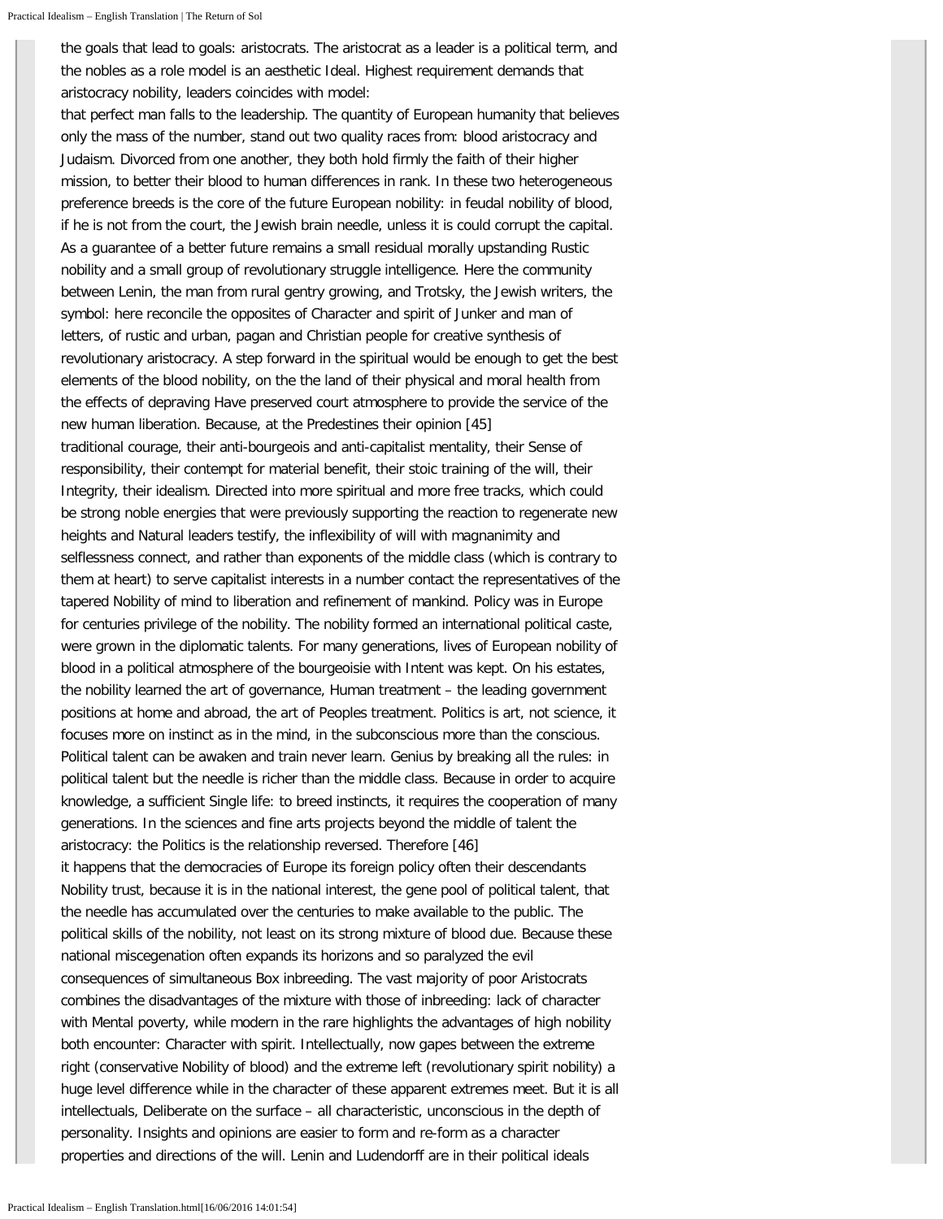the goals that lead to goals: aristocrats. The aristocrat as a leader is a political term, and the nobles as a role model is an aesthetic Ideal. Highest requirement demands that aristocracy nobility, leaders coincides with model:
that perfect man falls to the leadership. The quantity of European humanity that believes only the mass of the number, stand out two quality races from: blood aristocracy and Judaism. Divorced from one another, they both hold firmly the faith of their higher mission, to better their blood to human differences in rank. In these two heterogeneous preference breeds is the core of the future European nobility: in feudal nobility of blood, if he is not from the court, the Jewish brain needle, unless it is could corrupt the capital. As a guarantee of a better future remains a small residual morally upstanding Rustic nobility and a small group of revolutionary struggle intelligence. Here the community between Lenin, the man from rural gentry growing, and Trotsky, the Jewish writers, the symbol: here reconcile the opposites of Character and spirit of Junker and man of letters, of rustic and urban, pagan and Christian people for creative synthesis of revolutionary aristocracy. A step forward in the spiritual would be enough to get the best elements of the blood nobility, on the the land of their physical and moral health from the effects of depraving Have preserved court atmosphere to provide the service of the new human liberation. Because, at the Predestines their opinion [45]
traditional courage, their anti-bourgeois and anti-capitalist mentality, their Sense of responsibility, their contempt for material benefit, their stoic training of the will, their Integrity, their idealism. Directed into more spiritual and more free tracks, which could be strong noble energies that were previously supporting the reaction to regenerate new heights and Natural leaders testify, the inflexibility of will with magnanimity and selflessness connect, and rather than exponents of the middle class (which is contrary to them at heart) to serve capitalist interests in a number contact the representatives of the tapered Nobility of mind to liberation and refinement of mankind. Policy was in Europe for centuries privilege of the nobility. The nobility formed an international political caste, were grown in the diplomatic talents. For many generations, lives of European nobility of blood in a political atmosphere of the bourgeoisie with Intent was kept. On his estates, the nobility learned the art of governance, Human treatment – the leading government positions at home and abroad, the art of Peoples treatment. Politics is art, not science, it focuses more on instinct as in the mind, in the subconscious more than the conscious. Political talent can be awaken and train never learn. Genius by breaking all the rules: in political talent but the needle is richer than the middle class. Because in order to acquire knowledge, a sufficient Single life: to breed instincts, it requires the cooperation of many generations. In the sciences and fine arts projects beyond the middle of talent the aristocracy: the Politics is the relationship reversed. Therefore [46]
it happens that the democracies of Europe its foreign policy often their descendants Nobility trust, because it is in the national interest, the gene pool of political talent, that the needle has accumulated over the centuries to make available to the public. The political skills of the nobility, not least on its strong mixture of blood due. Because these national miscegenation often expands its horizons and so paralyzed the evil consequences of simultaneous Box inbreeding. The vast majority of poor Aristocrats combines the disadvantages of the mixture with those of inbreeding: lack of character with Mental poverty, while modern in the rare highlights the advantages of high nobility both encounter: Character with spirit. Intellectually, now gapes between the extreme right (conservative Nobility of blood) and the extreme left (revolutionary spirit nobility) a huge level difference while in the character of these apparent extremes meet. But it is all intellectuals, Deliberate on the surface – all characteristic, unconscious in the depth of personality. Insights and opinions are easier to form and re-form as a character properties and directions of the will. Lenin and Ludendorff are in their political ideals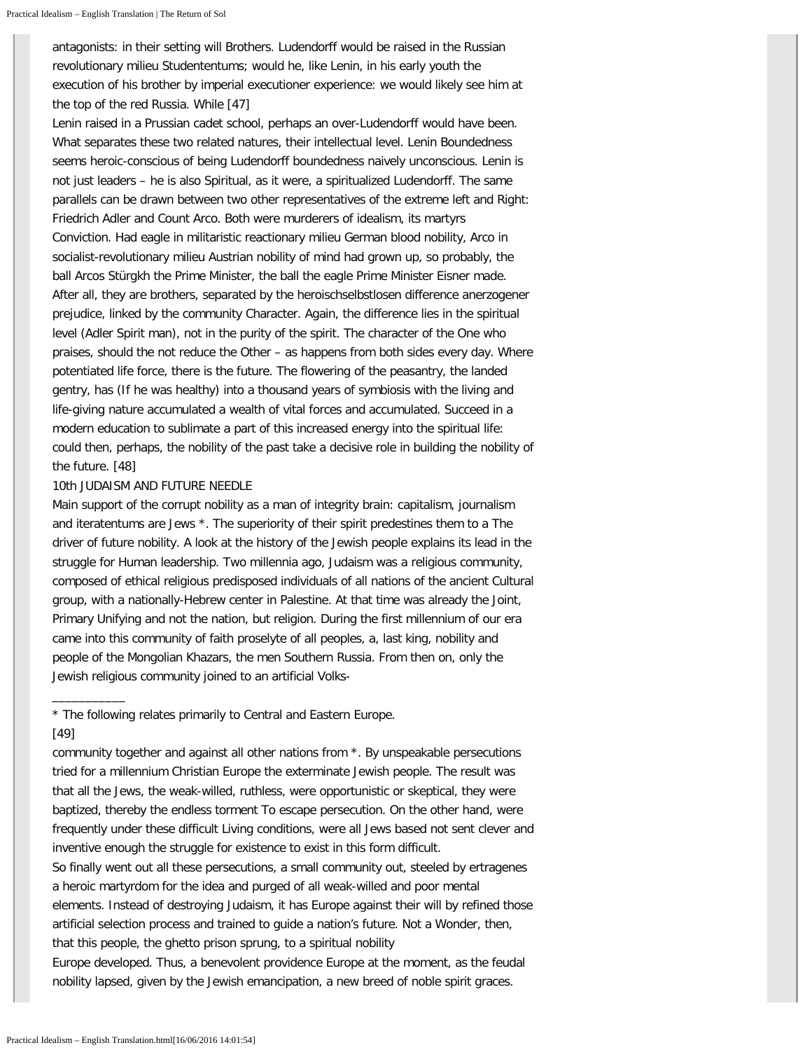antagonists: in their setting will Brothers. Ludendorff would be raised in the Russian revolutionary milieu Studententums; would he, like Lenin, in his early youth the execution of his brother by imperial executioner experience: we would likely see him at the top of the red Russia. While [47]

Lenin raised in a Prussian cadet school, perhaps an over-Ludendorff would have been. What separates these two related natures, their intellectual level. Lenin Boundedness seems heroic-conscious of being Ludendorff boundedness naively unconscious. Lenin is not just leaders – he is also Spiritual, as it were, a spiritualized Ludendorff. The same parallels can be drawn between two other representatives of the extreme left and Right: Friedrich Adler and Count Arco. Both were murderers of idealism, its martyrs Conviction. Had eagle in militaristic reactionary milieu German blood nobility, Arco in socialist-revolutionary milieu Austrian nobility of mind had grown up, so probably, the ball Arcos Stürgkh the Prime Minister, the ball the eagle Prime Minister Eisner made. After all, they are brothers, separated by the heroischselbstlosen difference anerzogener prejudice, linked by the community Character. Again, the difference lies in the spiritual level (Adler Spirit man), not in the purity of the spirit. The character of the One who praises, should the not reduce the Other – as happens from both sides every day. Where potentiated life force, there is the future. The flowering of the peasantry, the landed gentry, has (If he was healthy) into a thousand years of symbiosis with the living and life-giving nature accumulated a wealth of vital forces and accumulated. Succeed in a modern education to sublimate a part of this increased energy into the spiritual life: could then, perhaps, the nobility of the past take a decisive role in building the nobility of the future. [48]

## 10th JUDAISM AND FUTURE NEEDLE

Main support of the corrupt nobility as a man of integrity brain: capitalism, journalism and iteratentums are Jews *. The superiority of their spirit predestines them to a The driver of future nobility. A look at the history of the Jewish people explains its lead in the struggle for Human leadership. Two millennia ago, Judaism was a religious community, composed of ethical religious predisposed individuals of all nations of the ancient Cultural group, with a nationally-Hebrew center in Palestine. At that time was already the Joint, Primary Unifying and not the nation, but religion. During the first millennium of our era came into this community of faith proselyte of all peoples, a, last king, nobility and people of the Mongolian Khazars, the men Southern Russia. From then on, only the Jewish religious community joined to an artificial Volks-

___________

* The following relates primarily to Central and Eastern Europe.

[49]

community together and against all other nations from *. By unspeakable persecutions tried for a millennium Christian Europe the exterminate Jewish people. The result was that all the Jews, the weak-willed, ruthless, were opportunistic or skeptical, they were baptized, thereby the endless torment To escape persecution. On the other hand, were frequently under these difficult Living conditions, were all Jews based not sent clever and inventive enough the struggle for existence to exist in this form difficult.

So finally went out all these persecutions, a small community out, steeled by ertragenes a heroic martyrdom for the idea and purged of all weak-willed and poor mental elements. Instead of destroying Judaism, it has Europe against their will by refined those artificial selection process and trained to guide a nation's future. Not a Wonder, then, that this people, the ghetto prison sprung, to a spiritual nobility Europe developed. Thus, a benevolent providence Europe at the moment, as the feudal nobility lapsed, given by the Jewish emancipation, a new breed of noble spirit graces.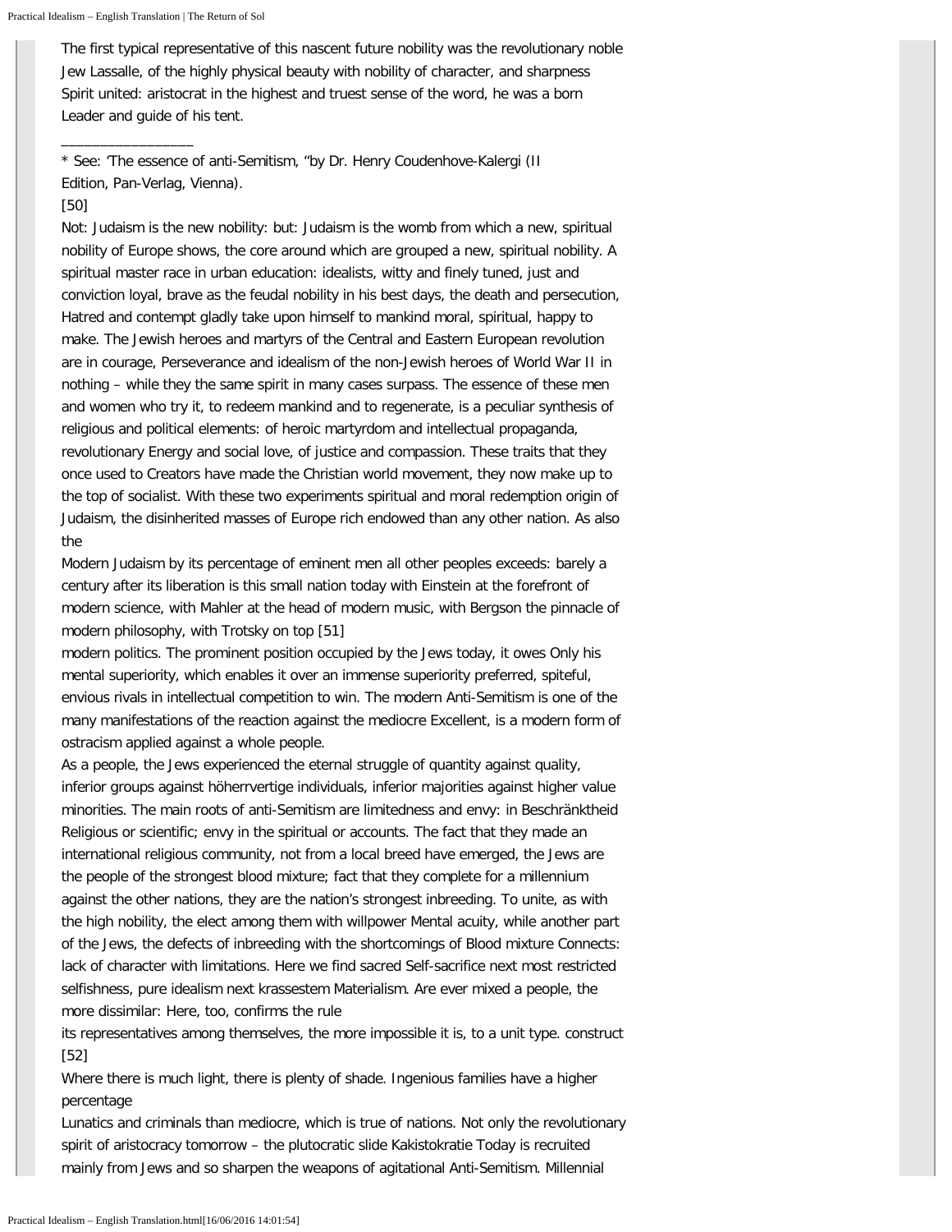The first typical representative of this nascent future nobility was the revolutionary noble Jew Lassalle, of the highly physical beauty with nobility of character, and sharpness Spirit united: aristocrat in the highest and truest sense of the word, he was a born Leader and guide of his tent.

________________

* See: 'The essence of anti-Semitism, "by Dr. Henry Coudenhove-Kalergi (II Edition, Pan-Verlag, Vienna).

[50]

Not: Judaism is the new nobility: but: Judaism is the womb from which a new, spiritual nobility of Europe shows, the core around which are grouped a new, spiritual nobility. A spiritual master race in urban education: idealists, witty and finely tuned, just and conviction loyal, brave as the feudal nobility in his best days, the death and persecution, Hatred and contempt gladly take upon himself to mankind moral, spiritual, happy to make. The Jewish heroes and martyrs of the Central and Eastern European revolution are in courage, Perseverance and idealism of the non-Jewish heroes of World War II in nothing – while they the same spirit in many cases surpass. The essence of these men and women who try it, to redeem mankind and to regenerate, is a peculiar synthesis of religious and political elements: of heroic martyrdom and intellectual propaganda, revolutionary Energy and social love, of justice and compassion. These traits that they once used to Creators have made the Christian world movement, they now make up to the top of socialist. With these two experiments spiritual and moral redemption origin of Judaism, the disinherited masses of Europe rich endowed than any other nation. As also the

Modern Judaism by its percentage of eminent men all other peoples exceeds: barely a century after its liberation is this small nation today with Einstein at the forefront of modern science, with Mahler at the head of modern music, with Bergson the pinnacle of modern philosophy, with Trotsky on top [51]

modern politics. The prominent position occupied by the Jews today, it owes Only his mental superiority, which enables it over an immense superiority preferred, spiteful, envious rivals in intellectual competition to win. The modern Anti-Semitism is one of the many manifestations of the reaction against the mediocre Excellent, is a modern form of ostracism applied against a whole people.

As a people, the Jews experienced the eternal struggle of quantity against quality, inferior groups against höherrvertige individuals, inferior majorities against higher value minorities. The main roots of anti-Semitism are limitedness and envy: in Beschränktheid Religious or scientific; envy in the spiritual or accounts. The fact that they made an international religious community, not from a local breed have emerged, the Jews are the people of the strongest blood mixture; fact that they complete for a millennium against the other nations, they are the nation's strongest inbreeding. To unite, as with the high nobility, the elect among them with willpower Mental acuity, while another part of the Jews, the defects of inbreeding with the shortcomings of Blood mixture Connects: lack of character with limitations. Here we find sacred Self-sacrifice next most restricted selfishness, pure idealism next krassestem Materialism. Are ever mixed a people, the more dissimilar: Here, too, confirms the rule

its representatives among themselves, the more impossible it is, to a unit type. construct [52]

Where there is much light, there is plenty of shade. Ingenious families have a higher percentage

Lunatics and criminals than mediocre, which is true of nations. Not only the revolutionary spirit of aristocracy tomorrow – the plutocratic slide Kakistokratie Today is recruited mainly from Jews and so sharpen the weapons of agitational Anti-Semitism. Millennial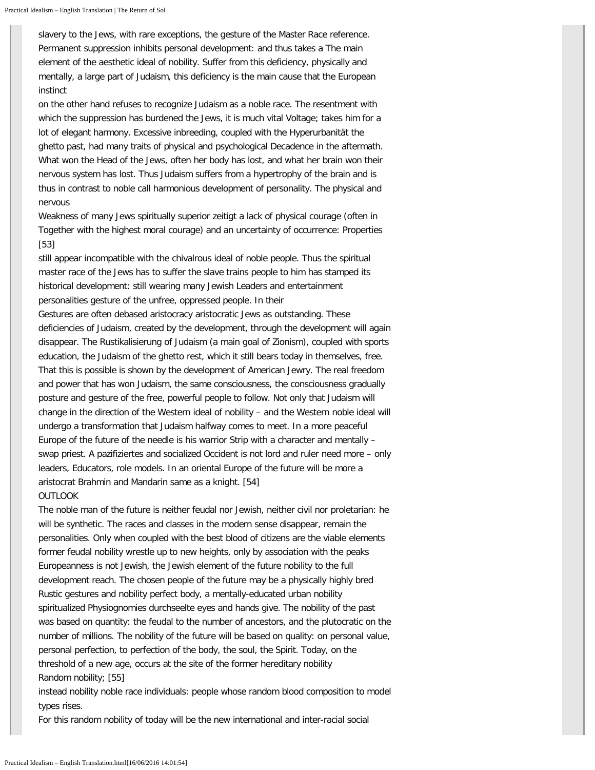slavery to the Jews, with rare exceptions, the gesture of the Master Race reference. Permanent suppression inhibits personal development: and thus takes a The main element of the aesthetic ideal of nobility. Suffer from this deficiency, physically and mentally, a large part of Judaism, this deficiency is the main cause that the European instinct

on the other hand refuses to recognize Judaism as a noble race. The resentment with which the suppression has burdened the Jews, it is much vital Voltage; takes him for a lot of elegant harmony. Excessive inbreeding, coupled with the Hyperurbanität the ghetto past, had many traits of physical and psychological Decadence in the aftermath. What won the Head of the Jews, often her body has lost, and what her brain won their nervous system has lost. Thus Judaism suffers from a hypertrophy of the brain and is thus in contrast to noble call harmonious development of personality. The physical and nervous

Weakness of many Jews spiritually superior zeitigt a lack of physical courage (often in Together with the highest moral courage) and an uncertainty of occurrence: Properties [53]

still appear incompatible with the chivalrous ideal of noble people. Thus the spiritual master race of the Jews has to suffer the slave trains people to him has stamped its historical development: still wearing many Jewish Leaders and entertainment personalities gesture of the unfree, oppressed people. In their

Gestures are often debased aristocracy aristocratic Jews as outstanding. These deficiencies of Judaism, created by the development, through the development will again disappear. The Rustikalisierung of Judaism (a main goal of Zionism), coupled with sports education, the Judaism of the ghetto rest, which it still bears today in themselves, free. That this is possible is shown by the development of American Jewry. The real freedom and power that has won Judaism, the same consciousness, the consciousness gradually posture and gesture of the free, powerful people to follow. Not only that Judaism will change in the direction of the Western ideal of nobility – and the Western noble ideal will undergo a transformation that Judaism halfway comes to meet. In a more peaceful Europe of the future of the needle is his warrior Strip with a character and mentally – swap priest. A pazifiziertes and socialized Occident is not lord and ruler need more – only leaders, Educators, role models. In an oriental Europe of the future will be more a aristocrat Brahmin and Mandarin same as a knight. [54]

OUTLOOK

The noble man of the future is neither feudal nor Jewish, neither civil nor proletarian: he will be synthetic. The races and classes in the modern sense disappear, remain the personalities. Only when coupled with the best blood of citizens are the viable elements former feudal nobility wrestle up to new heights, only by association with the peaks Europeanness is not Jewish, the Jewish element of the future nobility to the full development reach. The chosen people of the future may be a physically highly bred Rustic gestures and nobility perfect body, a mentally-educated urban nobility spiritualized Physiognomies durchseelte eyes and hands give. The nobility of the past was based on quantity: the feudal to the number of ancestors, and the plutocratic on the number of millions. The nobility of the future will be based on quality: on personal value, personal perfection, to perfection of the body, the soul, the Spirit. Today, on the threshold of a new age, occurs at the site of the former hereditary nobility Random nobility; [55]

instead nobility noble race individuals: people whose random blood composition to model types rises.

For this random nobility of today will be the new international and inter-racial social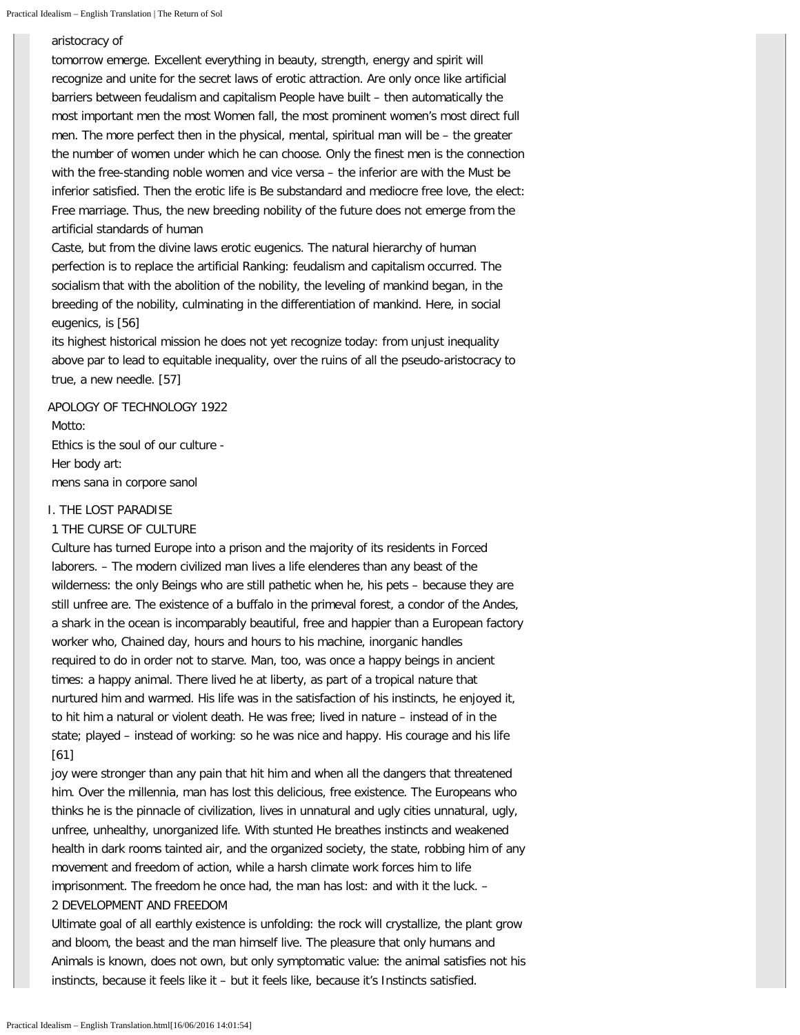aristocracy of

tomorrow emerge. Excellent everything in beauty, strength, energy and spirit will recognize and unite for the secret laws of erotic attraction. Are only once like artificial barriers between feudalism and capitalism People have built – then automatically the most important men the most Women fall, the most prominent women's most direct full men. The more perfect then in the physical, mental, spiritual man will be – the greater the number of women under which he can choose. Only the finest men is the connection with the free-standing noble women and vice versa – the inferior are with the Must be inferior satisfied. Then the erotic life is Be substandard and mediocre free love, the elect: Free marriage. Thus, the new breeding nobility of the future does not emerge from the artificial standards of human

Caste, but from the divine laws erotic eugenics. The natural hierarchy of human perfection is to replace the artificial Ranking: feudalism and capitalism occurred. The socialism that with the abolition of the nobility, the leveling of mankind began, in the breeding of the nobility, culminating in the differentiation of mankind. Here, in social eugenics, is [56]

its highest historical mission he does not yet recognize today: from unjust inequality above par to lead to equitable inequality, over the ruins of all the pseudo-aristocracy to true, a new needle. [57]

# APOLOGY OF TECHNOLOGY 1922

Motto:

Ethics is the soul of our culture -

Her body art:

mens sana in corpore sanol

## I. THE LOST PARADISE

### 1 THE CURSE OF CULTURE

Culture has turned Europe into a prison and the majority of its residents in Forced laborers. – The modern civilized man lives a life elenderes than any beast of the wilderness: the only Beings who are still pathetic when he, his pets – because they are still unfree are. The existence of a buffalo in the primeval forest, a condor of the Andes, a shark in the ocean is incomparably beautiful, free and happier than a European factory worker who, Chained day, hours and hours to his machine, inorganic handles required to do in order not to starve. Man, too, was once a happy beings in ancient times: a happy animal. There lived he at liberty, as part of a tropical nature that nurtured him and warmed. His life was in the satisfaction of his instincts, he enjoyed it, to hit him a natural or violent death. He was free; lived in nature – instead of in the state; played – instead of working: so he was nice and happy. His courage and his life [61]

joy were stronger than any pain that hit him and when all the dangers that threatened him. Over the millennia, man has lost this delicious, free existence. The Europeans who thinks he is the pinnacle of civilization, lives in unnatural and ugly cities unnatural, ugly, unfree, unhealthy, unorganized life. With stunted He breathes instincts and weakened health in dark rooms tainted air, and the organized society, the state, robbing him of any movement and freedom of action, while a harsh climate work forces him to life imprisonment. The freedom he once had, the man has lost: and with it the luck. –

### 2 DEVELOPMENT AND FREEDOM

Ultimate goal of all earthly existence is unfolding: the rock will crystallize, the plant grow and bloom, the beast and the man himself live. The pleasure that only humans and Animals is known, does not own, but only symptomatic value: the animal satisfies not his instincts, because it feels like it – but it feels like, because it's Instincts satisfied.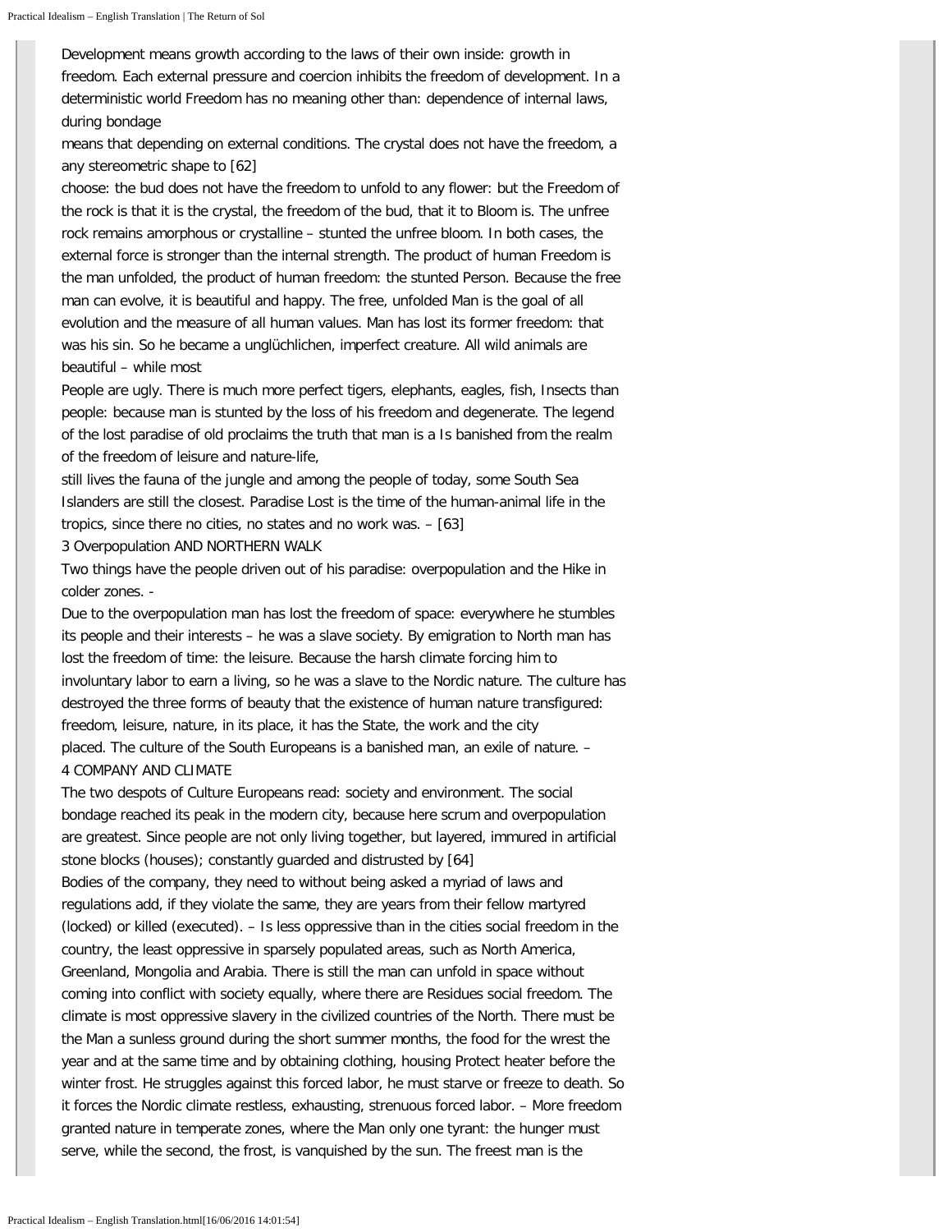Development means growth according to the laws of their own inside: growth in freedom. Each external pressure and coercion inhibits the freedom of development. In a deterministic world Freedom has no meaning other than: dependence of internal laws, during bondage

means that depending on external conditions. The crystal does not have the freedom, a any stereometric shape to [62]

choose: the bud does not have the freedom to unfold to any flower: but the Freedom of the rock is that it is the crystal, the freedom of the bud, that it to Bloom is. The unfree rock remains amorphous or crystalline – stunted the unfree bloom. In both cases, the external force is stronger than the internal strength. The product of human Freedom is the man unfolded, the product of human freedom: the stunted Person. Because the free man can evolve, it is beautiful and happy. The free, unfolded Man is the goal of all evolution and the measure of all human values. Man has lost its former freedom: that was his sin. So he became a unglüchlichen, imperfect creature. All wild animals are beautiful – while most

People are ugly. There is much more perfect tigers, elephants, eagles, fish, Insects than people: because man is stunted by the loss of his freedom and degenerate. The legend of the lost paradise of old proclaims the truth that man is a Is banished from the realm of the freedom of leisure and nature-life,

still lives the fauna of the jungle and among the people of today, some South Sea Islanders are still the closest. Paradise Lost is the time of the human-animal life in the tropics, since there no cities, no states and no work was. – [63]

### 3 Overpopulation AND NORTHERN WALK

Two things have the people driven out of his paradise: overpopulation and the Hike in colder zones. -

Due to the overpopulation man has lost the freedom of space: everywhere he stumbles its people and their interests – he was a slave society. By emigration to North man has lost the freedom of time: the leisure. Because the harsh climate forcing him to involuntary labor to earn a living, so he was a slave to the Nordic nature. The culture has destroyed the three forms of beauty that the existence of human nature transfigured: freedom, leisure, nature, in its place, it has the State, the work and the city placed. The culture of the South Europeans is a banished man, an exile of nature. –

### 4 COMPANY AND CLIMATE

The two despots of Culture Europeans read: society and environment. The social bondage reached its peak in the modern city, because here scrum and overpopulation are greatest. Since people are not only living together, but layered, immured in artificial stone blocks (houses); constantly guarded and distrusted by [64]

Bodies of the company, they need to without being asked a myriad of laws and regulations add, if they violate the same, they are years from their fellow martyred (locked) or killed (executed). – Is less oppressive than in the cities social freedom in the country, the least oppressive in sparsely populated areas, such as North America, Greenland, Mongolia and Arabia. There is still the man can unfold in space without coming into conflict with society equally, where there are Residues social freedom. The climate is most oppressive slavery in the civilized countries of the North. There must be the Man a sunless ground during the short summer months, the food for the wrest the year and at the same time and by obtaining clothing, housing Protect heater before the winter frost. He struggles against this forced labor, he must starve or freeze to death. So it forces the Nordic climate restless, exhausting, strenuous forced labor. – More freedom granted nature in temperate zones, where the Man only one tyrant: the hunger must serve, while the second, the frost, is vanquished by the sun. The freest man is the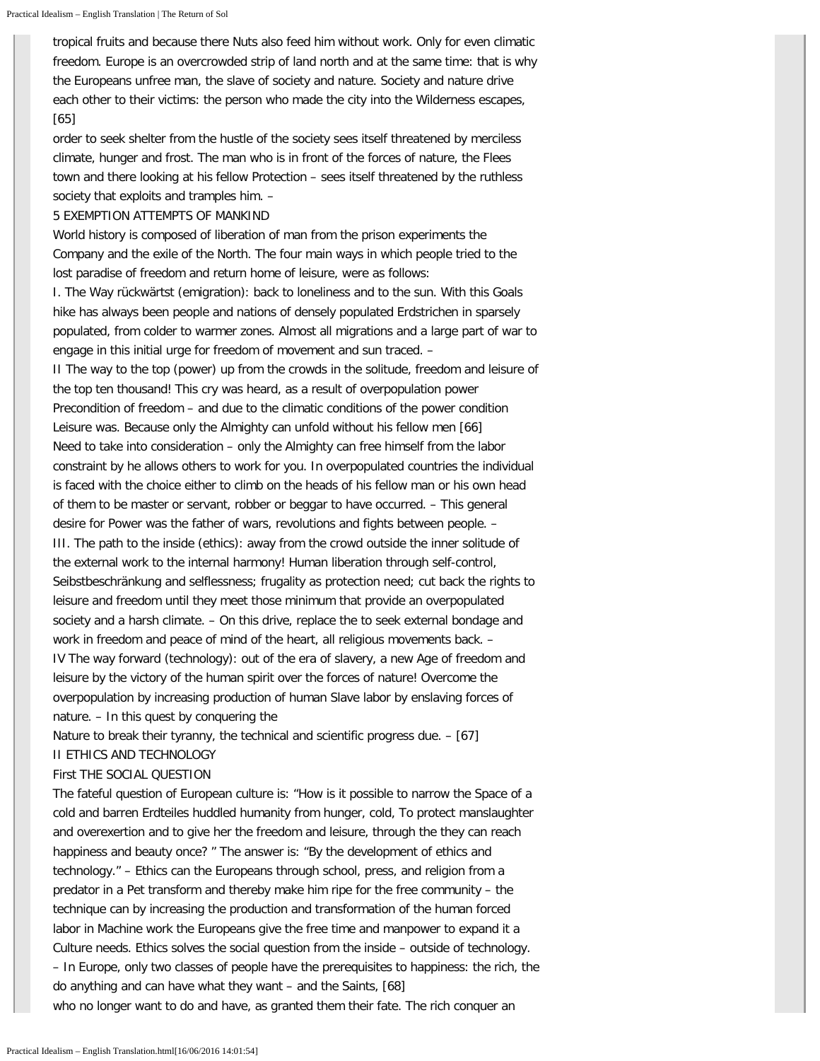tropical fruits and because there Nuts also feed him without work. Only for even climatic freedom. Europe is an overcrowded strip of land north and at the same time: that is why the Europeans unfree man, the slave of society and nature. Society and nature drive each other to their victims: the person who made the city into the Wilderness escapes, [65]
order to seek shelter from the hustle of the society sees itself threatened by merciless climate, hunger and frost. The man who is in front of the forces of nature, the Flees town and there looking at his fellow Protection – sees itself threatened by the ruthless society that exploits and tramples him. –

5 EXEMPTION ATTEMPTS OF MANKIND

World history is composed of liberation of man from the prison experiments the Company and the exile of the North. The four main ways in which people tried to the lost paradise of freedom and return home of leisure, were as follows:

I. The Way rückwärtst (emigration): back to loneliness and to the sun. With this Goals hike has always been people and nations of densely populated Erdstrichen in sparsely populated, from colder to warmer zones. Almost all migrations and a large part of war to engage in this initial urge for freedom of movement and sun traced. –

II The way to the top (power) up from the crowds in the solitude, freedom and leisure of the top ten thousand! This cry was heard, as a result of overpopulation power Precondition of freedom – and due to the climatic conditions of the power condition Leisure was. Because only the Almighty can unfold without his fellow men [66]
Need to take into consideration – only the Almighty can free himself from the labor constraint by he allows others to work for you. In overpopulated countries the individual is faced with the choice either to climb on the heads of his fellow man or his own head of them to be master or servant, robber or beggar to have occurred. – This general desire for Power was the father of wars, revolutions and fights between people. –

III. The path to the inside (ethics): away from the crowd outside the inner solitude of the external work to the internal harmony! Human liberation through self-control, Seibstbeschränkung and selflessness; frugality as protection need; cut back the rights to leisure and freedom until they meet those minimum that provide an overpopulated society and a harsh climate. – On this drive, replace the to seek external bondage and work in freedom and peace of mind of the heart, all religious movements back. –

IV The way forward (technology): out of the era of slavery, a new Age of freedom and leisure by the victory of the human spirit over the forces of nature! Overcome the overpopulation by increasing production of human Slave labor by enslaving forces of nature. – In this quest by conquering the
Nature to break their tyranny, the technical and scientific progress due. – [67]

II ETHICS AND TECHNOLOGY

First THE SOCIAL QUESTION

The fateful question of European culture is: "How is it possible to narrow the Space of a cold and barren Erdteiles huddled humanity from hunger, cold, To protect manslaughter and overexertion and to give her the freedom and leisure, through the they can reach happiness and beauty once? " The answer is: "By the development of ethics and technology." – Ethics can the Europeans through school, press, and religion from a predator in a Pet transform and thereby make him ripe for the free community – the technique can by increasing the production and transformation of the human forced labor in Machine work the Europeans give the free time and manpower to expand it a Culture needs. Ethics solves the social question from the inside – outside of technology. – In Europe, only two classes of people have the prerequisites to happiness: the rich, the do anything and can have what they want – and the Saints, [68]
who no longer want to do and have, as granted them their fate. The rich conquer an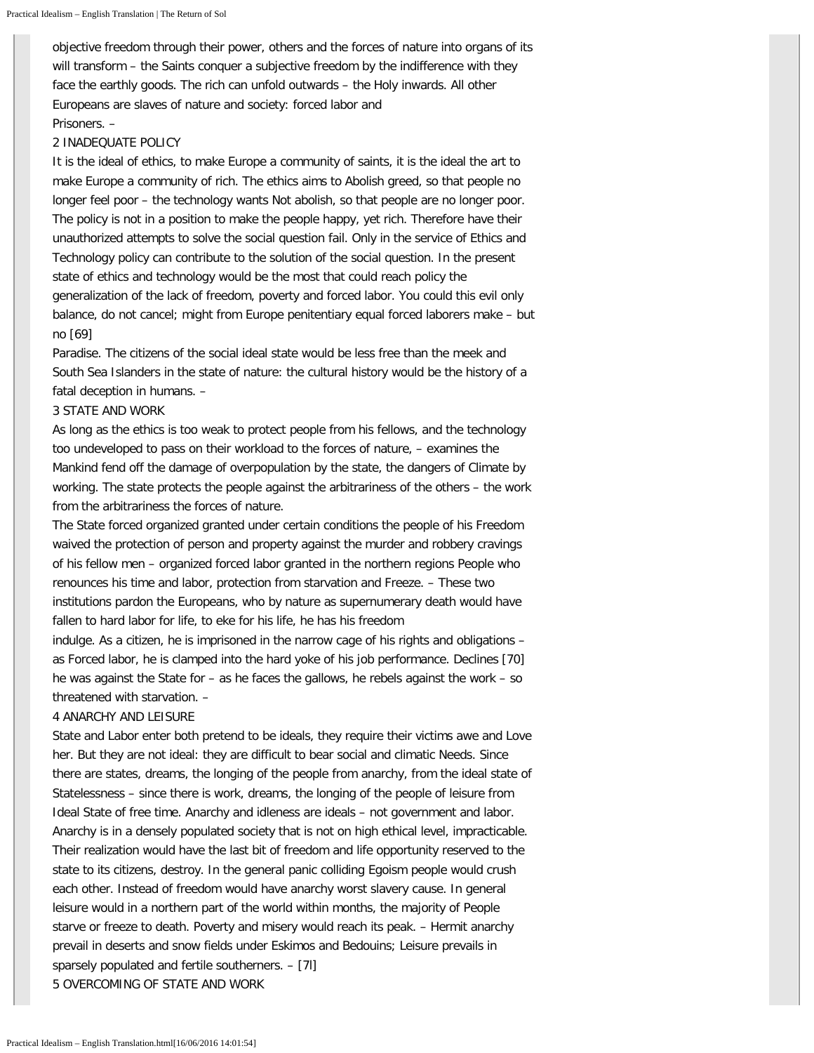objective freedom through their power, others and the forces of nature into organs of its will transform – the Saints conquer a subjective freedom by the indifference with they face the earthly goods. The rich can unfold outwards – the Holy inwards. All other Europeans are slaves of nature and society: forced labor and
Prisoners. –

## 2 INADEQUATE POLICY

It is the ideal of ethics, to make Europe a community of saints, it is the ideal the art to make Europe a community of rich. The ethics aims to Abolish greed, so that people no longer feel poor – the technology wants Not abolish, so that people are no longer poor. The policy is not in a position to make the people happy, yet rich. Therefore have their unauthorized attempts to solve the social question fail. Only in the service of Ethics and Technology policy can contribute to the solution of the social question. In the present state of ethics and technology would be the most that could reach policy the generalization of the lack of freedom, poverty and forced labor. You could this evil only balance, do not cancel; might from Europe penitentiary equal forced laborers make – but no [69]
Paradise. The citizens of the social ideal state would be less free than the meek and South Sea Islanders in the state of nature: the cultural history would be the history of a fatal deception in humans. –

## 3 STATE AND WORK

As long as the ethics is too weak to protect people from his fellows, and the technology too undeveloped to pass on their workload to the forces of nature, – examines the Mankind fend off the damage of overpopulation by the state, the dangers of Climate by working. The state protects the people against the arbitrariness of the others – the work from the arbitrariness the forces of nature.

The State forced organized granted under certain conditions the people of his Freedom waived the protection of person and property against the murder and robbery cravings of his fellow men – organized forced labor granted in the northern regions People who renounces his time and labor, protection from starvation and Freeze. – These two institutions pardon the Europeans, who by nature as supernumerary death would have fallen to hard labor for life, to eke for his life, he has his freedom
indulge. As a citizen, he is imprisoned in the narrow cage of his rights and obligations – as Forced labor, he is clamped into the hard yoke of his job performance. Declines [70] he was against the State for – as he faces the gallows, he rebels against the work – so threatened with starvation. –

## 4 ANARCHY AND LEISURE

State and Labor enter both pretend to be ideals, they require their victims awe and Love her. But they are not ideal: they are difficult to bear social and climatic Needs. Since there are states, dreams, the longing of the people from anarchy, from the ideal state of Statelessness – since there is work, dreams, the longing of the people of leisure from Ideal State of free time. Anarchy and idleness are ideals – not government and labor. Anarchy is in a densely populated society that is not on high ethical level, impracticable. Their realization would have the last bit of freedom and life opportunity reserved to the state to its citizens, destroy. In the general panic colliding Egoism people would crush each other. Instead of freedom would have anarchy worst slavery cause. In general leisure would in a northern part of the world within months, the majority of People starve or freeze to death. Poverty and misery would reach its peak. – Hermit anarchy prevail in deserts and snow fields under Eskimos and Bedouins; Leisure prevails in sparsely populated and fertile southerners. – [7l]

## 5 OVERCOMING OF STATE AND WORK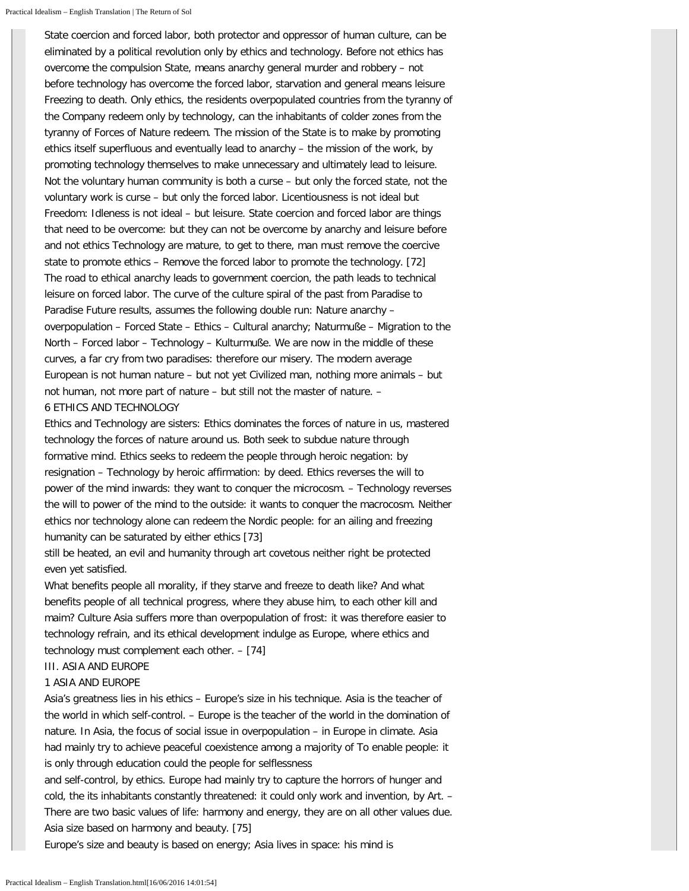State coercion and forced labor, both protector and oppressor of human culture, can be eliminated by a political revolution only by ethics and technology. Before not ethics has overcome the compulsion State, means anarchy general murder and robbery – not before technology has overcome the forced labor, starvation and general means leisure Freezing to death. Only ethics, the residents overpopulated countries from the tyranny of the Company redeem only by technology, can the inhabitants of colder zones from the tyranny of Forces of Nature redeem. The mission of the State is to make by promoting ethics itself superfluous and eventually lead to anarchy – the mission of the work, by promoting technology themselves to make unnecessary and ultimately lead to leisure. Not the voluntary human community is both a curse – but only the forced state, not the voluntary work is curse – but only the forced labor. Licentiousness is not ideal but Freedom: Idleness is not ideal – but leisure. State coercion and forced labor are things that need to be overcome: but they can not be overcome by anarchy and leisure before and not ethics Technology are mature, to get to there, man must remove the coercive state to promote ethics – Remove the forced labor to promote the technology. [72]
The road to ethical anarchy leads to government coercion, the path leads to technical leisure on forced labor. The curve of the culture spiral of the past from Paradise to Paradise Future results, assumes the following double run: Nature anarchy – overpopulation – Forced State – Ethics – Cultural anarchy; Naturmuße – Migration to the North – Forced labor – Technology – Kulturmuße. We are now in the middle of these curves, a far cry from two paradises: therefore our misery. The modern average European is not human nature – but not yet Civilized man, nothing more animals – but not human, not more part of nature – but still not the master of nature. –

## 6 ETHICS AND TECHNOLOGY

Ethics and Technology are sisters: Ethics dominates the forces of nature in us, mastered technology the forces of nature around us. Both seek to subdue nature through formative mind. Ethics seeks to redeem the people through heroic negation: by resignation – Technology by heroic affirmation: by deed. Ethics reverses the will to power of the mind inwards: they want to conquer the microcosm. – Technology reverses the will to power of the mind to the outside: it wants to conquer the macrocosm. Neither ethics nor technology alone can redeem the Nordic people: for an ailing and freezing humanity can be saturated by either ethics [73]
still be heated, an evil and humanity through art covetous neither right be protected even yet satisfied.

What benefits people all morality, if they starve and freeze to death like? And what benefits people of all technical progress, where they abuse him, to each other kill and maim? Culture Asia suffers more than overpopulation of frost: it was therefore easier to technology refrain, and its ethical development indulge as Europe, where ethics and technology must complement each other. – [74]

# III. ASIA AND EUROPE

## 1 ASIA AND EUROPE

Asia's greatness lies in his ethics – Europe's size in his technique. Asia is the teacher of the world in which self-control. – Europe is the teacher of the world in the domination of nature. In Asia, the focus of social issue in overpopulation – in Europe in climate. Asia had mainly try to achieve peaceful coexistence among a majority of To enable people: it is only through education could the people for selflessness
and self-control, by ethics. Europe had mainly try to capture the horrors of hunger and cold, the its inhabitants constantly threatened: it could only work and invention, by Art. – There are two basic values of life: harmony and energy, they are on all other values due. Asia size based on harmony and beauty. [75]
Europe's size and beauty is based on energy; Asia lives in space: his mind is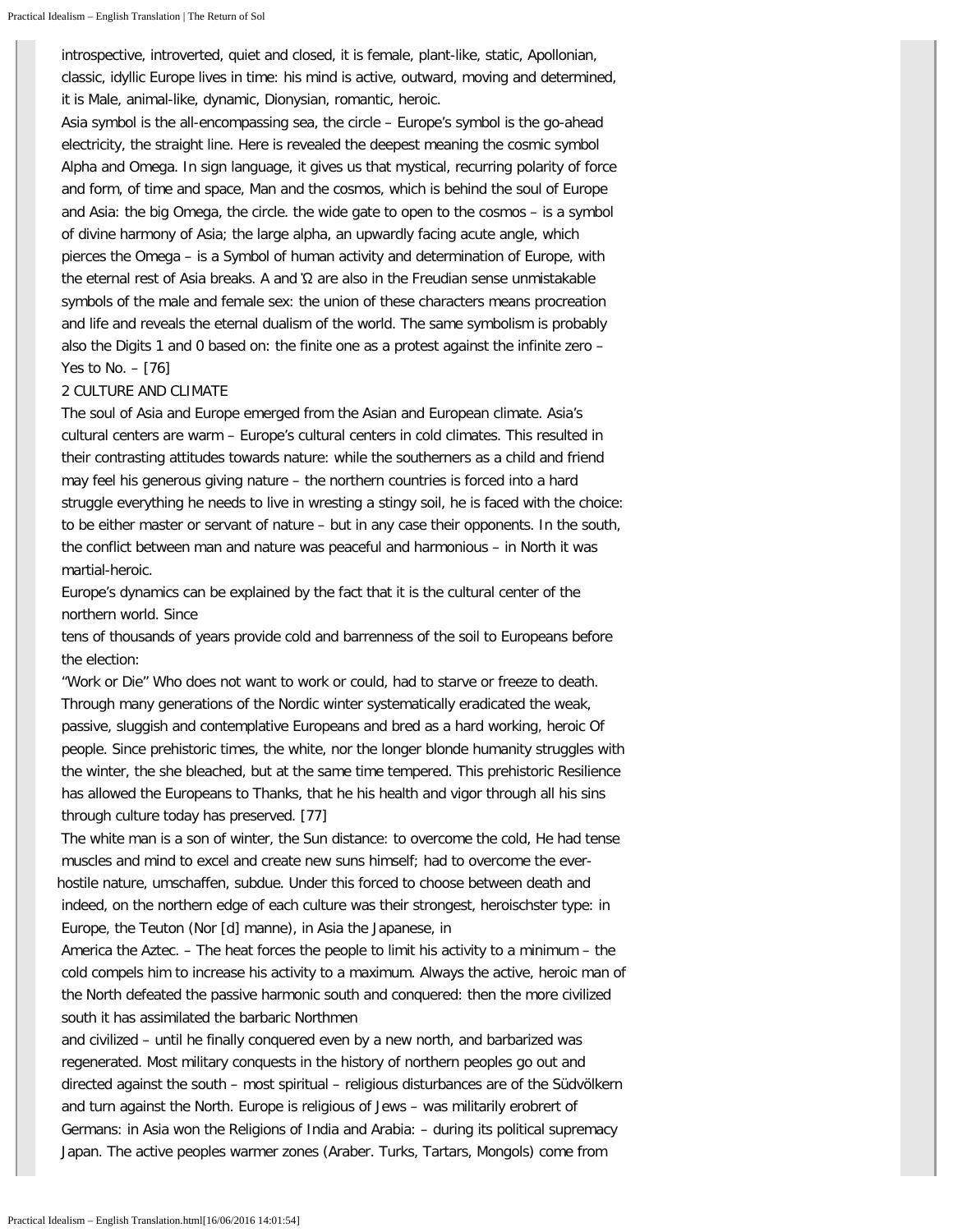introspective, introverted, quiet and closed, it is female, plant-like, static, Apollonian, classic, idyllic Europe lives in time: his mind is active, outward, moving and determined, it is Male, animal-like, dynamic, Dionysian, romantic, heroic.

Asia symbol is the all-encompassing sea, the circle – Europe's symbol is the go-ahead electricity, the straight line. Here is revealed the deepest meaning the cosmic symbol Alpha and Omega. In sign language, it gives us that mystical, recurring polarity of force and form, of time and space, Man and the cosmos, which is behind the soul of Europe and Asia: the big Omega, the circle. the wide gate to open to the cosmos – is a symbol of divine harmony of Asia; the large alpha, an upwardly facing acute angle, which pierces the Omega – is a Symbol of human activity and determination of Europe, with the eternal rest of Asia breaks. A and 'Ω are also in the Freudian sense unmistakable symbols of the male and female sex: the union of these characters means procreation and life and reveals the eternal dualism of the world. The same symbolism is probably also the Digits 1 and 0 based on: the finite one as a protest against the infinite zero – Yes to No. – [76]

2 CULTURE AND CLIMATE

The soul of Asia and Europe emerged from the Asian and European climate. Asia's cultural centers are warm – Europe's cultural centers in cold climates. This resulted in their contrasting attitudes towards nature: while the southerners as a child and friend may feel his generous giving nature – the northern countries is forced into a hard struggle everything he needs to live in wresting a stingy soil, he is faced with the choice: to be either master or servant of nature – but in any case their opponents. In the south, the conflict between man and nature was peaceful and harmonious – in North it was martial-heroic.

Europe's dynamics can be explained by the fact that it is the cultural center of the northern world. Since

tens of thousands of years provide cold and barrenness of the soil to Europeans before the election:

"Work or Die" Who does not want to work or could, had to starve or freeze to death. Through many generations of the Nordic winter systematically eradicated the weak, passive, sluggish and contemplative Europeans and bred as a hard working, heroic Of people. Since prehistoric times, the white, nor the longer blonde humanity struggles with the winter, the she bleached, but at the same time tempered. This prehistoric Resilience has allowed the Europeans to Thanks, that he his health and vigor through all his sins through culture today has preserved. [77]

The white man is a son of winter, the Sun distance: to overcome the cold, He had tense muscles and mind to excel and create new suns himself; had to overcome the ever-hostile nature, umschaffen, subdue. Under this forced to choose between death and indeed, on the northern edge of each culture was their strongest, heroischster type: in Europe, the Teuton (Nor [d] manne), in Asia the Japanese, in

America the Aztec. – The heat forces the people to limit his activity to a minimum – the cold compels him to increase his activity to a maximum. Always the active, heroic man of the North defeated the passive harmonic south and conquered: then the more civilized south it has assimilated the barbaric Northmen

and civilized – until he finally conquered even by a new north, and barbarized was regenerated. Most military conquests in the history of northern peoples go out and directed against the south – most spiritual – religious disturbances are of the Südvölkern and turn against the North. Europe is religious of Jews – was militarily erobrert of Germans: in Asia won the Religions of India and Arabia: – during its political supremacy Japan. The active peoples warmer zones (Araber. Turks, Tartars, Mongols) come from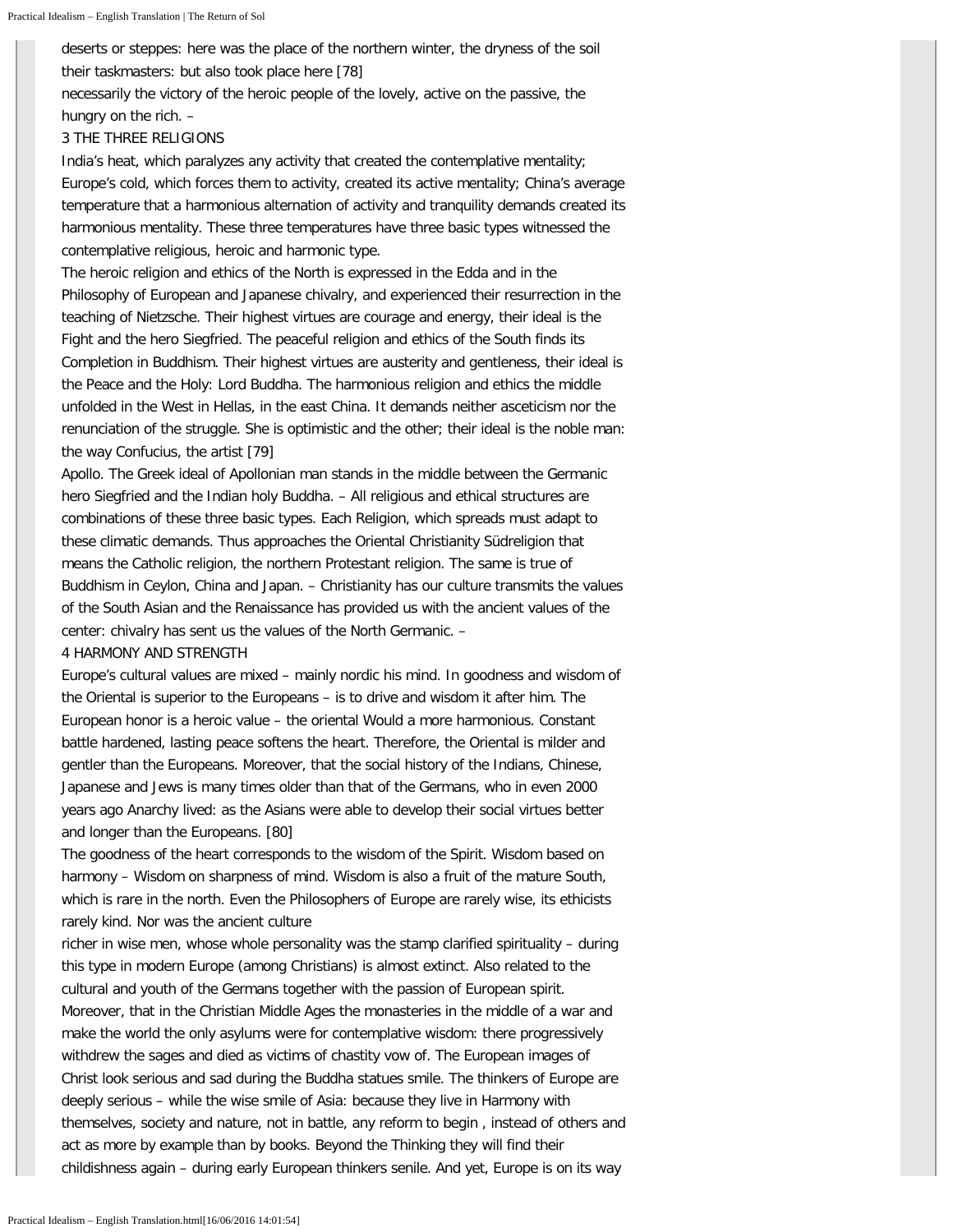deserts or steppes: here was the place of the northern winter, the dryness of the soil their taskmasters: but also took place here [78]
necessarily the victory of the heroic people of the lovely, active on the passive, the hungry on the rich. –

## 3 THE THREE RELIGIONS

India's heat, which paralyzes any activity that created the contemplative mentality; Europe's cold, which forces them to activity, created its active mentality; China's average temperature that a harmonious alternation of activity and tranquility demands created its harmonious mentality. These three temperatures have three basic types witnessed the contemplative religious, heroic and harmonic type.

The heroic religion and ethics of the North is expressed in the Edda and in the Philosophy of European and Japanese chivalry, and experienced their resurrection in the teaching of Nietzsche. Their highest virtues are courage and energy, their ideal is the Fight and the hero Siegfried. The peaceful religion and ethics of the South finds its Completion in Buddhism. Their highest virtues are austerity and gentleness, their ideal is the Peace and the Holy: Lord Buddha. The harmonious religion and ethics the middle unfolded in the West in Hellas, in the east China. It demands neither asceticism nor the renunciation of the struggle. She is optimistic and the other; their ideal is the noble man: the way Confucius, the artist [79]
Apollo. The Greek ideal of Apollonian man stands in the middle between the Germanic hero Siegfried and the Indian holy Buddha. – All religious and ethical structures are combinations of these three basic types. Each Religion, which spreads must adapt to these climatic demands. Thus approaches the Oriental Christianity Südreligion that means the Catholic religion, the northern Protestant religion. The same is true of Buddhism in Ceylon, China and Japan. – Christianity has our culture transmits the values of the South Asian and the Renaissance has provided us with the ancient values of the center: chivalry has sent us the values of the North Germanic. –

## 4 HARMONY AND STRENGTH

Europe's cultural values are mixed – mainly nordic his mind. In goodness and wisdom of the Oriental is superior to the Europeans – is to drive and wisdom it after him. The European honor is a heroic value – the oriental Would a more harmonious. Constant battle hardened, lasting peace softens the heart. Therefore, the Oriental is milder and gentler than the Europeans. Moreover, that the social history of the Indians, Chinese, Japanese and Jews is many times older than that of the Germans, who in even 2000 years ago Anarchy lived: as the Asians were able to develop their social virtues better and longer than the Europeans. [80]

The goodness of the heart corresponds to the wisdom of the Spirit. Wisdom based on harmony – Wisdom on sharpness of mind. Wisdom is also a fruit of the mature South, which is rare in the north. Even the Philosophers of Europe are rarely wise, its ethicists rarely kind. Nor was the ancient culture
richer in wise men, whose whole personality was the stamp clarified spirituality – during this type in modern Europe (among Christians) is almost extinct. Also related to the cultural and youth of the Germans together with the passion of European spirit. Moreover, that in the Christian Middle Ages the monasteries in the middle of a war and make the world the only asylums were for contemplative wisdom: there progressively withdrew the sages and died as victims of chastity vow of. The European images of Christ look serious and sad during the Buddha statues smile. The thinkers of Europe are deeply serious – while the wise smile of Asia: because they live in Harmony with themselves, society and nature, not in battle, any reform to begin , instead of others and act as more by example than by books. Beyond the Thinking they will find their childishness again – during early European thinkers senile. And yet, Europe is on its way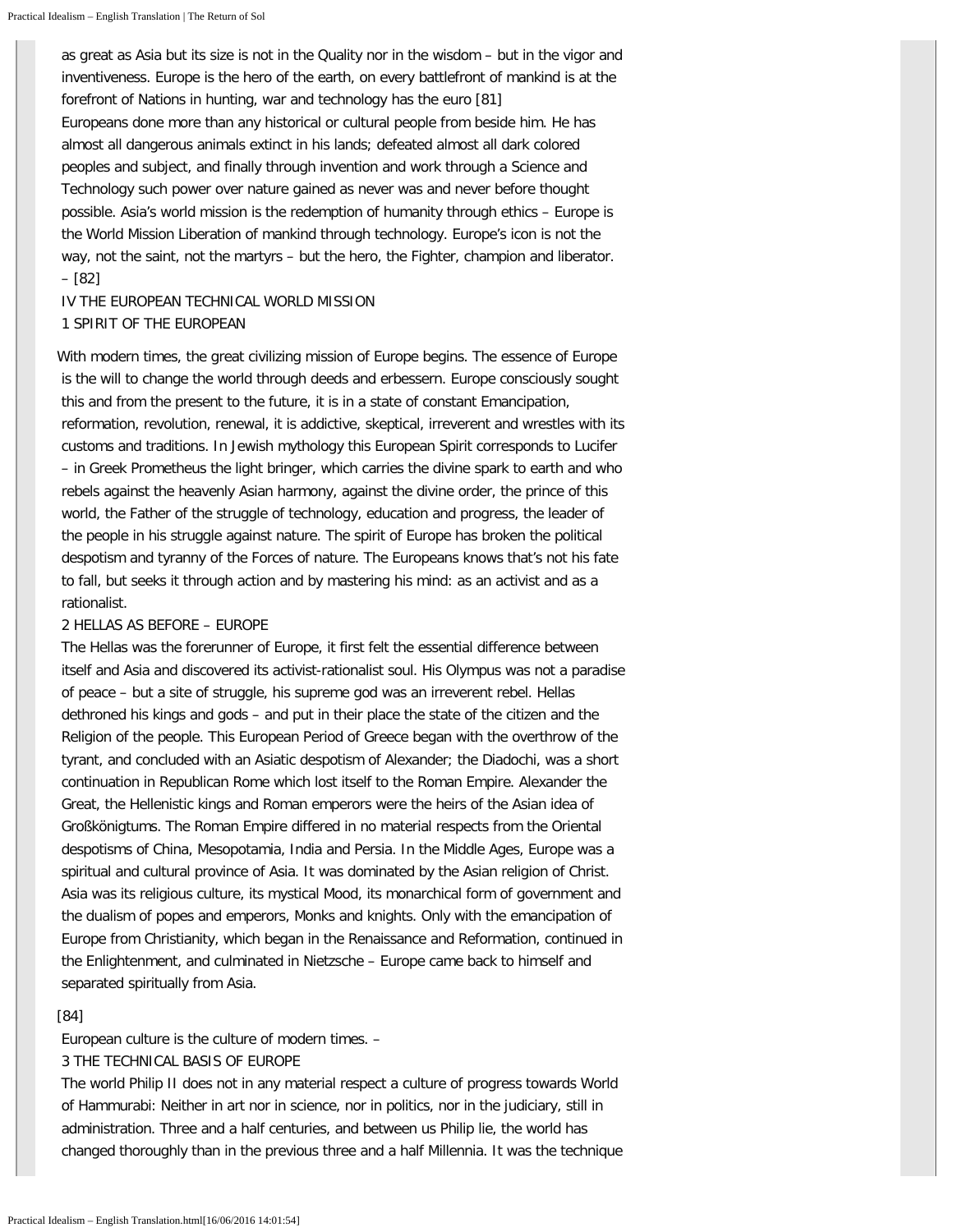as great as Asia but its size is not in the Quality nor in the wisdom – but in the vigor and inventiveness. Europe is the hero of the earth, on every battlefront of mankind is at the forefront of Nations in hunting, war and technology has the euro [81]

Europeans done more than any historical or cultural people from beside him. He has almost all dangerous animals extinct in his lands; defeated almost all dark colored peoples and subject, and finally through invention and work through a Science and Technology such power over nature gained as never was and never before thought possible. Asia's world mission is the redemption of humanity through ethics – Europe is the World Mission Liberation of mankind through technology. Europe's icon is not the way, not the saint, not the martyrs – but the hero, the Fighter, champion and liberator. – [82]

## IV THE EUROPEAN TECHNICAL WORLD MISSION

### 1 SPIRIT OF THE EUROPEAN

With modern times, the great civilizing mission of Europe begins. The essence of Europe is the will to change the world through deeds and erbessern. Europe consciously sought this and from the present to the future, it is in a state of constant Emancipation, reformation, revolution, renewal, it is addictive, skeptical, irreverent and wrestles with its customs and traditions. In Jewish mythology this European Spirit corresponds to Lucifer – in Greek Prometheus the light bringer, which carries the divine spark to earth and who rebels against the heavenly Asian harmony, against the divine order, the prince of this world, the Father of the struggle of technology, education and progress, the leader of the people in his struggle against nature. The spirit of Europe has broken the political despotism and tyranny of the Forces of nature. The Europeans knows that's not his fate to fall, but seeks it through action and by mastering his mind: as an activist and as a rationalist.

### 2 HELLAS AS BEFORE – EUROPE

The Hellas was the forerunner of Europe, it first felt the essential difference between itself and Asia and discovered its activist-rationalist soul. His Olympus was not a paradise of peace – but a site of struggle, his supreme god was an irreverent rebel. Hellas dethroned his kings and gods – and put in their place the state of the citizen and the Religion of the people. This European Period of Greece began with the overthrow of the tyrant, and concluded with an Asiatic despotism of Alexander; the Diadochi, was a short continuation in Republican Rome which lost itself to the Roman Empire. Alexander the Great, the Hellenistic kings and Roman emperors were the heirs of the Asian idea of Großkönigtums. The Roman Empire differed in no material respects from the Oriental despotisms of China, Mesopotamia, India and Persia. In the Middle Ages, Europe was a spiritual and cultural province of Asia. It was dominated by the Asian religion of Christ. Asia was its religious culture, its mystical Mood, its monarchical form of government and the dualism of popes and emperors, Monks and knights. Only with the emancipation of Europe from Christianity, which began in the Renaissance and Reformation, continued in the Enlightenment, and culminated in Nietzsche – Europe came back to himself and separated spiritually from Asia.

[84]

European culture is the culture of modern times. –

### 3 THE TECHNICAL BASIS OF EUROPE

The world Philip II does not in any material respect a culture of progress towards World of Hammurabi: Neither in art nor in science, nor in politics, nor in the judiciary, still in administration. Three and a half centuries, and between us Philip lie, the world has changed thoroughly than in the previous three and a half Millennia. It was the technique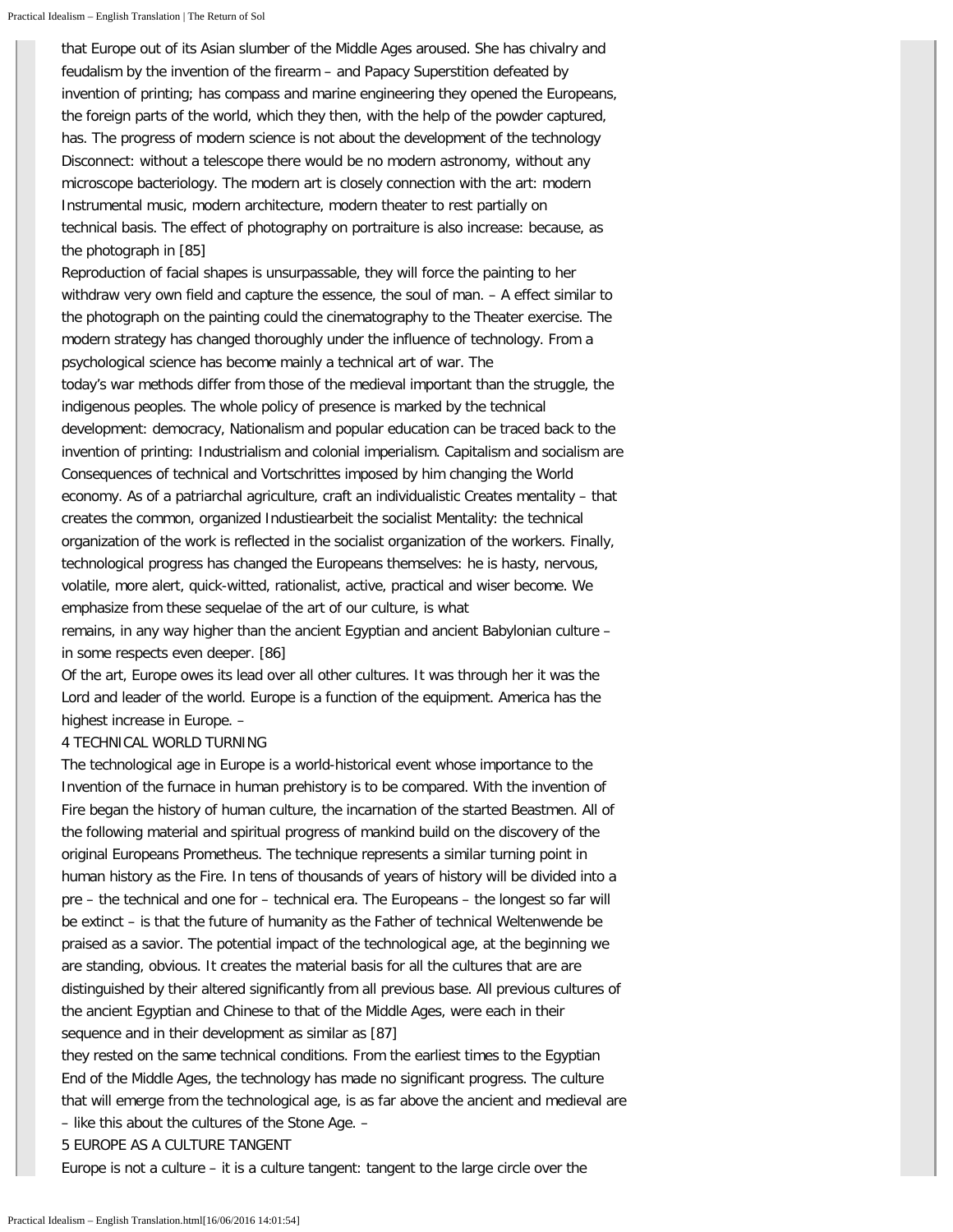that Europe out of its Asian slumber of the Middle Ages aroused. She has chivalry and feudalism by the invention of the firearm – and Papacy Superstition defeated by invention of printing; has compass and marine engineering they opened the Europeans, the foreign parts of the world, which they then, with the help of the powder captured, has. The progress of modern science is not about the development of the technology Disconnect: without a telescope there would be no modern astronomy, without any microscope bacteriology. The modern art is closely connection with the art: modern Instrumental music, modern architecture, modern theater to rest partially on technical basis. The effect of photography on portraiture is also increase: because, as the photograph in [85]

Reproduction of facial shapes is unsurpassable, they will force the painting to her withdraw very own field and capture the essence, the soul of man. – A effect similar to the photograph on the painting could the cinematography to the Theater exercise. The modern strategy has changed thoroughly under the influence of technology. From a psychological science has become mainly a technical art of war. The today's war methods differ from those of the medieval important than the struggle, the indigenous peoples. The whole policy of presence is marked by the technical development: democracy, Nationalism and popular education can be traced back to the invention of printing: Industrialism and colonial imperialism. Capitalism and socialism are Consequences of technical and Vortschrittes imposed by him changing the World economy. As of a patriarchal agriculture, craft an individualistic Creates mentality – that creates the common, organized Industiearbeit the socialist Mentality: the technical organization of the work is reflected in the socialist organization of the workers. Finally, technological progress has changed the Europeans themselves: he is hasty, nervous, volatile, more alert, quick-witted, rationalist, active, practical and wiser become. We emphasize from these sequelae of the art of our culture, is what remains, in any way higher than the ancient Egyptian and ancient Babylonian culture – in some respects even deeper. [86]

Of the art, Europe owes its lead over all other cultures. It was through her it was the Lord and leader of the world. Europe is a function of the equipment. America has the highest increase in Europe. –

## 4 TECHNICAL WORLD TURNING

The technological age in Europe is a world-historical event whose importance to the Invention of the furnace in human prehistory is to be compared. With the invention of Fire began the history of human culture, the incarnation of the started Beastmen. All of the following material and spiritual progress of mankind build on the discovery of the original Europeans Prometheus. The technique represents a similar turning point in human history as the Fire. In tens of thousands of years of history will be divided into a pre – the technical and one for – technical era. The Europeans – the longest so far will be extinct – is that the future of humanity as the Father of technical Weltenwende be praised as a savior. The potential impact of the technological age, at the beginning we are standing, obvious. It creates the material basis for all the cultures that are are distinguished by their altered significantly from all previous base. All previous cultures of the ancient Egyptian and Chinese to that of the Middle Ages, were each in their sequence and in their development as similar as [87]

they rested on the same technical conditions. From the earliest times to the Egyptian End of the Middle Ages, the technology has made no significant progress. The culture that will emerge from the technological age, is as far above the ancient and medieval are – like this about the cultures of the Stone Age. –

## 5 EUROPE AS A CULTURE TANGENT

Europe is not a culture – it is a culture tangent: tangent to the large circle over the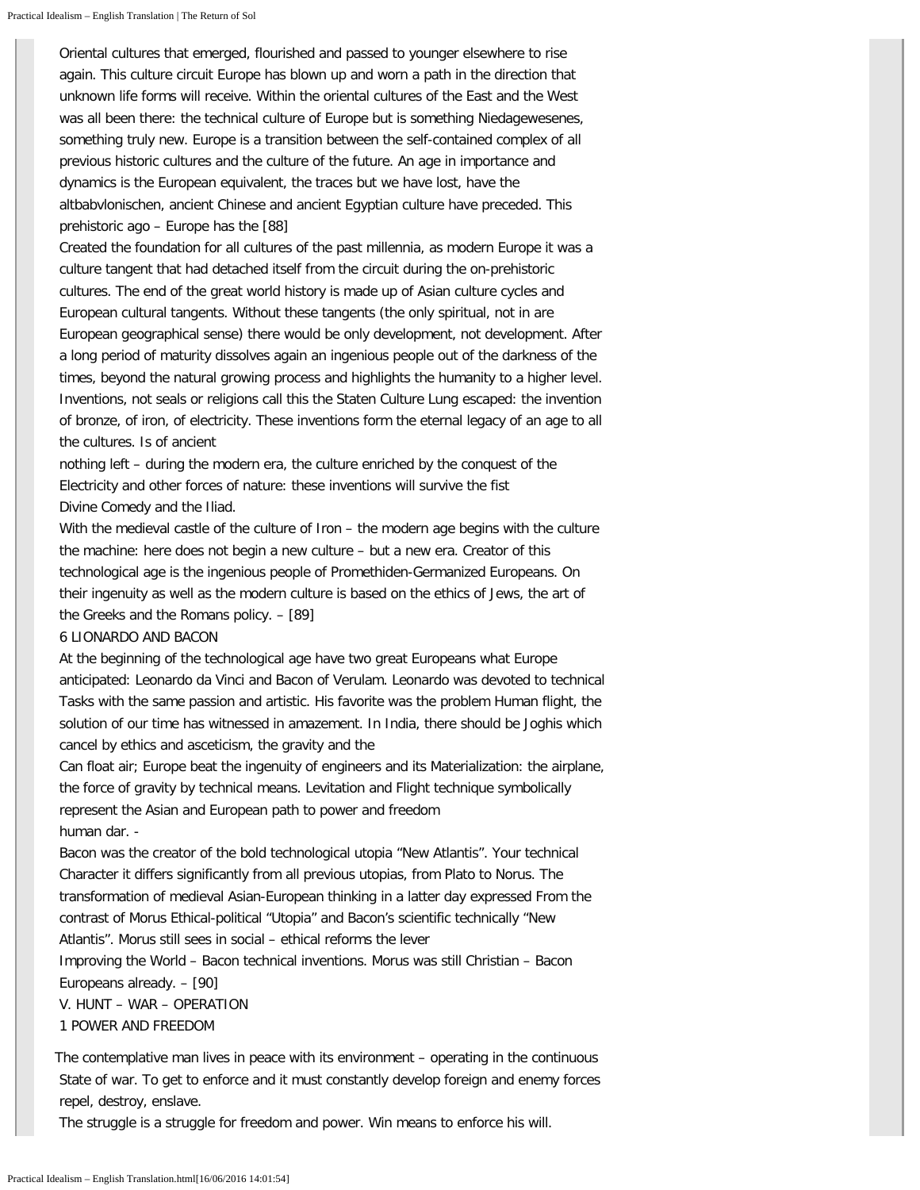Oriental cultures that emerged, flourished and passed to younger elsewhere to rise again. This culture circuit Europe has blown up and worn a path in the direction that unknown life forms will receive. Within the oriental cultures of the East and the West was all been there: the technical culture of Europe but is something Niedagewesenes, something truly new. Europe is a transition between the self-contained complex of all previous historic cultures and the culture of the future. An age in importance and dynamics is the European equivalent, the traces but we have lost, have the altbabvlonischen, ancient Chinese and ancient Egyptian culture have preceded. This prehistoric ago – Europe has the [88]

Created the foundation for all cultures of the past millennia, as modern Europe it was a culture tangent that had detached itself from the circuit during the on-prehistoric cultures. The end of the great world history is made up of Asian culture cycles and European cultural tangents. Without these tangents (the only spiritual, not in are European geographical sense) there would be only development, not development. After a long period of maturity dissolves again an ingenious people out of the darkness of the times, beyond the natural growing process and highlights the humanity to a higher level. Inventions, not seals or religions call this the Staten Culture Lung escaped: the invention of bronze, of iron, of electricity. These inventions form the eternal legacy of an age to all the cultures. Is of ancient

nothing left – during the modern era, the culture enriched by the conquest of the Electricity and other forces of nature: these inventions will survive the fist

Divine Comedy and the Iliad.

With the medieval castle of the culture of Iron – the modern age begins with the culture the machine: here does not begin a new culture – but a new era. Creator of this technological age is the ingenious people of Promethiden-Germanized Europeans. On their ingenuity as well as the modern culture is based on the ethics of Jews, the art of the Greeks and the Romans policy. – [89]

### 6 LIONARDO AND BACON

At the beginning of the technological age have two great Europeans what Europe anticipated: Leonardo da Vinci and Bacon of Verulam. Leonardo was devoted to technical Tasks with the same passion and artistic. His favorite was the problem Human flight, the solution of our time has witnessed in amazement. In India, there should be Joghis which cancel by ethics and asceticism, the gravity and the

Can float air; Europe beat the ingenuity of engineers and its Materialization: the airplane, the force of gravity by technical means. Levitation and Flight technique symbolically represent the Asian and European path to power and freedom

human dar. -

Bacon was the creator of the bold technological utopia "New Atlantis". Your technical Character it differs significantly from all previous utopias, from Plato to Norus. The transformation of medieval Asian-European thinking in a latter day expressed From the contrast of Morus Ethical-political "Utopia" and Bacon's scientific technically "New Atlantis". Morus still sees in social – ethical reforms the lever

Improving the World – Bacon technical inventions. Morus was still Christian – Bacon Europeans already. – [90]

## V. HUNT – WAR – OPERATION

### 1 POWER AND FREEDOM

The contemplative man lives in peace with its environment – operating in the continuous State of war. To get to enforce and it must constantly develop foreign and enemy forces repel, destroy, enslave.

The struggle is a struggle for freedom and power. Win means to enforce his will.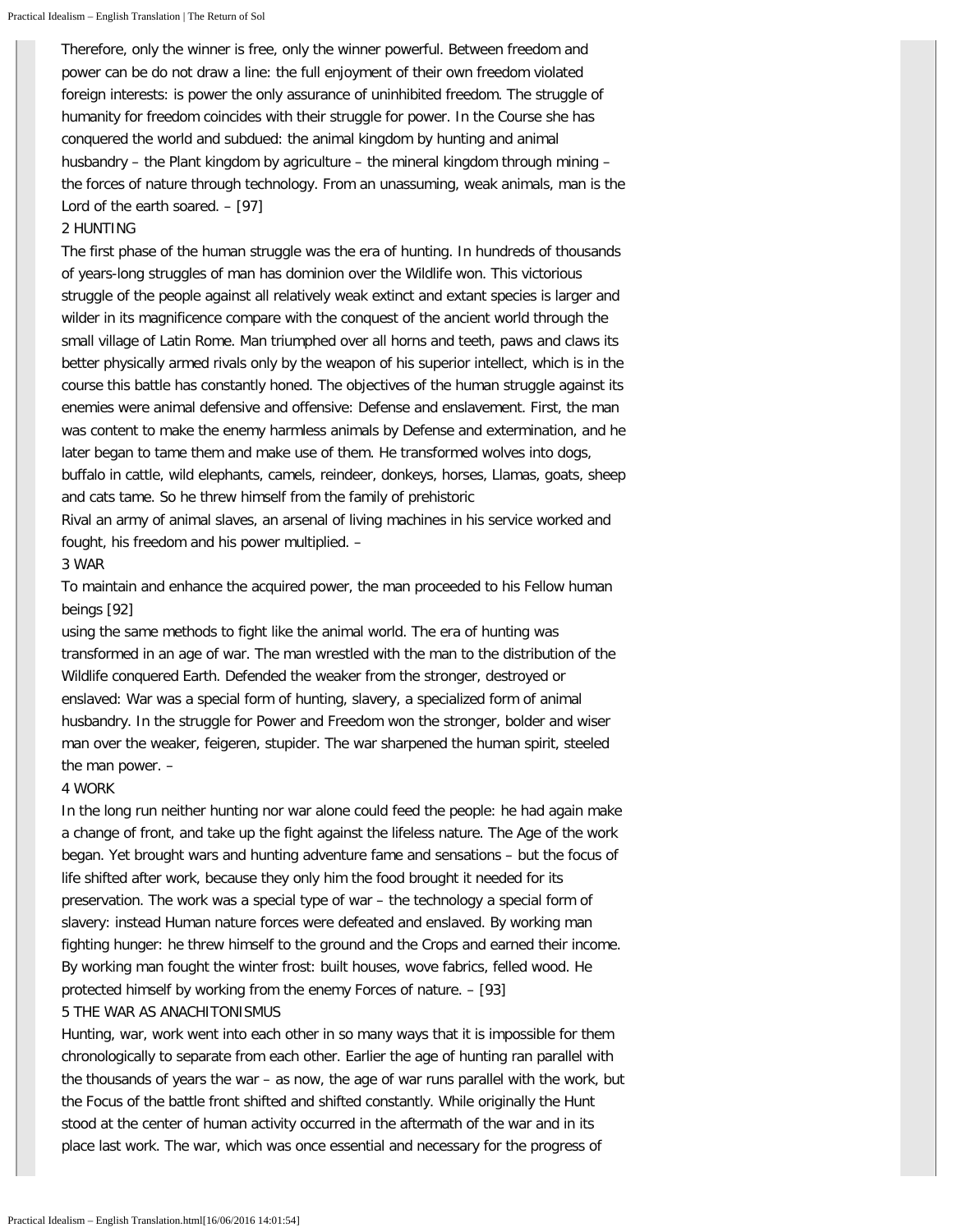Therefore, only the winner is free, only the winner powerful. Between freedom and power can be do not draw a line: the full enjoyment of their own freedom violated foreign interests: is power the only assurance of uninhibited freedom. The struggle of humanity for freedom coincides with their struggle for power. In the Course she has conquered the world and subdued: the animal kingdom by hunting and animal husbandry – the Plant kingdom by agriculture – the mineral kingdom through mining – the forces of nature through technology. From an unassuming, weak animals, man is the Lord of the earth soared. – [97]

## 2 HUNTING

The first phase of the human struggle was the era of hunting. In hundreds of thousands of years-long struggles of man has dominion over the Wildlife won. This victorious struggle of the people against all relatively weak extinct and extant species is larger and wilder in its magnificence compare with the conquest of the ancient world through the small village of Latin Rome. Man triumphed over all horns and teeth, paws and claws its better physically armed rivals only by the weapon of his superior intellect, which is in the course this battle has constantly honed. The objectives of the human struggle against its enemies were animal defensive and offensive: Defense and enslavement. First, the man was content to make the enemy harmless animals by Defense and extermination, and he later began to tame them and make use of them. He transformed wolves into dogs, buffalo in cattle, wild elephants, camels, reindeer, donkeys, horses, Llamas, goats, sheep and cats tame. So he threw himself from the family of prehistoric

Rival an army of animal slaves, an arsenal of living machines in his service worked and fought, his freedom and his power multiplied. –

## 3 WAR

To maintain and enhance the acquired power, the man proceeded to his Fellow human beings [92]

using the same methods to fight like the animal world. The era of hunting was transformed in an age of war. The man wrestled with the man to the distribution of the Wildlife conquered Earth. Defended the weaker from the stronger, destroyed or enslaved: War was a special form of hunting, slavery, a specialized form of animal husbandry. In the struggle for Power and Freedom won the stronger, bolder and wiser man over the weaker, feigeren, stupider. The war sharpened the human spirit, steeled the man power. –

## 4 WORK

In the long run neither hunting nor war alone could feed the people: he had again make a change of front, and take up the fight against the lifeless nature. The Age of the work began. Yet brought wars and hunting adventure fame and sensations – but the focus of life shifted after work, because they only him the food brought it needed for its preservation. The work was a special type of war – the technology a special form of slavery: instead Human nature forces were defeated and enslaved. By working man fighting hunger: he threw himself to the ground and the Crops and earned their income. By working man fought the winter frost: built houses, wove fabrics, felled wood. He protected himself by working from the enemy Forces of nature. – [93]

## 5 THE WAR AS ANACHITONISMUS

Hunting, war, work went into each other in so many ways that it is impossible for them chronologically to separate from each other. Earlier the age of hunting ran parallel with the thousands of years the war – as now, the age of war runs parallel with the work, but the Focus of the battle front shifted and shifted constantly. While originally the Hunt stood at the center of human activity occurred in the aftermath of the war and in its place last work. The war, which was once essential and necessary for the progress of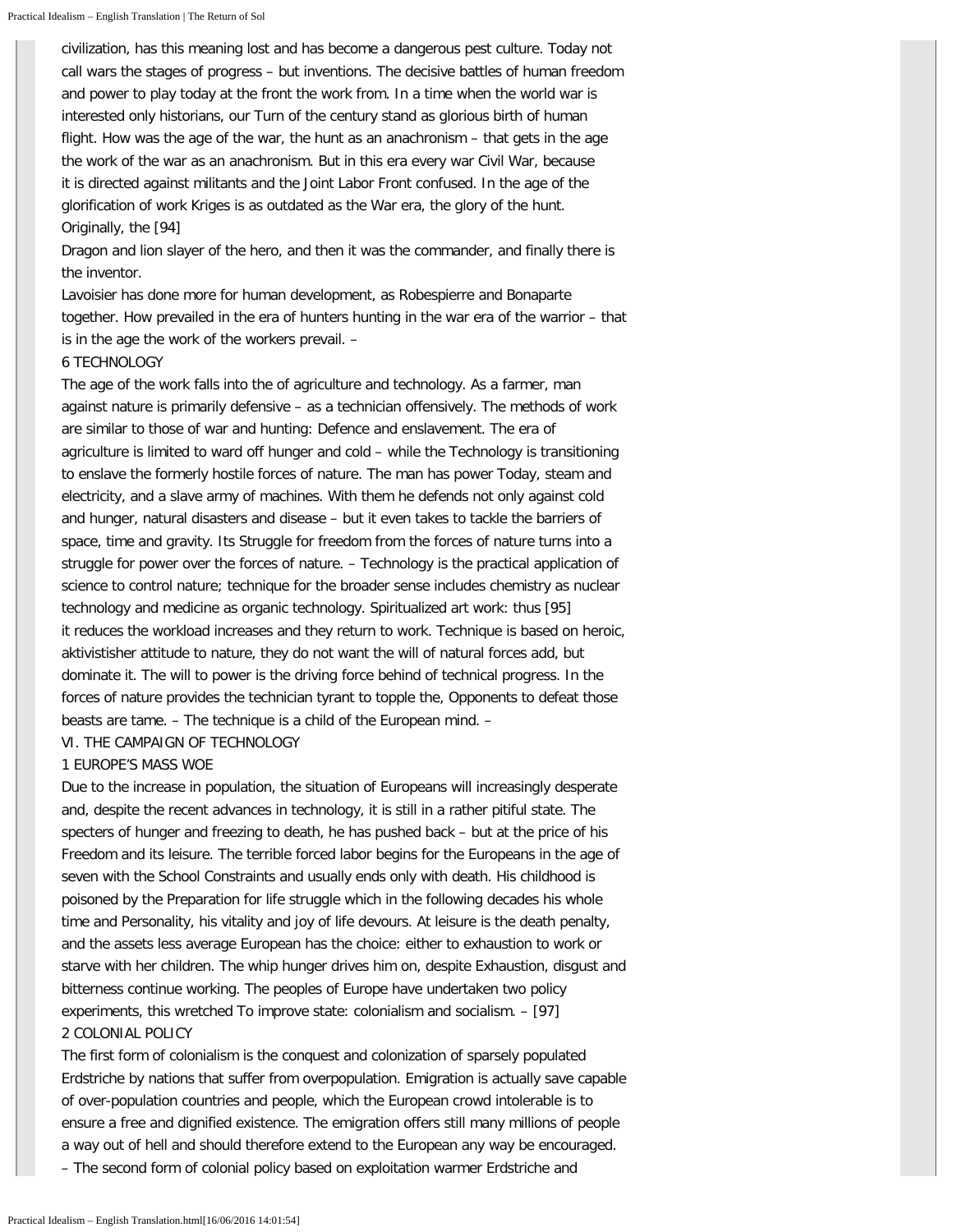civilization, has this meaning lost and has become a dangerous pest culture. Today not call wars the stages of progress – but inventions. The decisive battles of human freedom and power to play today at the front the work from. In a time when the world war is interested only historians, our Turn of the century stand as glorious birth of human flight. How was the age of the war, the hunt as an anachronism – that gets in the age the work of the war as an anachronism. But in this era every war Civil War, because it is directed against militants and the Joint Labor Front confused. In the age of the glorification of work Kriges is as outdated as the War era, the glory of the hunt. Originally, the [94]
Dragon and lion slayer of the hero, and then it was the commander, and finally there is the inventor.

Lavoisier has done more for human development, as Robespierre and Bonaparte together. How prevailed in the era of hunters hunting in the war era of the warrior – that is in the age the work of the workers prevail. –

### 6 TECHNOLOGY

The age of the work falls into the of agriculture and technology. As a farmer, man against nature is primarily defensive – as a technician offensively. The methods of work are similar to those of war and hunting: Defence and enslavement. The era of agriculture is limited to ward off hunger and cold – while the Technology is transitioning to enslave the formerly hostile forces of nature. The man has power Today, steam and electricity, and a slave army of machines. With them he defends not only against cold and hunger, natural disasters and disease – but it even takes to tackle the barriers of space, time and gravity. Its Struggle for freedom from the forces of nature turns into a struggle for power over the forces of nature. – Technology is the practical application of science to control nature; technique for the broader sense includes chemistry as nuclear technology and medicine as organic technology. Spiritualized art work: thus [95] it reduces the workload increases and they return to work. Technique is based on heroic, aktivistisher attitude to nature, they do not want the will of natural forces add, but dominate it. The will to power is the driving force behind of technical progress. In the forces of nature provides the technician tyrant to topple the, Opponents to defeat those beasts are tame. – The technique is a child of the European mind. –

## VI. THE CAMPAIGN OF TECHNOLOGY

### 1 EUROPE'S MASS WOE

Due to the increase in population, the situation of Europeans will increasingly desperate and, despite the recent advances in technology, it is still in a rather pitiful state. The specters of hunger and freezing to death, he has pushed back – but at the price of his Freedom and its leisure. The terrible forced labor begins for the Europeans in the age of seven with the School Constraints and usually ends only with death. His childhood is poisoned by the Preparation for life struggle which in the following decades his whole time and Personality, his vitality and joy of life devours. At leisure is the death penalty, and the assets less average European has the choice: either to exhaustion to work or starve with her children. The whip hunger drives him on, despite Exhaustion, disgust and bitterness continue working. The peoples of Europe have undertaken two policy experiments, this wretched To improve state: colonialism and socialism. – [97]

### 2 COLONIAL POLICY

The first form of colonialism is the conquest and colonization of sparsely populated Erdstriche by nations that suffer from overpopulation. Emigration is actually save capable of over-population countries and people, which the European crowd intolerable is to ensure a free and dignified existence. The emigration offers still many millions of people a way out of hell and should therefore extend to the European any way be encouraged. – The second form of colonial policy based on exploitation warmer Erdstriche and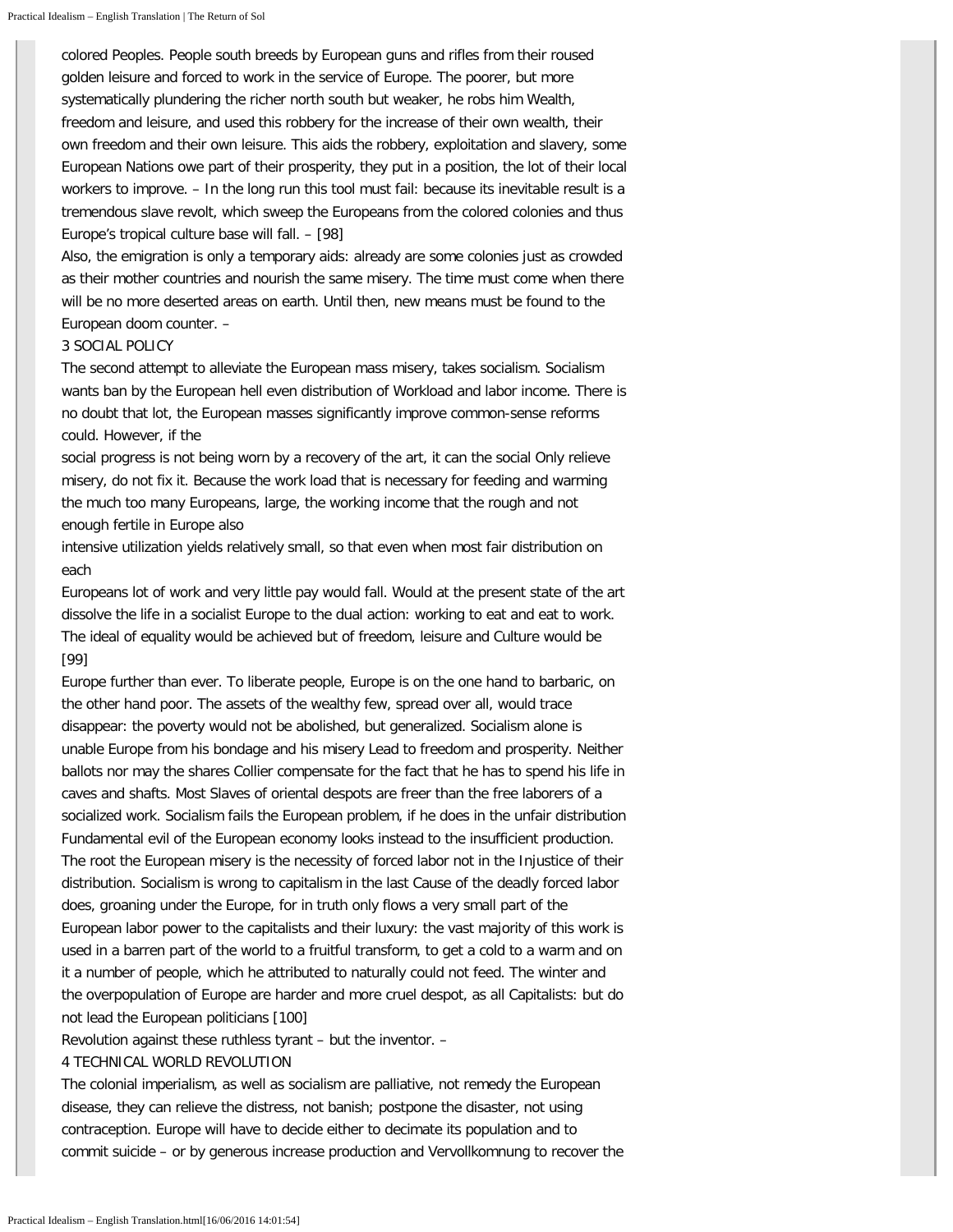colored Peoples. People south breeds by European guns and rifles from their roused golden leisure and forced to work in the service of Europe. The poorer, but more systematically plundering the richer north south but weaker, he robs him Wealth, freedom and leisure, and used this robbery for the increase of their own wealth, their own freedom and their own leisure. This aids the robbery, exploitation and slavery, some European Nations owe part of their prosperity, they put in a position, the lot of their local workers to improve. – In the long run this tool must fail: because its inevitable result is a tremendous slave revolt, which sweep the Europeans from the colored colonies and thus Europe's tropical culture base will fall. – [98]

Also, the emigration is only a temporary aids: already are some colonies just as crowded as their mother countries and nourish the same misery. The time must come when there will be no more deserted areas on earth. Until then, new means must be found to the European doom counter. –

3 SOCIAL POLICY

The second attempt to alleviate the European mass misery, takes socialism. Socialism wants ban by the European hell even distribution of Workload and labor income. There is no doubt that lot, the European masses significantly improve common-sense reforms could. However, if the social progress is not being worn by a recovery of the art, it can the social Only relieve misery, do not fix it. Because the work load that is necessary for feeding and warming the much too many Europeans, large, the working income that the rough and not enough fertile in Europe also intensive utilization yields relatively small, so that even when most fair distribution on each Europeans lot of work and very little pay would fall. Would at the present state of the art dissolve the life in a socialist Europe to the dual action: working to eat and eat to work. The ideal of equality would be achieved but of freedom, leisure and Culture would be [99]

Europe further than ever. To liberate people, Europe is on the one hand to barbaric, on the other hand poor. The assets of the wealthy few, spread over all, would trace disappear: the poverty would not be abolished, but generalized. Socialism alone is unable Europe from his bondage and his misery Lead to freedom and prosperity. Neither ballots nor may the shares Collier compensate for the fact that he has to spend his life in caves and shafts. Most Slaves of oriental despots are freer than the free laborers of a socialized work. Socialism fails the European problem, if he does in the unfair distribution Fundamental evil of the European economy looks instead to the insufficient production. The root the European misery is the necessity of forced labor not in the Injustice of their distribution. Socialism is wrong to capitalism in the last Cause of the deadly forced labor does, groaning under the Europe, for in truth only flows a very small part of the European labor power to the capitalists and their luxury: the vast majority of this work is used in a barren part of the world to a fruitful transform, to get a cold to a warm and on it a number of people, which he attributed to naturally could not feed. The winter and the overpopulation of Europe are harder and more cruel despot, as all Capitalists: but do not lead the European politicians [100]

Revolution against these ruthless tyrant – but the inventor. –

4 TECHNICAL WORLD REVOLUTION

The colonial imperialism, as well as socialism are palliative, not remedy the European disease, they can relieve the distress, not banish; postpone the disaster, not using contraception. Europe will have to decide either to decimate its population and to commit suicide – or by generous increase production and Vervollkomnung to recover the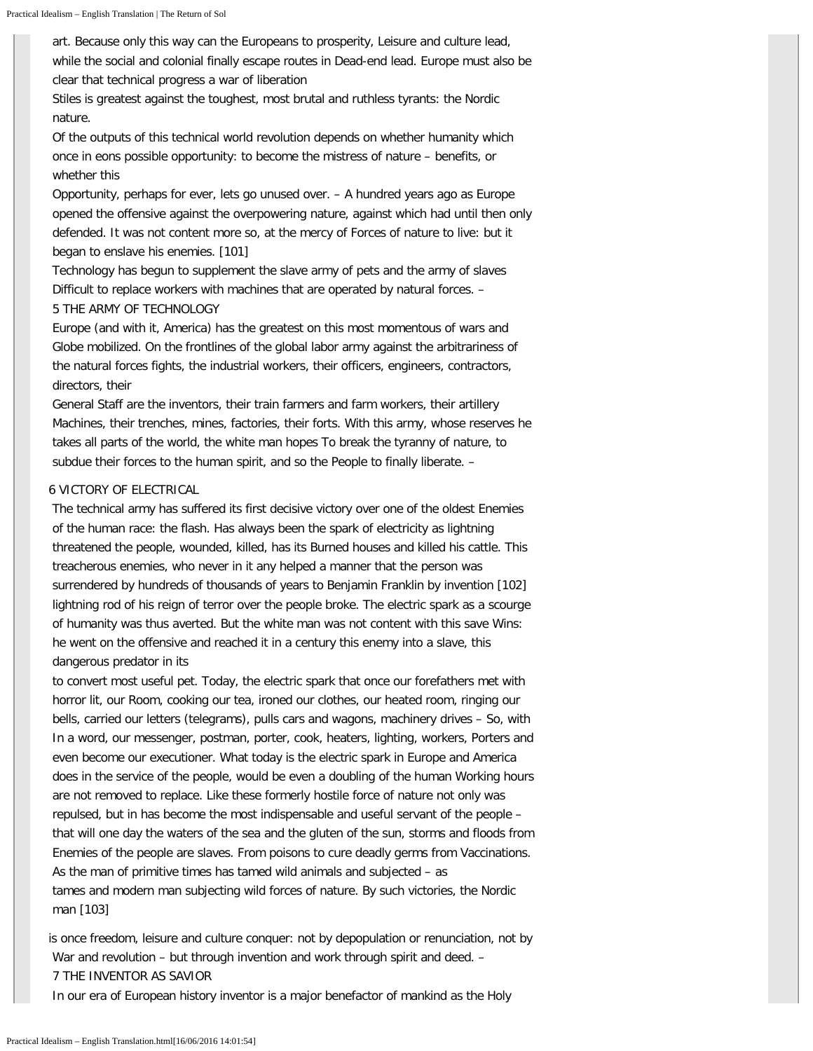art. Because only this way can the Europeans to prosperity, Leisure and culture lead, while the social and colonial finally escape routes in Dead-end lead. Europe must also be clear that technical progress a war of liberation

Stiles is greatest against the toughest, most brutal and ruthless tyrants: the Nordic nature.

Of the outputs of this technical world revolution depends on whether humanity which once in eons possible opportunity: to become the mistress of nature – benefits, or whether this

Opportunity, perhaps for ever, lets go unused over. – A hundred years ago as Europe opened the offensive against the overpowering nature, against which had until then only defended. It was not content more so, at the mercy of Forces of nature to live: but it began to enslave his enemies. [101]

Technology has begun to supplement the slave army of pets and the army of slaves Difficult to replace workers with machines that are operated by natural forces. –

## 5 THE ARMY OF TECHNOLOGY

Europe (and with it, America) has the greatest on this most momentous of wars and Globe mobilized. On the frontlines of the global labor army against the arbitrariness of the natural forces fights, the industrial workers, their officers, engineers, contractors, directors, their

General Staff are the inventors, their train farmers and farm workers, their artillery Machines, their trenches, mines, factories, their forts. With this army, whose reserves he takes all parts of the world, the white man hopes To break the tyranny of nature, to subdue their forces to the human spirit, and so the People to finally liberate. –

## 6 VICTORY OF ELECTRICAL

The technical army has suffered its first decisive victory over one of the oldest Enemies of the human race: the flash. Has always been the spark of electricity as lightning threatened the people, wounded, killed, has its Burned houses and killed his cattle. This treacherous enemies, who never in it any helped a manner that the person was surrendered by hundreds of thousands of years to Benjamin Franklin by invention [102] lightning rod of his reign of terror over the people broke. The electric spark as a scourge of humanity was thus averted. But the white man was not content with this save Wins: he went on the offensive and reached it in a century this enemy into a slave, this dangerous predator in its

to convert most useful pet. Today, the electric spark that once our forefathers met with horror lit, our Room, cooking our tea, ironed our clothes, our heated room, ringing our bells, carried our letters (telegrams), pulls cars and wagons, machinery drives – So, with In a word, our messenger, postman, porter, cook, heaters, lighting, workers, Porters and even become our executioner. What today is the electric spark in Europe and America does in the service of the people, would be even a doubling of the human Working hours are not removed to replace. Like these formerly hostile force of nature not only was repulsed, but in has become the most indispensable and useful servant of the people – that will one day the waters of the sea and the gluten of the sun, storms and floods from Enemies of the people are slaves. From poisons to cure deadly germs from Vaccinations. As the man of primitive times has tamed wild animals and subjected – as tames and modern man subjecting wild forces of nature. By such victories, the Nordic man [103]

is once freedom, leisure and culture conquer: not by depopulation or renunciation, not by War and revolution – but through invention and work through spirit and deed. –

## 7 THE INVENTOR AS SAVIOR

In our era of European history inventor is a major benefactor of mankind as the Holy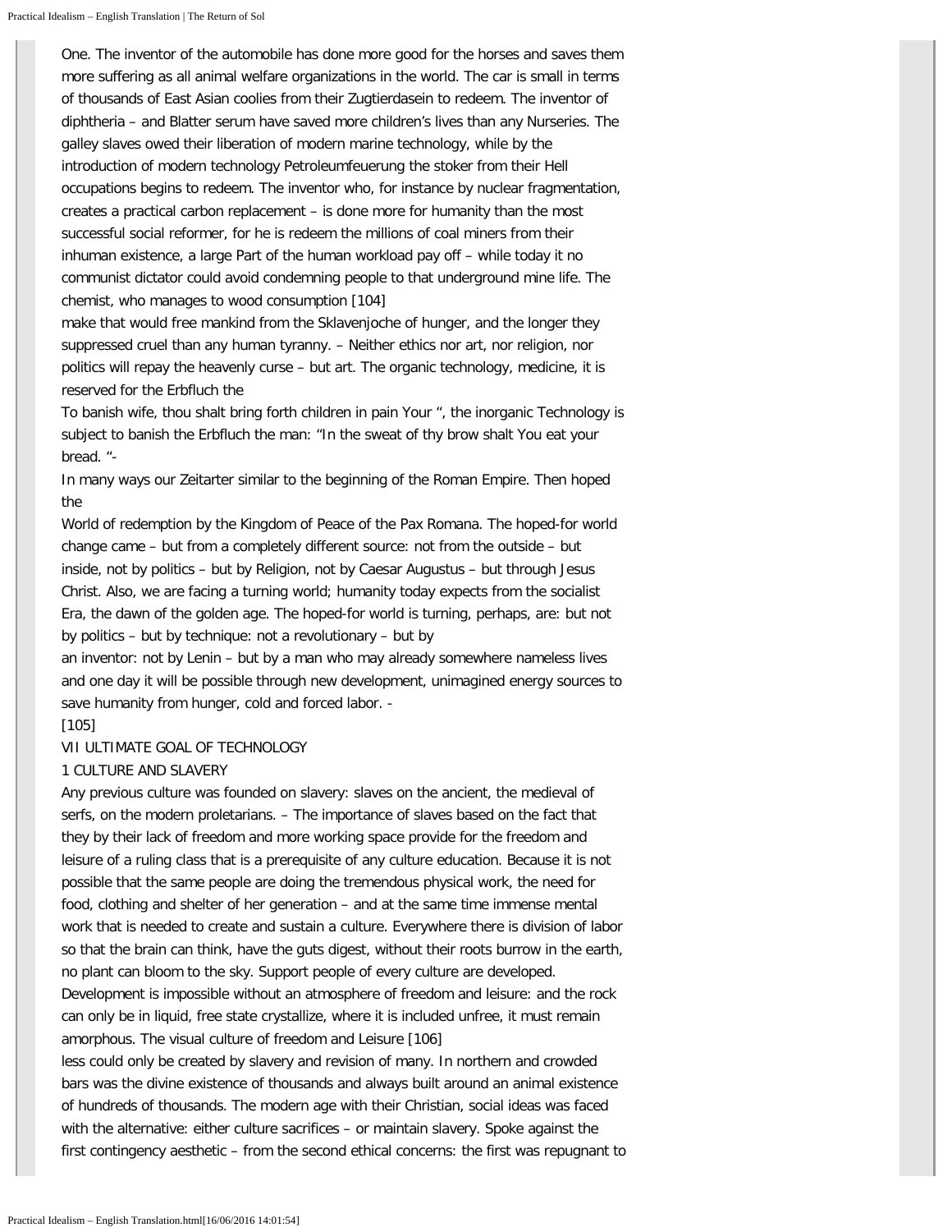One. The inventor of the automobile has done more good for the horses and saves them more suffering as all animal welfare organizations in the world. The car is small in terms of thousands of East Asian coolies from their Zugtierdasein to redeem. The inventor of diphtheria – and Blatter serum have saved more children's lives than any Nurseries. The galley slaves owed their liberation of modern marine technology, while by the introduction of modern technology Petroleumfeuerung the stoker from their Hell occupations begins to redeem. The inventor who, for instance by nuclear fragmentation, creates a practical carbon replacement – is done more for humanity than the most successful social reformer, for he is redeem the millions of coal miners from their inhuman existence, a large Part of the human workload pay off – while today it no communist dictator could avoid condemning people to that underground mine life. The chemist, who manages to wood consumption [104]

make that would free mankind from the Sklavenjoche of hunger, and the longer they suppressed cruel than any human tyranny. – Neither ethics nor art, nor religion, nor politics will repay the heavenly curse – but art. The organic technology, medicine, it is reserved for the Erbfluch the

To banish wife, thou shalt bring forth children in pain Your ", the inorganic Technology is subject to banish the Erbfluch the man: "In the sweat of thy brow shalt You eat your bread. "-

In many ways our Zeitarter similar to the beginning of the Roman Empire. Then hoped the

World of redemption by the Kingdom of Peace of the Pax Romana. The hoped-for world change came – but from a completely different source: not from the outside – but inside, not by politics – but by Religion, not by Caesar Augustus – but through Jesus Christ. Also, we are facing a turning world; humanity today expects from the socialist Era, the dawn of the golden age. The hoped-for world is turning, perhaps, are: but not by politics – but by technique: not a revolutionary – but by

an inventor: not by Lenin – but by a man who may already somewhere nameless lives and one day it will be possible through new development, unimagined energy sources to save humanity from hunger, cold and forced labor. -

[105]

VII ULTIMATE GOAL OF TECHNOLOGY

1 CULTURE AND SLAVERY

Any previous culture was founded on slavery: slaves on the ancient, the medieval of serfs, on the modern proletarians. – The importance of slaves based on the fact that they by their lack of freedom and more working space provide for the freedom and leisure of a ruling class that is a prerequisite of any culture education. Because it is not possible that the same people are doing the tremendous physical work, the need for food, clothing and shelter of her generation – and at the same time immense mental work that is needed to create and sustain a culture. Everywhere there is division of labor so that the brain can think, have the guts digest, without their roots burrow in the earth, no plant can bloom to the sky. Support people of every culture are developed. Development is impossible without an atmosphere of freedom and leisure: and the rock can only be in liquid, free state crystallize, where it is included unfree, it must remain amorphous. The visual culture of freedom and Leisure [106]

less could only be created by slavery and revision of many. In northern and crowded bars was the divine existence of thousands and always built around an animal existence of hundreds of thousands. The modern age with their Christian, social ideas was faced with the alternative: either culture sacrifices – or maintain slavery. Spoke against the first contingency aesthetic – from the second ethical concerns: the first was repugnant to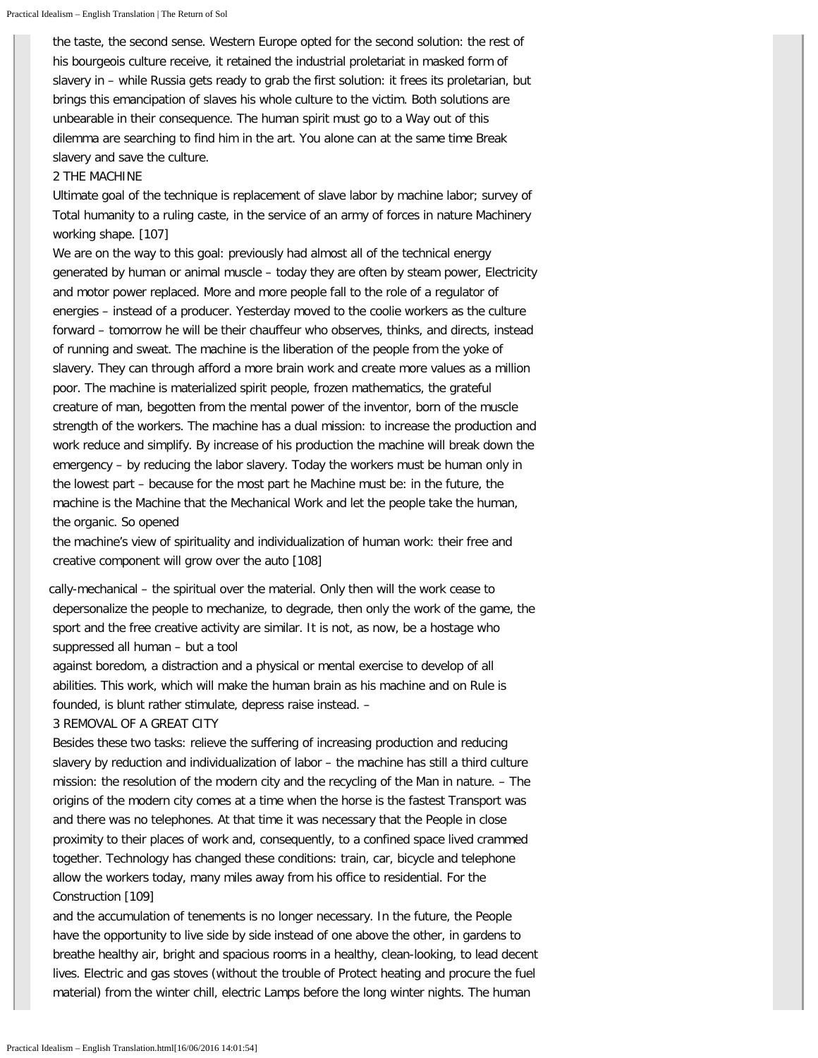the taste, the second sense. Western Europe opted for the second solution: the rest of his bourgeois culture receive, it retained the industrial proletariat in masked form of slavery in – while Russia gets ready to grab the first solution: it frees its proletarian, but brings this emancipation of slaves his whole culture to the victim. Both solutions are unbearable in their consequence. The human spirit must go to a Way out of this dilemma are searching to find him in the art. You alone can at the same time Break slavery and save the culture.

## 2 THE MACHINE

Ultimate goal of the technique is replacement of slave labor by machine labor; survey of Total humanity to a ruling caste, in the service of an army of forces in nature Machinery working shape. [107]

We are on the way to this goal: previously had almost all of the technical energy generated by human or animal muscle – today they are often by steam power, Electricity and motor power replaced. More and more people fall to the role of a regulator of energies – instead of a producer. Yesterday moved to the coolie workers as the culture forward – tomorrow he will be their chauffeur who observes, thinks, and directs, instead of running and sweat. The machine is the liberation of the people from the yoke of slavery. They can through afford a more brain work and create more values as a million poor. The machine is materialized spirit people, frozen mathematics, the grateful creature of man, begotten from the mental power of the inventor, born of the muscle strength of the workers. The machine has a dual mission: to increase the production and work reduce and simplify. By increase of his production the machine will break down the emergency – by reducing the labor slavery. Today the workers must be human only in the lowest part – because for the most part he Machine must be: in the future, the machine is the Machine that the Mechanical Work and let the people take the human, the organic. So opened

the machine's view of spirituality and individualization of human work: their free and creative component will grow over the auto [108]

cally-mechanical – the spiritual over the material. Only then will the work cease to depersonalize the people to mechanize, to degrade, then only the work of the game, the sport and the free creative activity are similar. It is not, as now, be a hostage who suppressed all human – but a tool

against boredom, a distraction and a physical or mental exercise to develop of all abilities. This work, which will make the human brain as his machine and on Rule is founded, is blunt rather stimulate, depress raise instead. –

## 3 REMOVAL OF A GREAT CITY

Besides these two tasks: relieve the suffering of increasing production and reducing slavery by reduction and individualization of labor – the machine has still a third culture mission: the resolution of the modern city and the recycling of the Man in nature. – The origins of the modern city comes at a time when the horse is the fastest Transport was and there was no telephones. At that time it was necessary that the People in close proximity to their places of work and, consequently, to a confined space lived crammed together. Technology has changed these conditions: train, car, bicycle and telephone allow the workers today, many miles away from his office to residential. For the Construction [109]

and the accumulation of tenements is no longer necessary. In the future, the People have the opportunity to live side by side instead of one above the other, in gardens to breathe healthy air, bright and spacious rooms in a healthy, clean-looking, to lead decent lives. Electric and gas stoves (without the trouble of Protect heating and procure the fuel material) from the winter chill, electric Lamps before the long winter nights. The human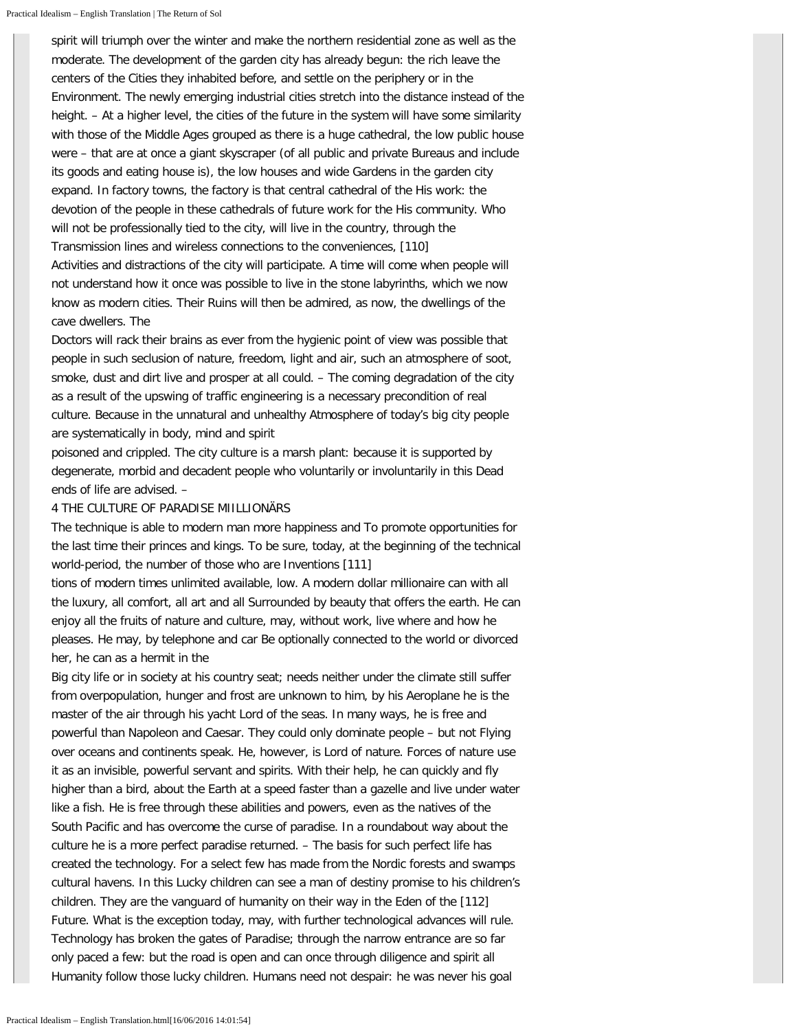spirit will triumph over the winter and make the northern residential zone as well as the moderate. The development of the garden city has already begun: the rich leave the centers of the Cities they inhabited before, and settle on the periphery or in the Environment. The newly emerging industrial cities stretch into the distance instead of the height. – At a higher level, the cities of the future in the system will have some similarity with those of the Middle Ages grouped as there is a huge cathedral, the low public house were – that are at once a giant skyscraper (of all public and private Bureaus and include its goods and eating house is), the low houses and wide Gardens in the garden city expand. In factory towns, the factory is that central cathedral of the His work: the devotion of the people in these cathedrals of future work for the His community. Who will not be professionally tied to the city, will live in the country, through the Transmission lines and wireless connections to the conveniences, [110]
Activities and distractions of the city will participate. A time will come when people will not understand how it once was possible to live in the stone labyrinths, which we now know as modern cities. Their Ruins will then be admired, as now, the dwellings of the cave dwellers. The
Doctors will rack their brains as ever from the hygienic point of view was possible that people in such seclusion of nature, freedom, light and air, such an atmosphere of soot, smoke, dust and dirt live and prosper at all could. – The coming degradation of the city as a result of the upswing of traffic engineering is a necessary precondition of real culture. Because in the unnatural and unhealthy Atmosphere of today's big city people are systematically in body, mind and spirit
poisoned and crippled. The city culture is a marsh plant: because it is supported by degenerate, morbid and decadent people who voluntarily or involuntarily in this Dead ends of life are advised. –

## 4 THE CULTURE OF PARADISE MIILLIONÄRS

The technique is able to modern man more happiness and To promote opportunities for the last time their princes and kings. To be sure, today, at the beginning of the technical world-period, the number of those who are Inventions [111]
tions of modern times unlimited available, low. A modern dollar millionaire can with all the luxury, all comfort, all art and all Surrounded by beauty that offers the earth. He can enjoy all the fruits of nature and culture, may, without work, live where and how he pleases. He may, by telephone and car Be optionally connected to the world or divorced her, he can as a hermit in the
Big city life or in society at his country seat; needs neither under the climate still suffer from overpopulation, hunger and frost are unknown to him, by his Aeroplane he is the master of the air through his yacht Lord of the seas. In many ways, he is free and powerful than Napoleon and Caesar. They could only dominate people – but not Flying over oceans and continents speak. He, however, is Lord of nature. Forces of nature use it as an invisible, powerful servant and spirits. With their help, he can quickly and fly higher than a bird, about the Earth at a speed faster than a gazelle and live under water like a fish. He is free through these abilities and powers, even as the natives of the South Pacific and has overcome the curse of paradise. In a roundabout way about the culture he is a more perfect paradise returned. – The basis for such perfect life has created the technology. For a select few has made from the Nordic forests and swamps cultural havens. In this Lucky children can see a man of destiny promise to his children's children. They are the vanguard of humanity on their way in the Eden of the [112]
Future. What is the exception today, may, with further technological advances will rule. Technology has broken the gates of Paradise; through the narrow entrance are so far only paced a few: but the road is open and can once through diligence and spirit all Humanity follow those lucky children. Humans need not despair: he was never his goal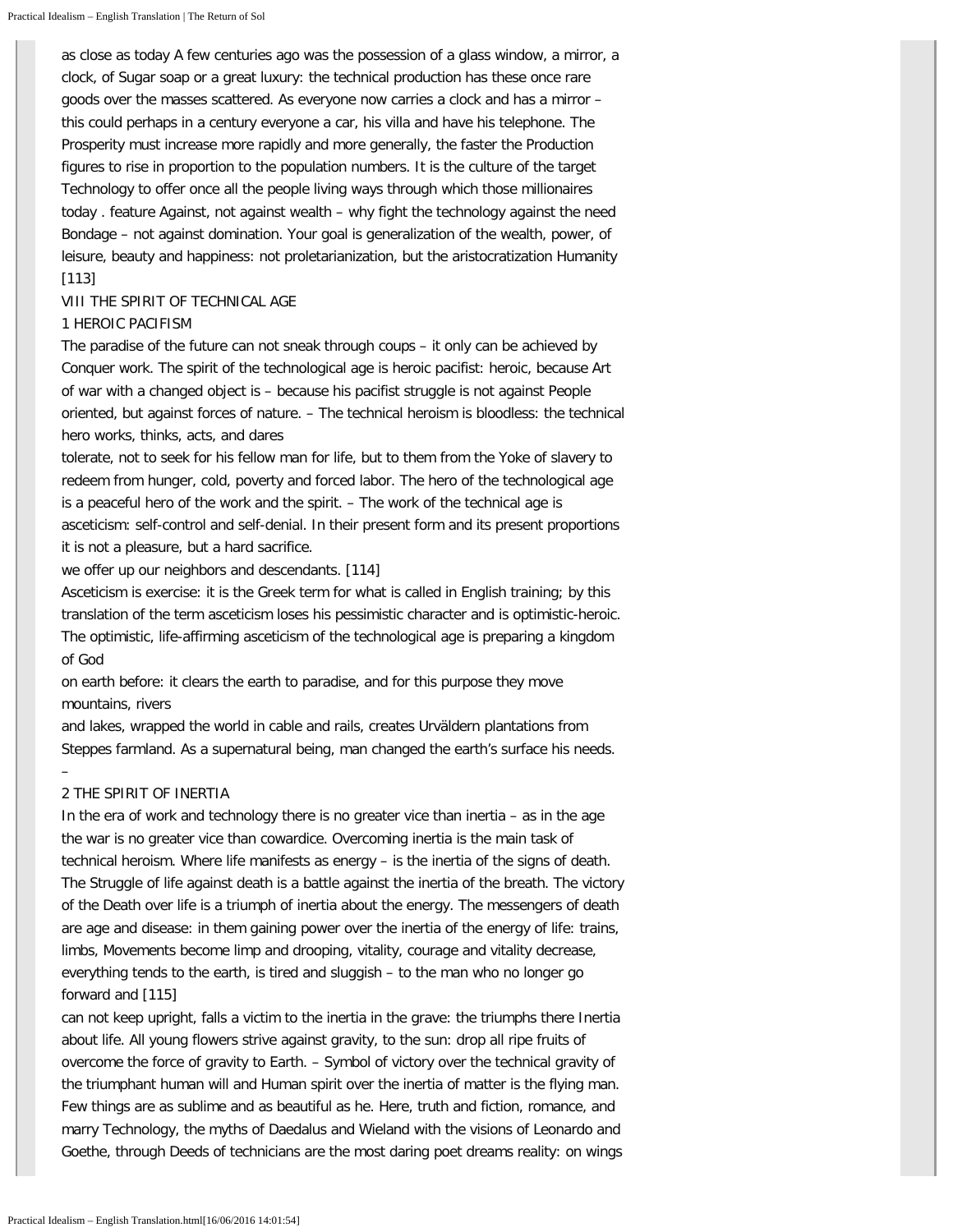as close as today A few centuries ago was the possession of a glass window, a mirror, a clock, of Sugar soap or a great luxury: the technical production has these once rare goods over the masses scattered. As everyone now carries a clock and has a mirror – this could perhaps in a century everyone a car, his villa and have his telephone. The Prosperity must increase more rapidly and more generally, the faster the Production figures to rise in proportion to the population numbers. It is the culture of the target Technology to offer once all the people living ways through which those millionaires today . feature Against, not against wealth – why fight the technology against the need Bondage – not against domination. Your goal is generalization of the wealth, power, of leisure, beauty and happiness: not proletarianization, but the aristocratization Humanity [113]

VIII THE SPIRIT OF TECHNICAL AGE

1 HEROIC PACIFISM

The paradise of the future can not sneak through coups – it only can be achieved by Conquer work. The spirit of the technological age is heroic pacifist: heroic, because Art of war with a changed object is – because his pacifist struggle is not against People oriented, but against forces of nature. – The technical heroism is bloodless: the technical hero works, thinks, acts, and dares

tolerate, not to seek for his fellow man for life, but to them from the Yoke of slavery to redeem from hunger, cold, poverty and forced labor. The hero of the technological age is a peaceful hero of the work and the spirit. – The work of the technical age is asceticism: self-control and self-denial. In their present form and its present proportions it is not a pleasure, but a hard sacrifice.

we offer up our neighbors and descendants. [114]

Asceticism is exercise: it is the Greek term for what is called in English training; by this translation of the term asceticism loses his pessimistic character and is optimistic-heroic. The optimistic, life-affirming asceticism of the technological age is preparing a kingdom of God

on earth before: it clears the earth to paradise, and for this purpose they move mountains, rivers

and lakes, wrapped the world in cable and rails, creates Urväldern plantations from Steppes farmland. As a supernatural being, man changed the earth's surface his needs.

–

2 THE SPIRIT OF INERTIA

In the era of work and technology there is no greater vice than inertia – as in the age the war is no greater vice than cowardice. Overcoming inertia is the main task of technical heroism. Where life manifests as energy – is the inertia of the signs of death. The Struggle of life against death is a battle against the inertia of the breath. The victory of the Death over life is a triumph of inertia about the energy. The messengers of death are age and disease: in them gaining power over the inertia of the energy of life: trains, limbs, Movements become limp and drooping, vitality, courage and vitality decrease, everything tends to the earth, is tired and sluggish – to the man who no longer go forward and [115]

can not keep upright, falls a victim to the inertia in the grave: the triumphs there Inertia about life. All young flowers strive against gravity, to the sun: drop all ripe fruits of overcome the force of gravity to Earth. – Symbol of victory over the technical gravity of the triumphant human will and Human spirit over the inertia of matter is the flying man. Few things are as sublime and as beautiful as he. Here, truth and fiction, romance, and marry Technology, the myths of Daedalus and Wieland with the visions of Leonardo and Goethe, through Deeds of technicians are the most daring poet dreams reality: on wings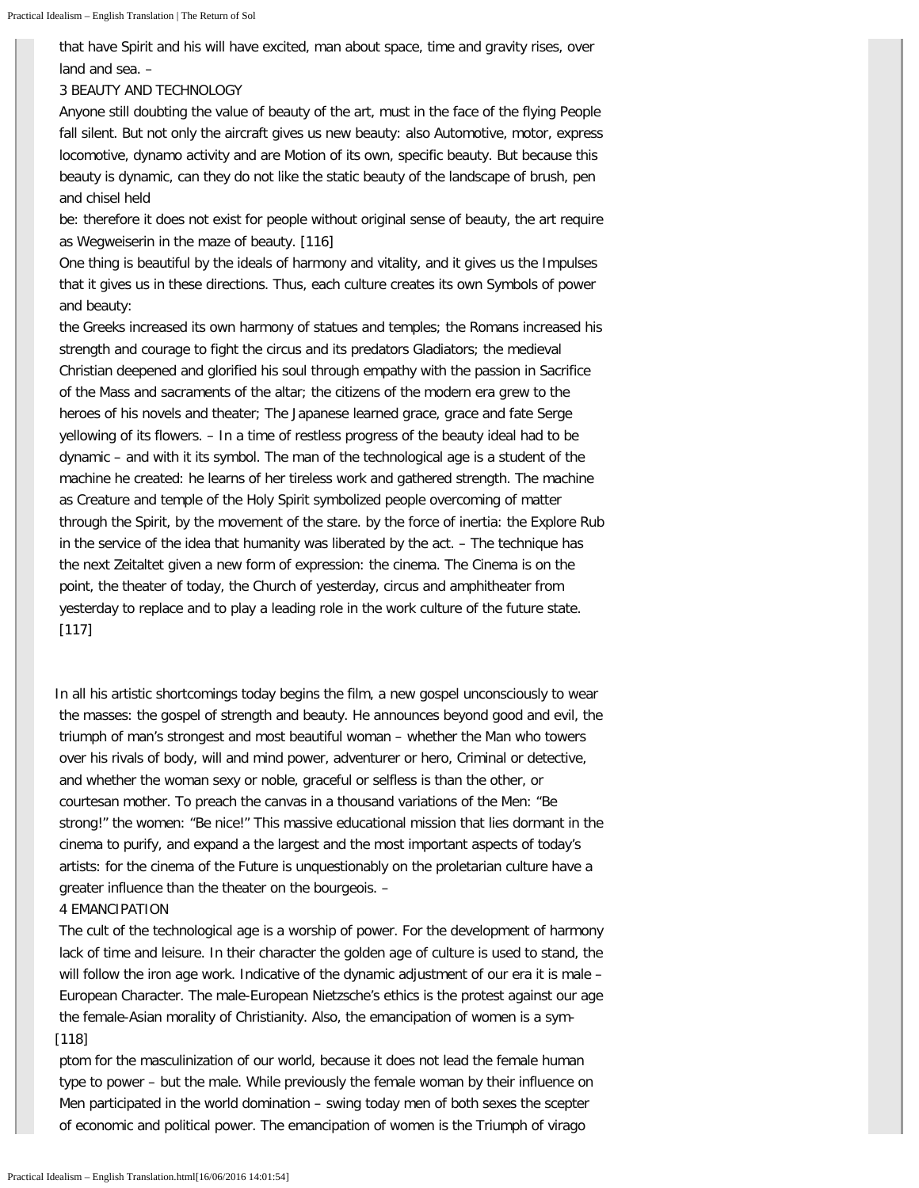that have Spirit and his will have excited, man about space, time and gravity rises, over land and sea. –

### 3 BEAUTY AND TECHNOLOGY

Anyone still doubting the value of beauty of the art, must in the face of the flying People fall silent. But not only the aircraft gives us new beauty: also Automotive, motor, express locomotive, dynamo activity and are Motion of its own, specific beauty. But because this beauty is dynamic, can they do not like the static beauty of the landscape of brush, pen and chisel held
be: therefore it does not exist for people without original sense of beauty, the art require as Wegweiserin in the maze of beauty. [116]

One thing is beautiful by the ideals of harmony and vitality, and it gives us the Impulses that it gives us in these directions. Thus, each culture creates its own Symbols of power and beauty:
the Greeks increased its own harmony of statues and temples; the Romans increased his strength and courage to fight the circus and its predators Gladiators; the medieval Christian deepened and glorified his soul through empathy with the passion in Sacrifice of the Mass and sacraments of the altar; the citizens of the modern era grew to the heroes of his novels and theater; The Japanese learned grace, grace and fate Serge yellowing of its flowers. – In a time of restless progress of the beauty ideal had to be dynamic – and with it its symbol. The man of the technological age is a student of the machine he created: he learns of her tireless work and gathered strength. The machine as Creature and temple of the Holy Spirit symbolized people overcoming of matter through the Spirit, by the movement of the stare. by the force of inertia: the Explore Rub in the service of the idea that humanity was liberated by the act. – The technique has the next Zeitaltet given a new form of expression: the cinema. The Cinema is on the point, the theater of today, the Church of yesterday, circus and amphitheater from yesterday to replace and to play a leading role in the work culture of the future state. [117]

In all his artistic shortcomings today begins the film, a new gospel unconsciously to wear the masses: the gospel of strength and beauty. He announces beyond good and evil, the triumph of man's strongest and most beautiful woman – whether the Man who towers over his rivals of body, will and mind power, adventurer or hero, Criminal or detective, and whether the woman sexy or noble, graceful or selfless is than the other, or courtesan mother. To preach the canvas in a thousand variations of the Men: "Be strong!" the women: "Be nice!" This massive educational mission that lies dormant in the cinema to purify, and expand a the largest and the most important aspects of today's artists: for the cinema of the Future is unquestionably on the proletarian culture have a greater influence than the theater on the bourgeois. –

### 4 EMANCIPATION

The cult of the technological age is a worship of power. For the development of harmony lack of time and leisure. In their character the golden age of culture is used to stand, the will follow the iron age work. Indicative of the dynamic adjustment of our era it is male – European Character. The male-European Nietzsche's ethics is the protest against our age the female-Asian morality of Christianity. Also, the emancipation of women is a sym-
[118]
ptom for the masculinization of our world, because it does not lead the female human type to power – but the male. While previously the female woman by their influence on Men participated in the world domination – swing today men of both sexes the scepter of economic and political power. The emancipation of women is the Triumph of virago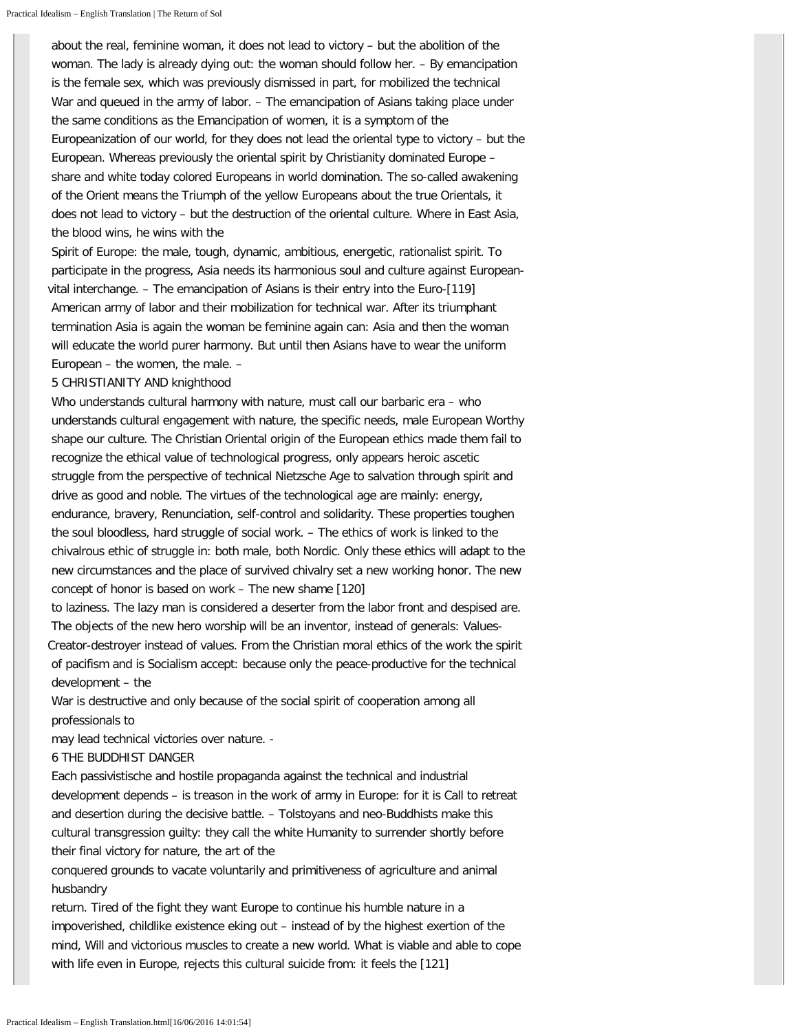about the real, feminine woman, it does not lead to victory – but the abolition of the woman. The lady is already dying out: the woman should follow her. – By emancipation is the female sex, which was previously dismissed in part, for mobilized the technical War and queued in the army of labor. – The emancipation of Asians taking place under the same conditions as the Emancipation of women, it is a symptom of the Europeanization of our world, for they does not lead the oriental type to victory – but the European. Whereas previously the oriental spirit by Christianity dominated Europe – share and white today colored Europeans in world domination. The so-called awakening of the Orient means the Triumph of the yellow Europeans about the true Orientals, it does not lead to victory – but the destruction of the oriental culture. Where in East Asia, the blood wins, he wins with the Spirit of Europe: the male, tough, dynamic, ambitious, energetic, rationalist spirit. To participate in the progress, Asia needs its harmonious soul and culture against European-vital interchange. – The emancipation of Asians is their entry into the Euro-[119] American army of labor and their mobilization for technical war. After its triumphant termination Asia is again the woman be feminine again can: Asia and then the woman will educate the world purer harmony. But until then Asians have to wear the uniform European – the women, the male. –

## 5 CHRISTIANITY AND knighthood

Who understands cultural harmony with nature, must call our barbaric era – who understands cultural engagement with nature, the specific needs, male European Worthy shape our culture. The Christian Oriental origin of the European ethics made them fail to recognize the ethical value of technological progress, only appears heroic ascetic struggle from the perspective of technical Nietzsche Age to salvation through spirit and drive as good and noble. The virtues of the technological age are mainly: energy, endurance, bravery, Renunciation, self-control and solidarity. These properties toughen the soul bloodless, hard struggle of social work. – The ethics of work is linked to the chivalrous ethic of struggle in: both male, both Nordic. Only these ethics will adapt to the new circumstances and the place of survived chivalry set a new working honor. The new concept of honor is based on work – The new shame [120] to laziness. The lazy man is considered a deserter from the labor front and despised are. The objects of the new hero worship will be an inventor, instead of generals: Values-Creator-destroyer instead of values. From the Christian moral ethics of the work the spirit of pacifism and is Socialism accept: because only the peace-productive for the technical development – the War is destructive and only because of the social spirit of cooperation among all professionals to may lead technical victories over nature. -

## 6 THE BUDDHIST DANGER

Each passivistische and hostile propaganda against the technical and industrial development depends – is treason in the work of army in Europe: for it is Call to retreat and desertion during the decisive battle. – Tolstoyans and neo-Buddhists make this cultural transgression guilty: they call the white Humanity to surrender shortly before their final victory for nature, the art of the conquered grounds to vacate voluntarily and primitiveness of agriculture and animal husbandry return. Tired of the fight they want Europe to continue his humble nature in a impoverished, childlike existence eking out – instead of by the highest exertion of the mind, Will and victorious muscles to create a new world. What is viable and able to cope with life even in Europe, rejects this cultural suicide from: it feels the [121]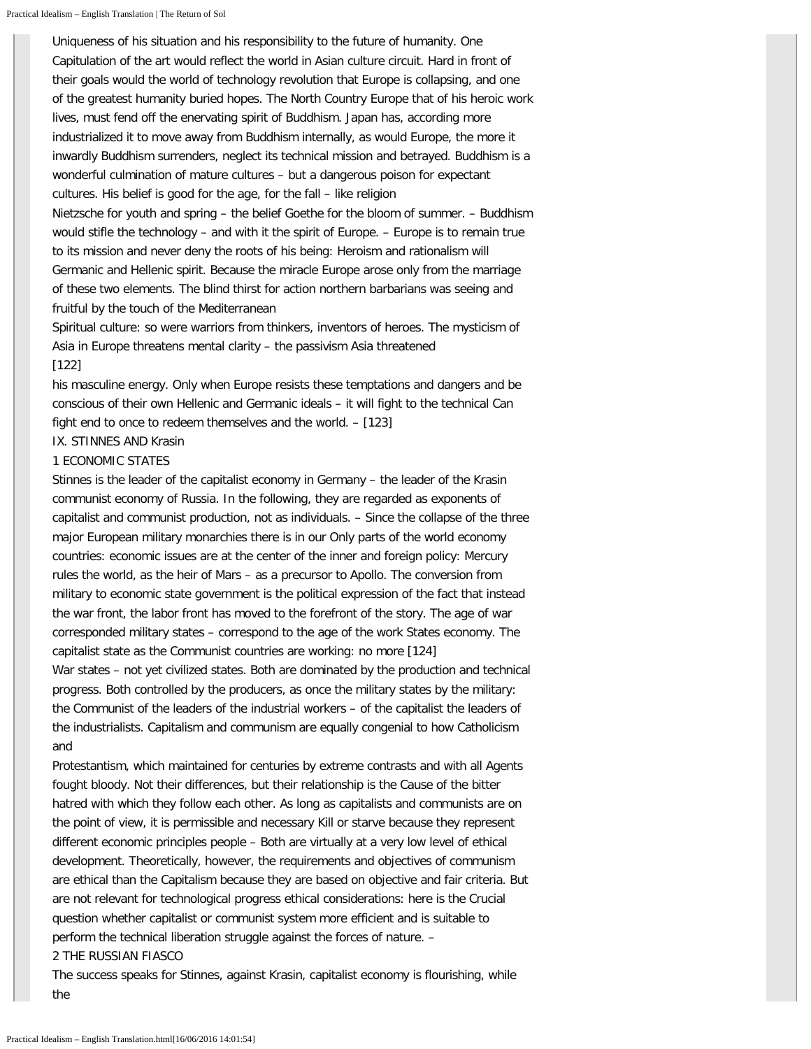Uniqueness of his situation and his responsibility to the future of humanity. One Capitulation of the art would reflect the world in Asian culture circuit. Hard in front of their goals would the world of technology revolution that Europe is collapsing, and one of the greatest humanity buried hopes. The North Country Europe that of his heroic work lives, must fend off the enervating spirit of Buddhism. Japan has, according more industrialized it to move away from Buddhism internally, as would Europe, the more it inwardly Buddhism surrenders, neglect its technical mission and betrayed. Buddhism is a wonderful culmination of mature cultures – but a dangerous poison for expectant cultures. His belief is good for the age, for the fall – like religion
Nietzsche for youth and spring – the belief Goethe for the bloom of summer. – Buddhism would stifle the technology – and with it the spirit of Europe. – Europe is to remain true to its mission and never deny the roots of his being: Heroism and rationalism will Germanic and Hellenic spirit. Because the miracle Europe arose only from the marriage of these two elements. The blind thirst for action northern barbarians was seeing and fruitful by the touch of the Mediterranean
Spiritual culture: so were warriors from thinkers, inventors of heroes. The mysticism of Asia in Europe threatens mental clarity – the passivism Asia threatened
[122]
his masculine energy. Only when Europe resists these temptations and dangers and be conscious of their own Hellenic and Germanic ideals – it will fight to the technical Can fight end to once to redeem themselves and the world. – [123]

# IX. STINNES AND Krasin

## 1 ECONOMIC STATES

Stinnes is the leader of the capitalist economy in Germany – the leader of the Krasin communist economy of Russia. In the following, they are regarded as exponents of capitalist and communist production, not as individuals. – Since the collapse of the three major European military monarchies there is in our Only parts of the world economy countries: economic issues are at the center of the inner and foreign policy: Mercury rules the world, as the heir of Mars – as a precursor to Apollo. The conversion from military to economic state government is the political expression of the fact that instead the war front, the labor front has moved to the forefront of the story. The age of war corresponded military states – correspond to the age of the work States economy. The capitalist state as the Communist countries are working: no more [124]
War states – not yet civilized states. Both are dominated by the production and technical progress. Both controlled by the producers, as once the military states by the military: the Communist of the leaders of the industrial workers – of the capitalist the leaders of the industrialists. Capitalism and communism are equally congenial to how Catholicism and
Protestantism, which maintained for centuries by extreme contrasts and with all Agents fought bloody. Not their differences, but their relationship is the Cause of the bitter hatred with which they follow each other. As long as capitalists and communists are on the point of view, it is permissible and necessary Kill or starve because they represent different economic principles people – Both are virtually at a very low level of ethical development. Theoretically, however, the requirements and objectives of communism are ethical than the Capitalism because they are based on objective and fair criteria. But are not relevant for technological progress ethical considerations: here is the Crucial question whether capitalist or communist system more efficient and is suitable to perform the technical liberation struggle against the forces of nature. –

## 2 THE RUSSIAN FIASCO

The success speaks for Stinnes, against Krasin, capitalist economy is flourishing, while the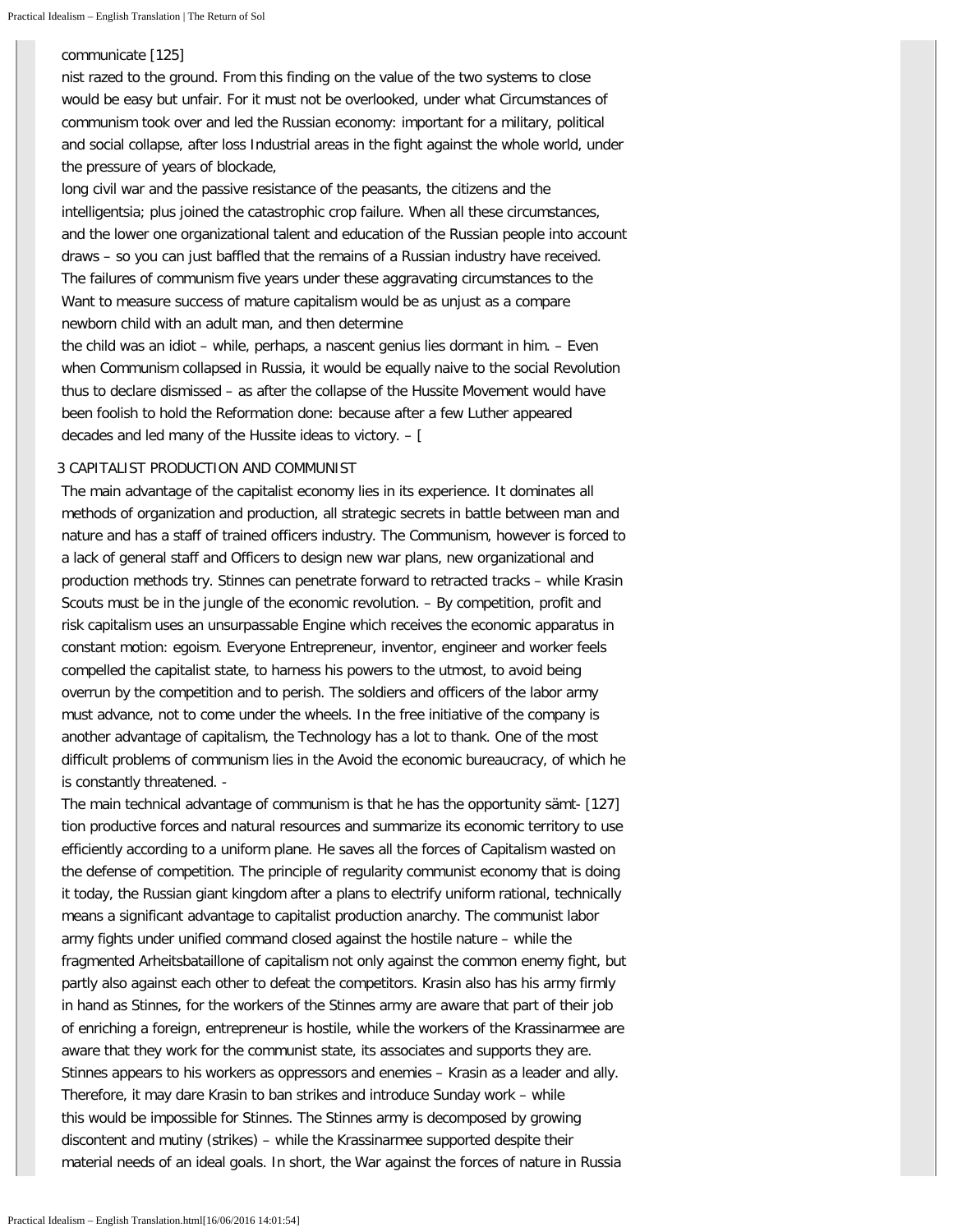communicate [125]

nist razed to the ground. From this finding on the value of the two systems to close would be easy but unfair. For it must not be overlooked, under what Circumstances of communism took over and led the Russian economy: important for a military, political and social collapse, after loss Industrial areas in the fight against the whole world, under the pressure of years of blockade,

long civil war and the passive resistance of the peasants, the citizens and the intelligentsia; plus joined the catastrophic crop failure. When all these circumstances, and the lower one organizational talent and education of the Russian people into account draws – so you can just baffled that the remains of a Russian industry have received. The failures of communism five years under these aggravating circumstances to the Want to measure success of mature capitalism would be as unjust as a compare newborn child with an adult man, and then determine

the child was an idiot – while, perhaps, a nascent genius lies dormant in him. – Even when Communism collapsed in Russia, it would be equally naive to the social Revolution thus to declare dismissed – as after the collapse of the Hussite Movement would have been foolish to hold the Reformation done: because after a few Luther appeared decades and led many of the Hussite ideas to victory. – [

3 CAPITALIST PRODUCTION AND COMMUNIST

The main advantage of the capitalist economy lies in its experience. It dominates all methods of organization and production, all strategic secrets in battle between man and nature and has a staff of trained officers industry. The Communism, however is forced to a lack of general staff and Officers to design new war plans, new organizational and production methods try. Stinnes can penetrate forward to retracted tracks – while Krasin Scouts must be in the jungle of the economic revolution. – By competition, profit and risk capitalism uses an unsurpassable Engine which receives the economic apparatus in constant motion: egoism. Everyone Entrepreneur, inventor, engineer and worker feels compelled the capitalist state, to harness his powers to the utmost, to avoid being overrun by the competition and to perish. The soldiers and officers of the labor army must advance, not to come under the wheels. In the free initiative of the company is another advantage of capitalism, the Technology has a lot to thank. One of the most difficult problems of communism lies in the Avoid the economic bureaucracy, of which he is constantly threatened. -

The main technical advantage of communism is that he has the opportunity sämt- [127] tion productive forces and natural resources and summarize its economic territory to use efficiently according to a uniform plane. He saves all the forces of Capitalism wasted on the defense of competition. The principle of regularity communist economy that is doing it today, the Russian giant kingdom after a plans to electrify uniform rational, technically means a significant advantage to capitalist production anarchy. The communist labor army fights under unified command closed against the hostile nature – while the fragmented Arheitsbataillone of capitalism not only against the common enemy fight, but partly also against each other to defeat the competitors. Krasin also has his army firmly in hand as Stinnes, for the workers of the Stinnes army are aware that part of their job of enriching a foreign, entrepreneur is hostile, while the workers of the Krassinarmee are aware that they work for the communist state, its associates and supports they are. Stinnes appears to his workers as oppressors and enemies – Krasin as a leader and ally. Therefore, it may dare Krasin to ban strikes and introduce Sunday work – while this would be impossible for Stinnes. The Stinnes army is decomposed by growing discontent and mutiny (strikes) – while the Krassinarmee supported despite their material needs of an ideal goals. In short, the War against the forces of nature in Russia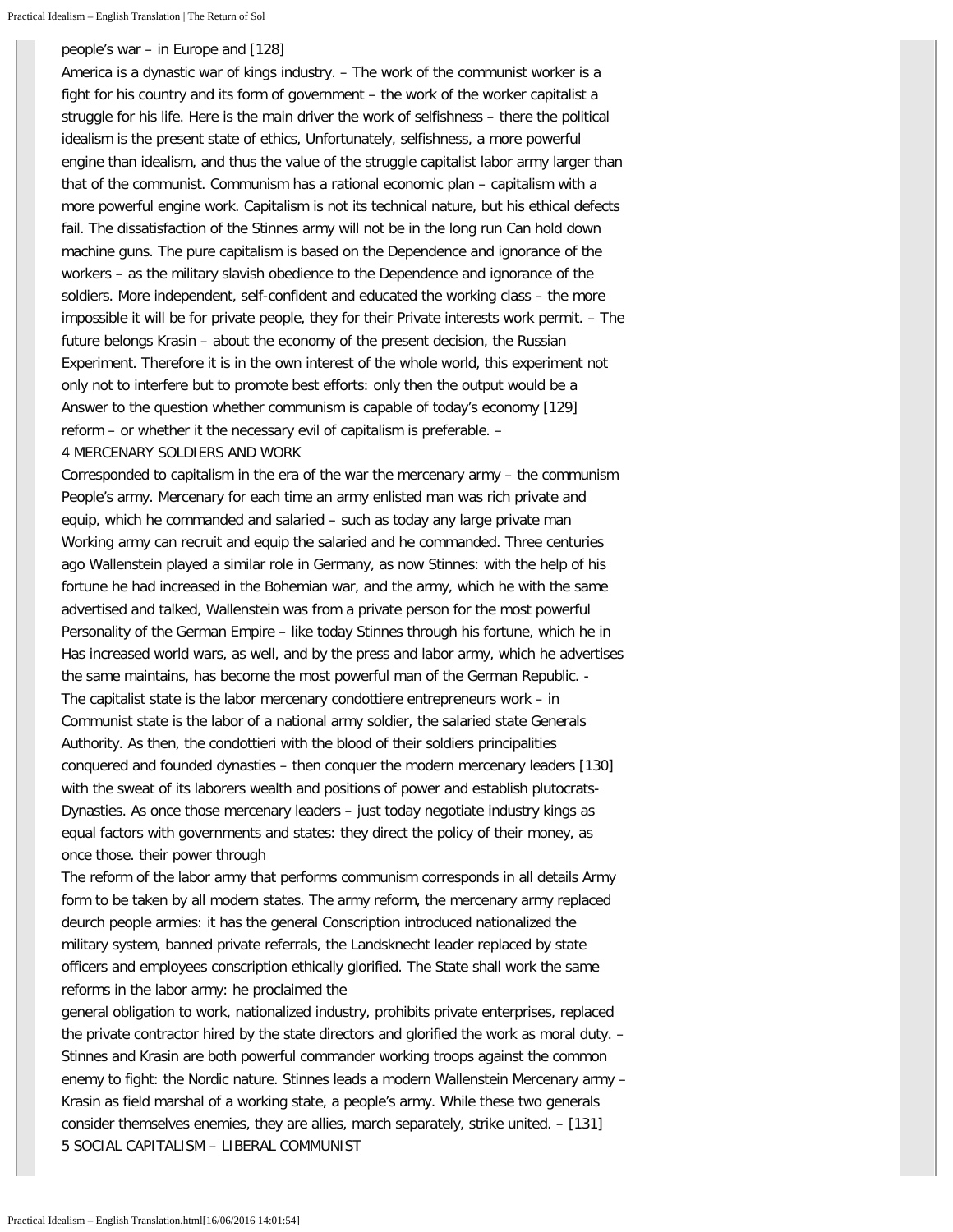people's war – in Europe and [128]
America is a dynastic war of kings industry. – The work of the communist worker is a fight for his country and its form of government – the work of the worker capitalist a struggle for his life. Here is the main driver the work of selfishness – there the political idealism is the present state of ethics, Unfortunately, selfishness, a more powerful engine than idealism, and thus the value of the struggle capitalist labor army larger than that of the communist. Communism has a rational economic plan – capitalism with a more powerful engine work. Capitalism is not its technical nature, but his ethical defects fail. The dissatisfaction of the Stinnes army will not be in the long run Can hold down machine guns. The pure capitalism is based on the Dependence and ignorance of the workers – as the military slavish obedience to the Dependence and ignorance of the soldiers. More independent, self-confident and educated the working class – the more impossible it will be for private people, they for their Private interests work permit. – The future belongs Krasin – about the economy of the present decision, the Russian Experiment. Therefore it is in the own interest of the whole world, this experiment not only not to interfere but to promote best efforts: only then the output would be a Answer to the question whether communism is capable of today's economy [129] reform – or whether it the necessary evil of capitalism is preferable. –

4 MERCENARY SOLDIERS AND WORK

Corresponded to capitalism in the era of the war the mercenary army – the communism People's army. Mercenary for each time an army enlisted man was rich private and equip, which he commanded and salaried – such as today any large private man Working army can recruit and equip the salaried and he commanded. Three centuries ago Wallenstein played a similar role in Germany, as now Stinnes: with the help of his fortune he had increased in the Bohemian war, and the army, which he with the same advertised and talked, Wallenstein was from a private person for the most powerful Personality of the German Empire – like today Stinnes through his fortune, which he in Has increased world wars, as well, and by the press and labor army, which he advertises the same maintains, has become the most powerful man of the German Republic. -
The capitalist state is the labor mercenary condottiere entrepreneurs work – in Communist state is the labor of a national army soldier, the salaried state Generals Authority. As then, the condottieri with the blood of their soldiers principalities conquered and founded dynasties – then conquer the modern mercenary leaders [130] with the sweat of its laborers wealth and positions of power and establish plutocrats-Dynasties. As once those mercenary leaders – just today negotiate industry kings as equal factors with governments and states: they direct the policy of their money, as once those. their power through
The reform of the labor army that performs communism corresponds in all details Army form to be taken by all modern states. The army reform, the mercenary army replaced deurch people armies: it has the general Conscription introduced nationalized the military system, banned private referrals, the Landsknecht leader replaced by state officers and employees conscription ethically glorified. The State shall work the same reforms in the labor army: he proclaimed the
general obligation to work, nationalized industry, prohibits private enterprises, replaced the private contractor hired by the state directors and glorified the work as moral duty. – Stinnes and Krasin are both powerful commander working troops against the common enemy to fight: the Nordic nature. Stinnes leads a modern Wallenstein Mercenary army – Krasin as field marshal of a working state, a people's army. While these two generals consider themselves enemies, they are allies, march separately, strike united. – [131]

5 SOCIAL CAPITALISM – LIBERAL COMMUNIST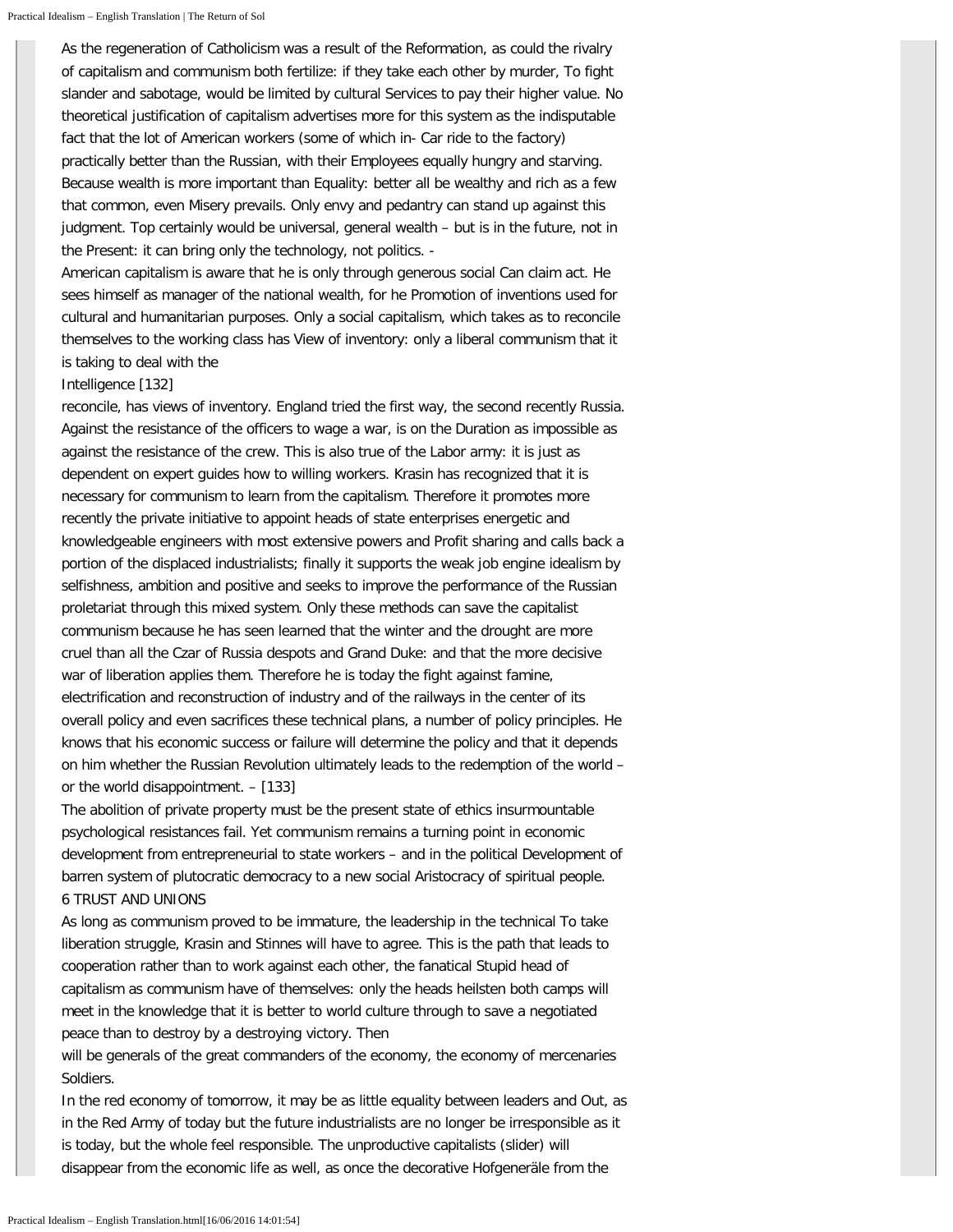As the regeneration of Catholicism was a result of the Reformation, as could the rivalry of capitalism and communism both fertilize: if they take each other by murder, To fight slander and sabotage, would be limited by cultural Services to pay their higher value. No theoretical justification of capitalism advertises more for this system as the indisputable fact that the lot of American workers (some of which in- Car ride to the factory) practically better than the Russian, with their Employees equally hungry and starving. Because wealth is more important than Equality: better all be wealthy and rich as a few that common, even Misery prevails. Only envy and pedantry can stand up against this judgment. Top certainly would be universal, general wealth – but is in the future, not in the Present: it can bring only the technology, not politics. -

American capitalism is aware that he is only through generous social Can claim act. He sees himself as manager of the national wealth, for he Promotion of inventions used for cultural and humanitarian purposes. Only a social capitalism, which takes as to reconcile themselves to the working class has View of inventory: only a liberal communism that it is taking to deal with the

Intelligence [132]

reconcile, has views of inventory. England tried the first way, the second recently Russia. Against the resistance of the officers to wage a war, is on the Duration as impossible as against the resistance of the crew. This is also true of the Labor army: it is just as dependent on expert guides how to willing workers. Krasin has recognized that it is necessary for communism to learn from the capitalism. Therefore it promotes more recently the private initiative to appoint heads of state enterprises energetic and knowledgeable engineers with most extensive powers and Profit sharing and calls back a portion of the displaced industrialists; finally it supports the weak job engine idealism by selfishness, ambition and positive and seeks to improve the performance of the Russian proletariat through this mixed system. Only these methods can save the capitalist communism because he has seen learned that the winter and the drought are more cruel than all the Czar of Russia despots and Grand Duke: and that the more decisive war of liberation applies them. Therefore he is today the fight against famine, electrification and reconstruction of industry and of the railways in the center of its overall policy and even sacrifices these technical plans, a number of policy principles. He knows that his economic success or failure will determine the policy and that it depends on him whether the Russian Revolution ultimately leads to the redemption of the world – or the world disappointment. – [133]

The abolition of private property must be the present state of ethics insurmountable psychological resistances fail. Yet communism remains a turning point in economic development from entrepreneurial to state workers – and in the political Development of barren system of plutocratic democracy to a new social Aristocracy of spiritual people.

## 6 TRUST AND UNIONS

As long as communism proved to be immature, the leadership in the technical To take liberation struggle, Krasin and Stinnes will have to agree. This is the path that leads to cooperation rather than to work against each other, the fanatical Stupid head of capitalism as communism have of themselves: only the heads heilsten both camps will meet in the knowledge that it is better to world culture through to save a negotiated peace than to destroy by a destroying victory. Then

will be generals of the great commanders of the economy, the economy of mercenaries Soldiers.

In the red economy of tomorrow, it may be as little equality between leaders and Out, as in the Red Army of today but the future industrialists are no longer be irresponsible as it is today, but the whole feel responsible. The unproductive capitalists (slider) will disappear from the economic life as well, as once the decorative Hofgeneräle from the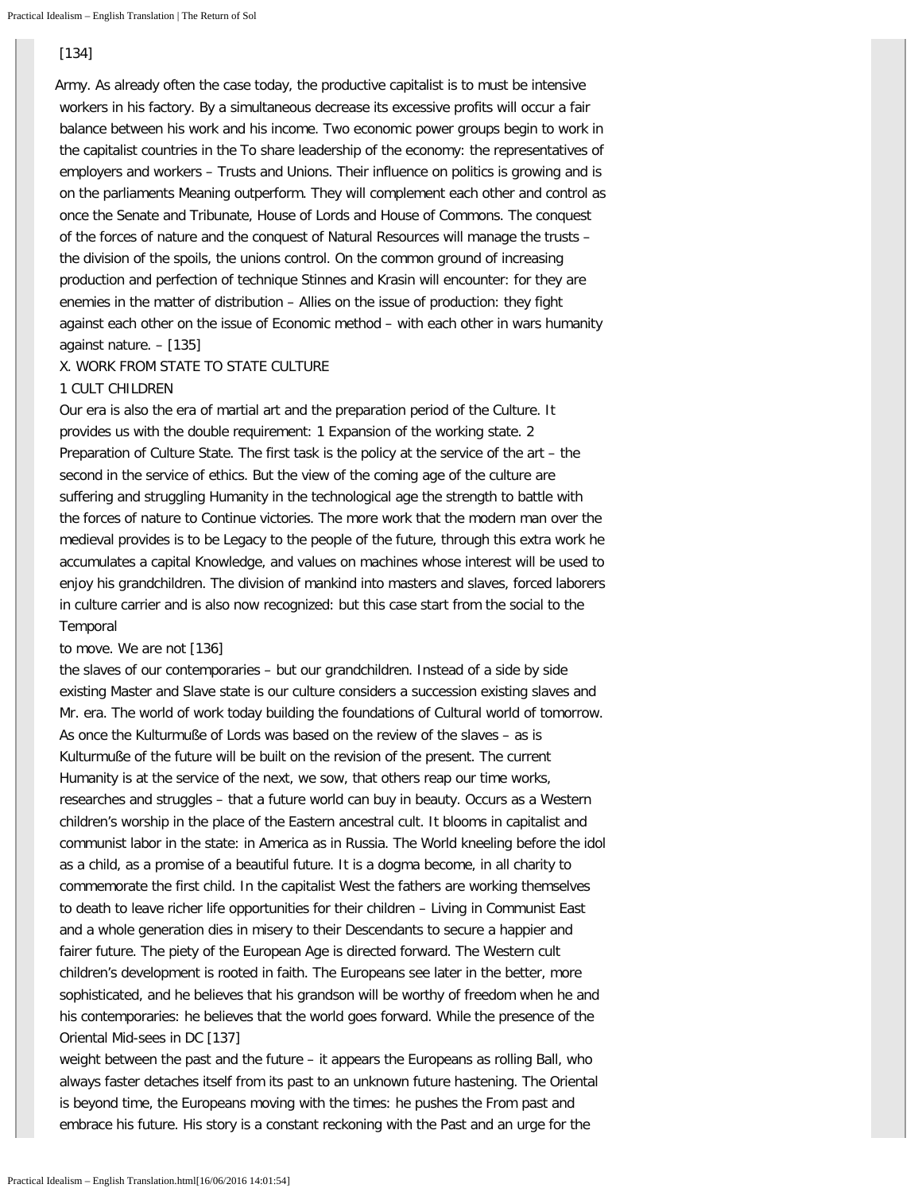[134]

Army. As already often the case today, the productive capitalist is to must be intensive workers in his factory. By a simultaneous decrease its excessive profits will occur a fair balance between his work and his income. Two economic power groups begin to work in the capitalist countries in the To share leadership of the economy: the representatives of employers and workers – Trusts and Unions. Their influence on politics is growing and is on the parliaments Meaning outperform. They will complement each other and control as once the Senate and Tribunate, House of Lords and House of Commons. The conquest of the forces of nature and the conquest of Natural Resources will manage the trusts – the division of the spoils, the unions control. On the common ground of increasing production and perfection of technique Stinnes and Krasin will encounter: for they are enemies in the matter of distribution – Allies on the issue of production: they fight against each other on the issue of Economic method – with each other in wars humanity against nature. – [135]

X. WORK FROM STATE TO STATE CULTURE

1 CULT CHILDREN

Our era is also the era of martial art and the preparation period of the Culture. It provides us with the double requirement: 1 Expansion of the working state. 2 Preparation of Culture State. The first task is the policy at the service of the art – the second in the service of ethics. But the view of the coming age of the culture are suffering and struggling Humanity in the technological age the strength to battle with the forces of nature to Continue victories. The more work that the modern man over the medieval provides is to be Legacy to the people of the future, through this extra work he accumulates a capital Knowledge, and values on machines whose interest will be used to enjoy his grandchildren. The division of mankind into masters and slaves, forced laborers in culture carrier and is also now recognized: but this case start from the social to the Temporal

to move. We are not [136]

the slaves of our contemporaries – but our grandchildren. Instead of a side by side existing Master and Slave state is our culture considers a succession existing slaves and Mr. era. The world of work today building the foundations of Cultural world of tomorrow. As once the Kulturmuße of Lords was based on the review of the slaves – as is Kulturmuße of the future will be built on the revision of the present. The current Humanity is at the service of the next, we sow, that others reap our time works, researches and struggles – that a future world can buy in beauty. Occurs as a Western children's worship in the place of the Eastern ancestral cult. It blooms in capitalist and communist labor in the state: in America as in Russia. The World kneeling before the idol as a child, as a promise of a beautiful future. It is a dogma become, in all charity to commemorate the first child. In the capitalist West the fathers are working themselves to death to leave richer life opportunities for their children – Living in Communist East and a whole generation dies in misery to their Descendants to secure a happier and fairer future. The piety of the European Age is directed forward. The Western cult children's development is rooted in faith. The Europeans see later in the better, more sophisticated, and he believes that his grandson will be worthy of freedom when he and his contemporaries: he believes that the world goes forward. While the presence of the Oriental Mid-sees in DC [137]

weight between the past and the future – it appears the Europeans as rolling Ball, who always faster detaches itself from its past to an unknown future hastening. The Oriental is beyond time, the Europeans moving with the times: he pushes the From past and embrace his future. His story is a constant reckoning with the Past and an urge for the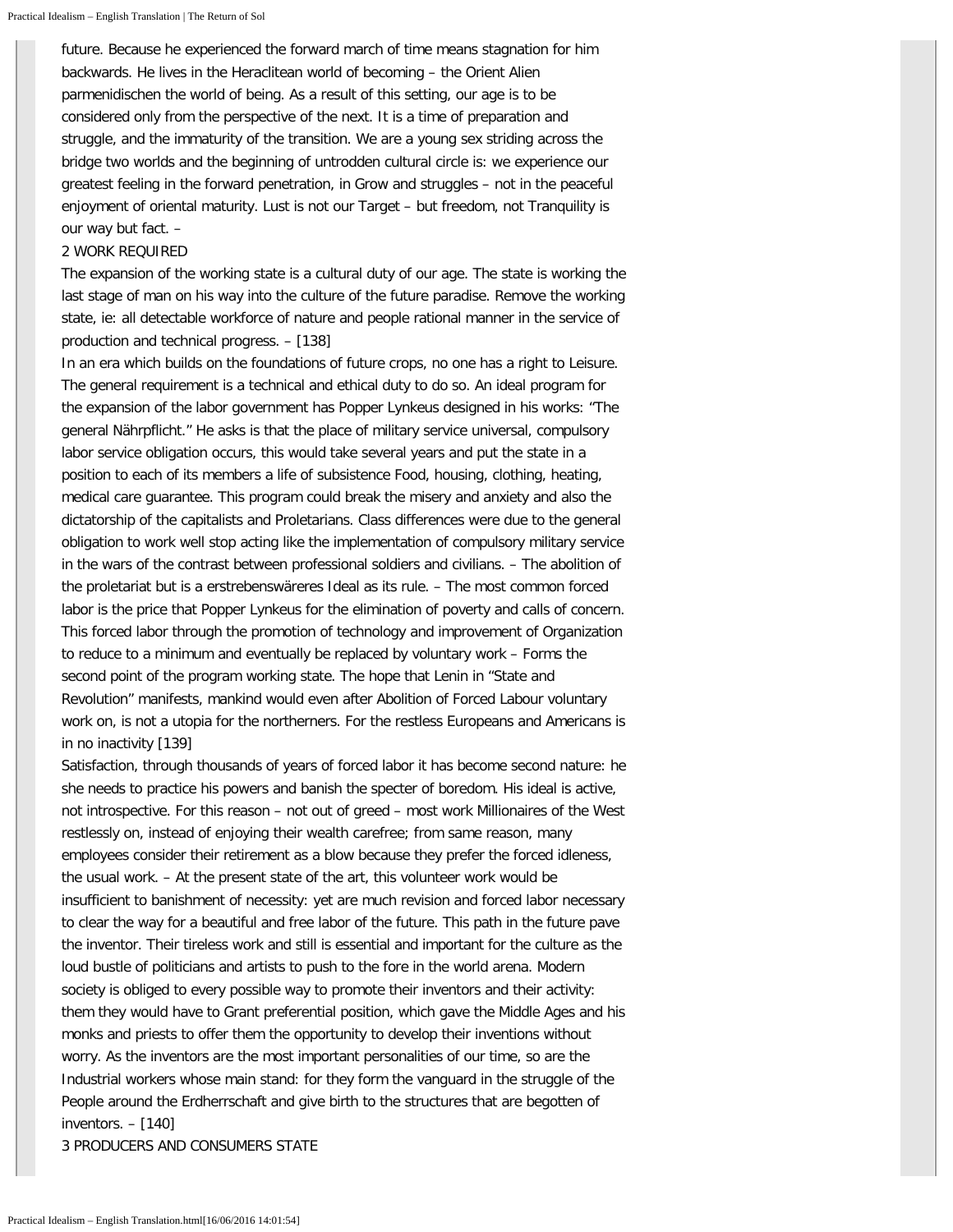future. Because he experienced the forward march of time means stagnation for him backwards. He lives in the Heraclitean world of becoming – the Orient Alien parmenidischen the world of being. As a result of this setting, our age is to be considered only from the perspective of the next. It is a time of preparation and struggle, and the immaturity of the transition. We are a young sex striding across the bridge two worlds and the beginning of untrodden cultural circle is: we experience our greatest feeling in the forward penetration, in Grow and struggles – not in the peaceful enjoyment of oriental maturity. Lust is not our Target – but freedom, not Tranquility is our way but fact. –

## 2 WORK REQUIRED

The expansion of the working state is a cultural duty of our age. The state is working the last stage of man on his way into the culture of the future paradise. Remove the working state, ie: all detectable workforce of nature and people rational manner in the service of production and technical progress. – [138]

In an era which builds on the foundations of future crops, no one has a right to Leisure. The general requirement is a technical and ethical duty to do so. An ideal program for the expansion of the labor government has Popper Lynkeus designed in his works: "The general Nährpflicht." He asks is that the place of military service universal, compulsory labor service obligation occurs, this would take several years and put the state in a position to each of its members a life of subsistence Food, housing, clothing, heating, medical care guarantee. This program could break the misery and anxiety and also the dictatorship of the capitalists and Proletarians. Class differences were due to the general obligation to work well stop acting like the implementation of compulsory military service in the wars of the contrast between professional soldiers and civilians. – The abolition of the proletariat but is a erstrebenswäreres Ideal as its rule. – The most common forced labor is the price that Popper Lynkeus for the elimination of poverty and calls of concern. This forced labor through the promotion of technology and improvement of Organization to reduce to a minimum and eventually be replaced by voluntary work – Forms the second point of the program working state. The hope that Lenin in "State and Revolution" manifests, mankind would even after Abolition of Forced Labour voluntary work on, is not a utopia for the northerners. For the restless Europeans and Americans is in no inactivity [139]

Satisfaction, through thousands of years of forced labor it has become second nature: he she needs to practice his powers and banish the specter of boredom. His ideal is active, not introspective. For this reason – not out of greed – most work Millionaires of the West restlessly on, instead of enjoying their wealth carefree; from same reason, many employees consider their retirement as a blow because they prefer the forced idleness, the usual work. – At the present state of the art, this volunteer work would be insufficient to banishment of necessity: yet are much revision and forced labor necessary to clear the way for a beautiful and free labor of the future. This path in the future pave the inventor. Their tireless work and still is essential and important for the culture as the loud bustle of politicians and artists to push to the fore in the world arena. Modern society is obliged to every possible way to promote their inventors and their activity: them they would have to Grant preferential position, which gave the Middle Ages and his monks and priests to offer them the opportunity to develop their inventions without worry. As the inventors are the most important personalities of our time, so are the Industrial workers whose main stand: for they form the vanguard in the struggle of the People around the Erdherrschaft and give birth to the structures that are begotten of inventors. – [140]

## 3 PRODUCERS AND CONSUMERS STATE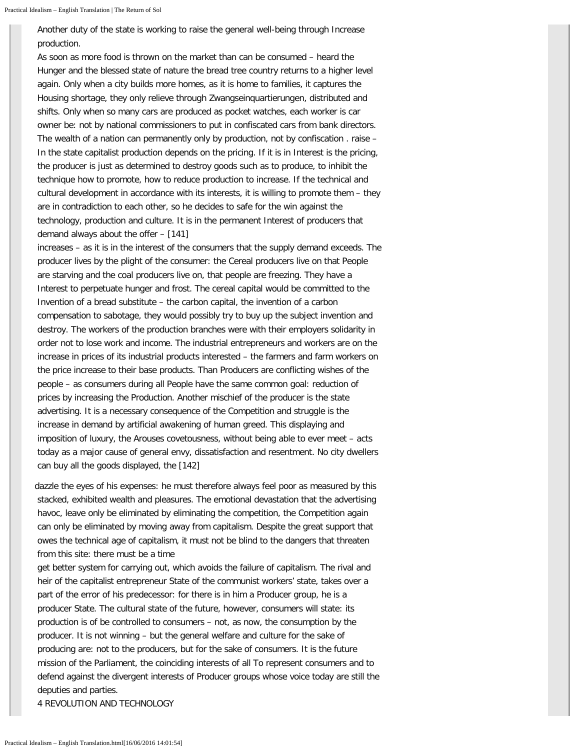Another duty of the state is working to raise the general well-being through Increase production.

As soon as more food is thrown on the market than can be consumed – heard the Hunger and the blessed state of nature the bread tree country returns to a higher level again. Only when a city builds more homes, as it is home to families, it captures the Housing shortage, they only relieve through Zwangseinquartierungen, distributed and shifts. Only when so many cars are produced as pocket watches, each worker is car owner be: not by national commissioners to put in confiscated cars from bank directors. The wealth of a nation can permanently only by production, not by confiscation . raise – In the state capitalist production depends on the pricing. If it is in Interest is the pricing, the producer is just as determined to destroy goods such as to produce, to inhibit the technique how to promote, how to reduce production to increase. If the technical and cultural development in accordance with its interests, it is willing to promote them – they are in contradiction to each other, so he decides to safe for the win against the technology, production and culture. It is in the permanent Interest of producers that demand always about the offer – [141]

increases – as it is in the interest of the consumers that the supply demand exceeds. The producer lives by the plight of the consumer: the Cereal producers live on that People are starving and the coal producers live on, that people are freezing. They have a Interest to perpetuate hunger and frost. The cereal capital would be committed to the Invention of a bread substitute – the carbon capital, the invention of a carbon compensation to sabotage, they would possibly try to buy up the subject invention and destroy. The workers of the production branches were with their employers solidarity in order not to lose work and income. The industrial entrepreneurs and workers are on the increase in prices of its industrial products interested – the farmers and farm workers on the price increase to their base products. Than Producers are conflicting wishes of the people – as consumers during all People have the same common goal: reduction of prices by increasing the Production. Another mischief of the producer is the state advertising. It is a necessary consequence of the Competition and struggle is the increase in demand by artificial awakening of human greed. This displaying and imposition of luxury, the Arouses covetousness, without being able to ever meet – acts today as a major cause of general envy, dissatisfaction and resentment. No city dwellers can buy all the goods displayed, the [142]

dazzle the eyes of his expenses: he must therefore always feel poor as measured by this stacked, exhibited wealth and pleasures. The emotional devastation that the advertising havoc, leave only be eliminated by eliminating the competition, the Competition again can only be eliminated by moving away from capitalism. Despite the great support that owes the technical age of capitalism, it must not be blind to the dangers that threaten from this site: there must be a time

get better system for carrying out, which avoids the failure of capitalism. The rival and heir of the capitalist entrepreneur State of the communist workers' state, takes over a part of the error of his predecessor: for there is in him a Producer group, he is a producer State. The cultural state of the future, however, consumers will state: its production is of be controlled to consumers – not, as now, the consumption by the producer. It is not winning – but the general welfare and culture for the sake of producing are: not to the producers, but for the sake of consumers. It is the future mission of the Parliament, the coinciding interests of all To represent consumers and to defend against the divergent interests of Producer groups whose voice today are still the deputies and parties.

4 REVOLUTION AND TECHNOLOGY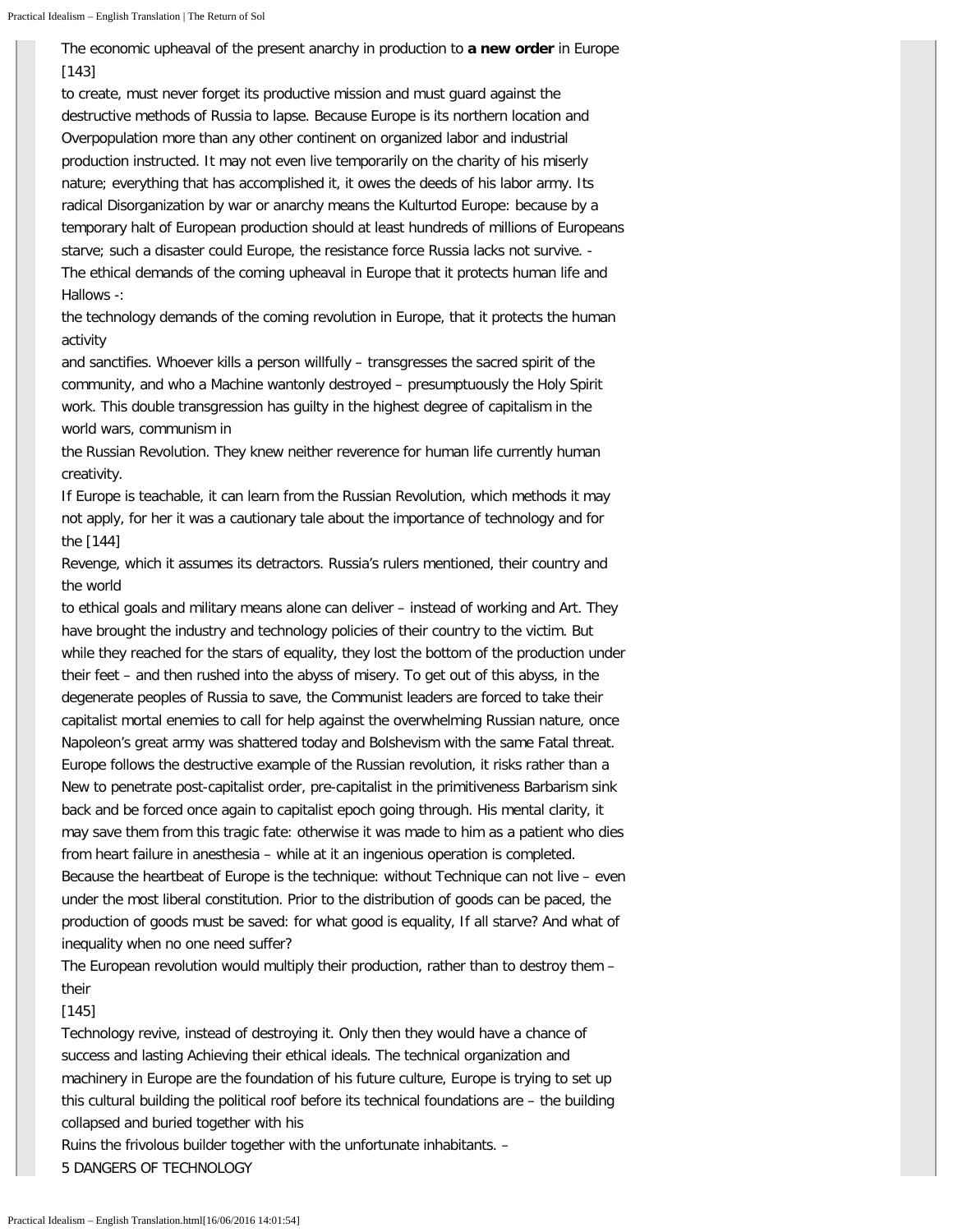The economic upheaval of the present anarchy in production to **a new order** in Europe [143]
to create, must never forget its productive mission and must guard against the destructive methods of Russia to lapse. Because Europe is its northern location and Overpopulation more than any other continent on organized labor and industrial production instructed. It may not even live temporarily on the charity of his miserly nature; everything that has accomplished it, it owes the deeds of his labor army. Its radical Disorganization by war or anarchy means the Kulturtod Europe: because by a temporary halt of European production should at least hundreds of millions of Europeans starve; such a disaster could Europe, the resistance force Russia lacks not survive. -
The ethical demands of the coming upheaval in Europe that it protects human life and Hallows -:
the technology demands of the coming revolution in Europe, that it protects the human activity
and sanctifies. Whoever kills a person willfully – transgresses the sacred spirit of the community, and who a Machine wantonly destroyed – presumptuously the Holy Spirit work. This double transgression has guilty in the highest degree of capitalism in the world wars, communism in
the Russian Revolution. They knew neither reverence for human life currently human creativity.
If Europe is teachable, it can learn from the Russian Revolution, which methods it may not apply, for her it was a cautionary tale about the importance of technology and for the [144]
Revenge, which it assumes its detractors. Russia's rulers mentioned, their country and the world
to ethical goals and military means alone can deliver – instead of working and Art. They have brought the industry and technology policies of their country to the victim. But while they reached for the stars of equality, they lost the bottom of the production under their feet – and then rushed into the abyss of misery. To get out of this abyss, in the degenerate peoples of Russia to save, the Communist leaders are forced to take their capitalist mortal enemies to call for help against the overwhelming Russian nature, once Napoleon's great army was shattered today and Bolshevism with the same Fatal threat. Europe follows the destructive example of the Russian revolution, it risks rather than a New to penetrate post-capitalist order, pre-capitalist in the primitiveness Barbarism sink back and be forced once again to capitalist epoch going through. His mental clarity, it may save them from this tragic fate: otherwise it was made to him as a patient who dies from heart failure in anesthesia – while at it an ingenious operation is completed. Because the heartbeat of Europe is the technique: without Technique can not live – even under the most liberal constitution. Prior to the distribution of goods can be paced, the production of goods must be saved: for what good is equality, If all starve? And what of inequality when no one need suffer?
The European revolution would multiply their production, rather than to destroy them – their
[145]
Technology revive, instead of destroying it. Only then they would have a chance of success and lasting Achieving their ethical ideals. The technical organization and machinery in Europe are the foundation of his future culture, Europe is trying to set up this cultural building the political roof before its technical foundations are – the building collapsed and buried together with his
Ruins the frivolous builder together with the unfortunate inhabitants. –

5 DANGERS OF TECHNOLOGY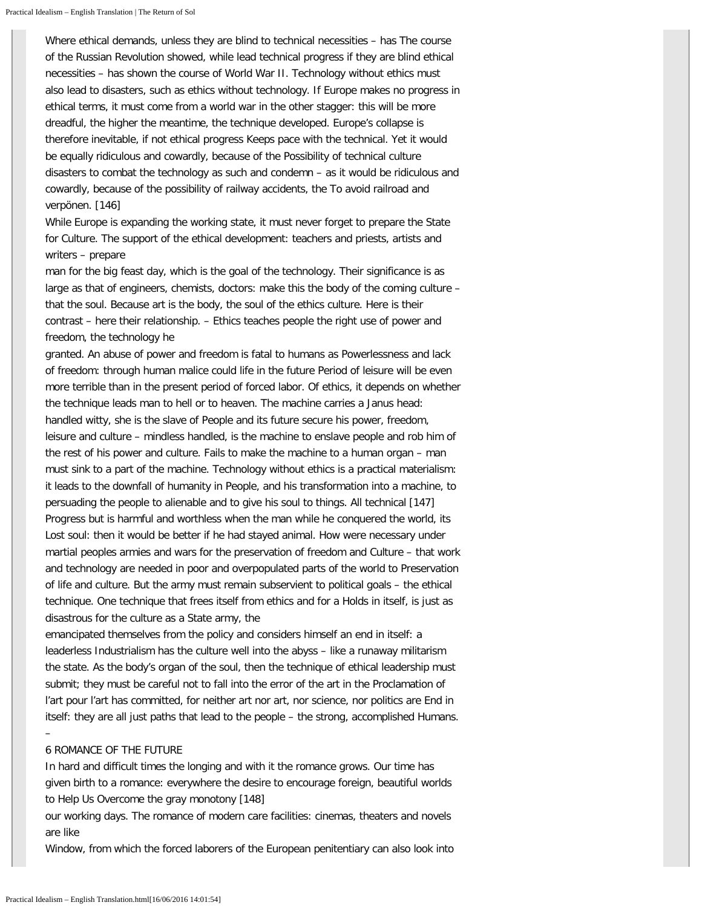Where ethical demands, unless they are blind to technical necessities – has The course of the Russian Revolution showed, while lead technical progress if they are blind ethical necessities – has shown the course of World War II. Technology without ethics must also lead to disasters, such as ethics without technology. If Europe makes no progress in ethical terms, it must come from a world war in the other stagger: this will be more dreadful, the higher the meantime, the technique developed. Europe's collapse is therefore inevitable, if not ethical progress Keeps pace with the technical. Yet it would be equally ridiculous and cowardly, because of the Possibility of technical culture disasters to combat the technology as such and condemn – as it would be ridiculous and cowardly, because of the possibility of railway accidents, the To avoid railroad and verpönen. [146]

While Europe is expanding the working state, it must never forget to prepare the State for Culture. The support of the ethical development: teachers and priests, artists and writers – prepare man for the big feast day, which is the goal of the technology. Their significance is as large as that of engineers, chemists, doctors: make this the body of the coming culture – that the soul. Because art is the body, the soul of the ethics culture. Here is their contrast – here their relationship. – Ethics teaches people the right use of power and freedom, the technology he granted. An abuse of power and freedom is fatal to humans as Powerlessness and lack of freedom: through human malice could life in the future Period of leisure will be even more terrible than in the present period of forced labor. Of ethics, it depends on whether the technique leads man to hell or to heaven. The machine carries a Janus head: handled witty, she is the slave of People and its future secure his power, freedom, leisure and culture – mindless handled, is the machine to enslave people and rob him of the rest of his power and culture. Fails to make the machine to a human organ – man must sink to a part of the machine. Technology without ethics is a practical materialism: it leads to the downfall of humanity in People, and his transformation into a machine, to persuading the people to alienable and to give his soul to things. All technical [147] Progress but is harmful and worthless when the man while he conquered the world, its Lost soul: then it would be better if he had stayed animal. How were necessary under martial peoples armies and wars for the preservation of freedom and Culture – that work and technology are needed in poor and overpopulated parts of the world to Preservation of life and culture. But the army must remain subservient to political goals – the ethical technique. One technique that frees itself from ethics and for a Holds in itself, is just as disastrous for the culture as a State army, the emancipated themselves from the policy and considers himself an end in itself: a leaderless Industrialism has the culture well into the abyss – like a runaway militarism the state. As the body's organ of the soul, then the technique of ethical leadership must submit; they must be careful not to fall into the error of the art in the Proclamation of l'art pour l'art has committed, for neither art nor art, nor science, nor politics are End in itself: they are all just paths that lead to the people – the strong, accomplished Humans.

–

## 6 ROMANCE OF THE FUTURE

In hard and difficult times the longing and with it the romance grows. Our time has given birth to a romance: everywhere the desire to encourage foreign, beautiful worlds to Help Us Overcome the gray monotony [148] our working days. The romance of modern care facilities: cinemas, theaters and novels are like Window, from which the forced laborers of the European penitentiary can also look into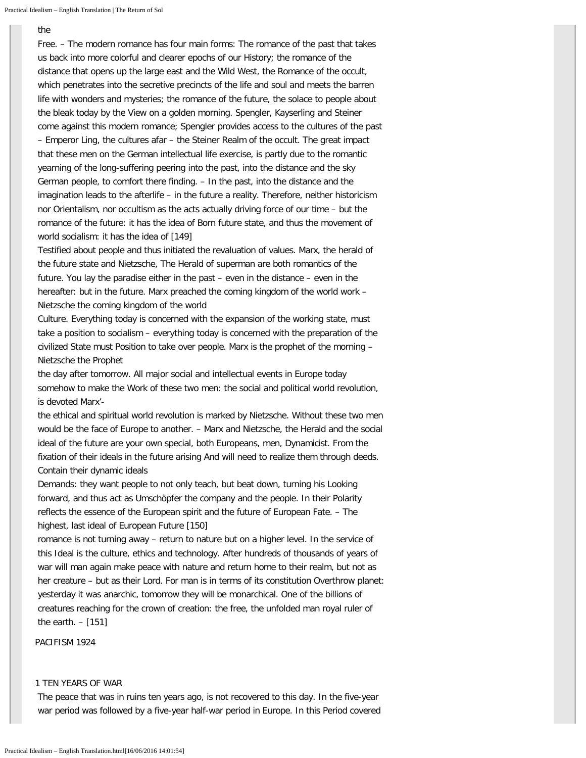the

Free. – The modern romance has four main forms: The romance of the past that takes us back into more colorful and clearer epochs of our History; the romance of the distance that opens up the large east and the Wild West, the Romance of the occult, which penetrates into the secretive precincts of the life and soul and meets the barren life with wonders and mysteries; the romance of the future, the solace to people about the bleak today by the View on a golden morning. Spengler, Kayserling and Steiner come against this modern romance; Spengler provides access to the cultures of the past – Emperor Ling, the cultures afar – the Steiner Realm of the occult. The great impact that these men on the German intellectual life exercise, is partly due to the romantic yearning of the long-suffering peering into the past, into the distance and the sky German people, to comfort there finding. – In the past, into the distance and the imagination leads to the afterlife – in the future a reality. Therefore, neither historicism nor Orientalism, nor occultism as the acts actually driving force of our time – but the romance of the future: it has the idea of Born future state, and thus the movement of world socialism: it has the idea of [149]

Testified about people and thus initiated the revaluation of values. Marx, the herald of the future state and Nietzsche, The Herald of superman are both romantics of the future. You lay the paradise either in the past – even in the distance – even in the hereafter: but in the future. Marx preached the coming kingdom of the world work – Nietzsche the coming kingdom of the world

Culture. Everything today is concerned with the expansion of the working state, must take a position to socialism – everything today is concerned with the preparation of the civilized State must Position to take over people. Marx is the prophet of the morning – Nietzsche the Prophet

the day after tomorrow. All major social and intellectual events in Europe today somehow to make the Work of these two men: the social and political world revolution, is devoted Marx'-

the ethical and spiritual world revolution is marked by Nietzsche. Without these two men would be the face of Europe to another. – Marx and Nietzsche, the Herald and the social ideal of the future are your own special, both Europeans, men, Dynamicist. From the fixation of their ideals in the future arising And will need to realize them through deeds. Contain their dynamic ideals

Demands: they want people to not only teach, but beat down, turning his Looking forward, and thus act as Umschöpfer the company and the people. In their Polarity reflects the essence of the European spirit and the future of European Fate. – The highest, last ideal of European Future [150]

romance is not turning away – return to nature but on a higher level. In the service of this Ideal is the culture, ethics and technology. After hundreds of thousands of years of war will man again make peace with nature and return home to their realm, but not as her creature – but as their Lord. For man is in terms of its constitution Overthrow planet: yesterday it was anarchic, tomorrow they will be monarchical. One of the billions of creatures reaching for the crown of creation: the free, the unfolded man royal ruler of the earth. – [151]

# PACIFISM 1924

## 1 TEN YEARS OF WAR

The peace that was in ruins ten years ago, is not recovered to this day. In the five-year war period was followed by a five-year half-war period in Europe. In this Period covered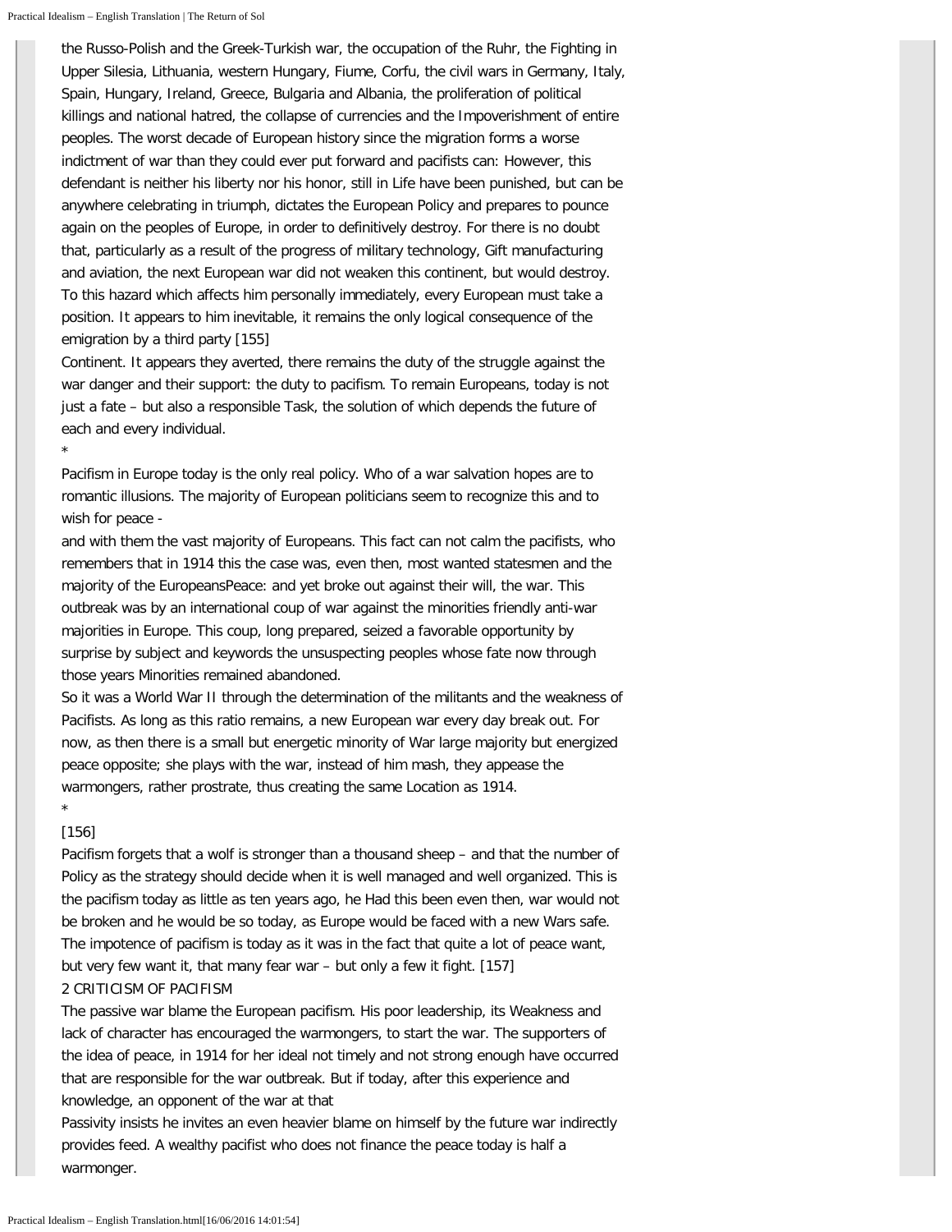the Russo-Polish and the Greek-Turkish war, the occupation of the Ruhr, the Fighting in Upper Silesia, Lithuania, western Hungary, Fiume, Corfu, the civil wars in Germany, Italy, Spain, Hungary, Ireland, Greece, Bulgaria and Albania, the proliferation of political killings and national hatred, the collapse of currencies and the Impoverishment of entire peoples. The worst decade of European history since the migration forms a worse indictment of war than they could ever put forward and pacifists can: However, this defendant is neither his liberty nor his honor, still in Life have been punished, but can be anywhere celebrating in triumph, dictates the European Policy and prepares to pounce again on the peoples of Europe, in order to definitively destroy. For there is no doubt that, particularly as a result of the progress of military technology, Gift manufacturing and aviation, the next European war did not weaken this continent, but would destroy. To this hazard which affects him personally immediately, every European must take a position. It appears to him inevitable, it remains the only logical consequence of the emigration by a third party [155]

Continent. It appears they averted, there remains the duty of the struggle against the war danger and their support: the duty to pacifism. To remain Europeans, today is not just a fate – but also a responsible Task, the solution of which depends the future of each and every individual.

*

Pacifism in Europe today is the only real policy. Who of a war salvation hopes are to romantic illusions. The majority of European politicians seem to recognize this and to wish for peace -

and with them the vast majority of Europeans. This fact can not calm the pacifists, who remembers that in 1914 this the case was, even then, most wanted statesmen and the majority of the EuropeansPeace: and yet broke out against their will, the war. This outbreak was by an international coup of war against the minorities friendly anti-war majorities in Europe. This coup, long prepared, seized a favorable opportunity by surprise by subject and keywords the unsuspecting peoples whose fate now through those years Minorities remained abandoned.

So it was a World War II through the determination of the militants and the weakness of Pacifists. As long as this ratio remains, a new European war every day break out. For now, as then there is a small but energetic minority of War large majority but energized peace opposite; she plays with the war, instead of him mash, they appease the warmongers, rather prostrate, thus creating the same Location as 1914.

*

[156]

Pacifism forgets that a wolf is stronger than a thousand sheep – and that the number of Policy as the strategy should decide when it is well managed and well organized. This is the pacifism today as little as ten years ago, he Had this been even then, war would not be broken and he would be so today, as Europe would be faced with a new Wars safe. The impotence of pacifism is today as it was in the fact that quite a lot of peace want, but very few want it, that many fear war – but only a few it fight. [157]

2 CRITICISM OF PACIFISM

The passive war blame the European pacifism. His poor leadership, its Weakness and lack of character has encouraged the warmongers, to start the war. The supporters of the idea of peace, in 1914 for her ideal not timely and not strong enough have occurred that are responsible for the war outbreak. But if today, after this experience and knowledge, an opponent of the war at that

Passivity insists he invites an even heavier blame on himself by the future war indirectly provides feed. A wealthy pacifist who does not finance the peace today is half a warmonger.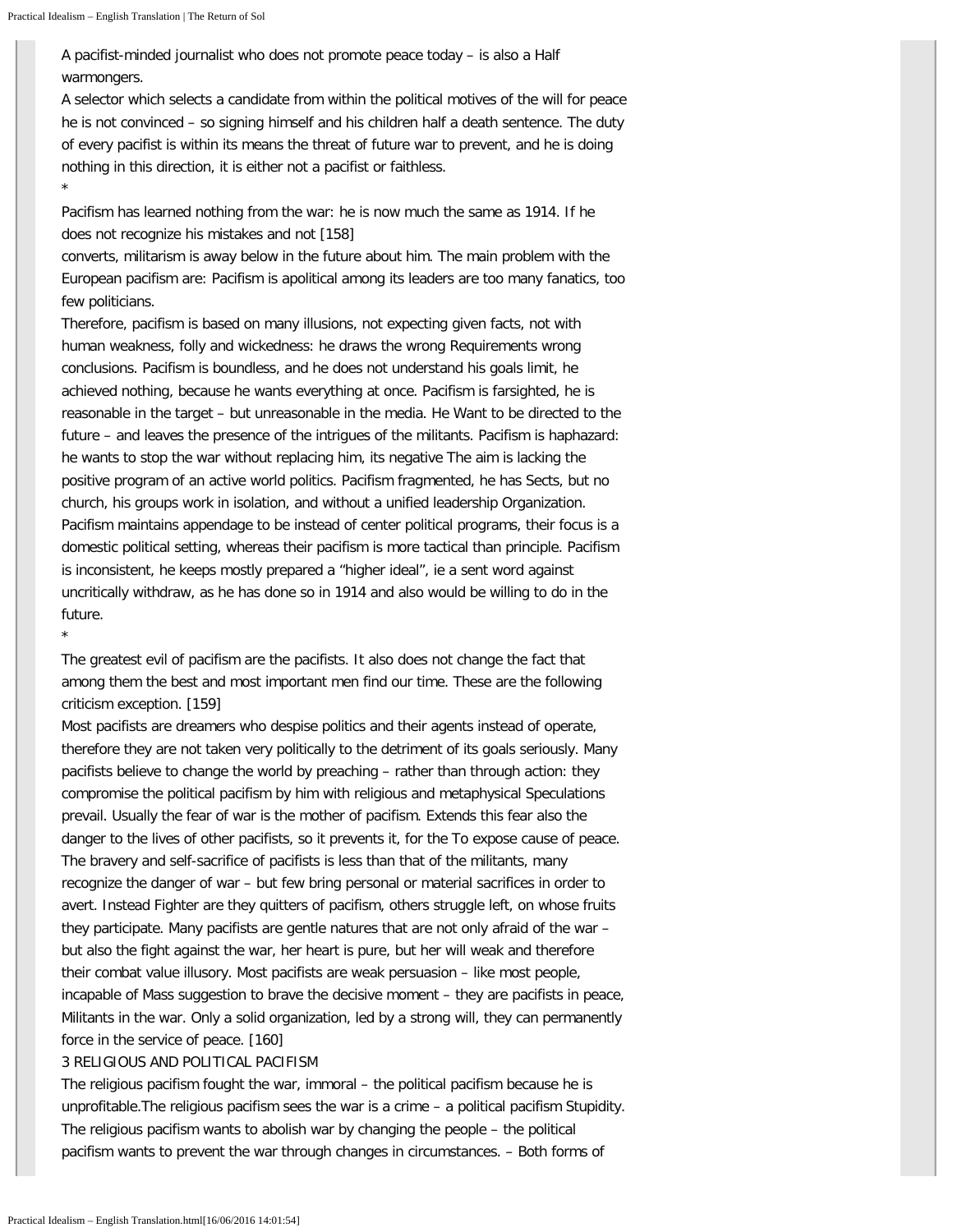A pacifist-minded journalist who does not promote peace today – is also a Half warmongers.
A selector which selects a candidate from within the political motives of the will for peace he is not convinced – so signing himself and his children half a death sentence. The duty of every pacifist is within its means the threat of future war to prevent, and he is doing nothing in this direction, it is either not a pacifist or faithless.
*
Pacifism has learned nothing from the war: he is now much the same as 1914. If he does not recognize his mistakes and not [158]
converts, militarism is away below in the future about him. The main problem with the European pacifism are: Pacifism is apolitical among its leaders are too many fanatics, too few politicians.
Therefore, pacifism is based on many illusions, not expecting given facts, not with human weakness, folly and wickedness: he draws the wrong Requirements wrong conclusions. Pacifism is boundless, and he does not understand his goals limit, he achieved nothing, because he wants everything at once. Pacifism is farsighted, he is reasonable in the target – but unreasonable in the media. He Want to be directed to the future – and leaves the presence of the intrigues of the militants. Pacifism is haphazard: he wants to stop the war without replacing him, its negative The aim is lacking the positive program of an active world politics. Pacifism fragmented, he has Sects, but no church, his groups work in isolation, and without a unified leadership Organization. Pacifism maintains appendage to be instead of center political programs, their focus is a domestic political setting, whereas their pacifism is more tactical than principle. Pacifism is inconsistent, he keeps mostly prepared a "higher ideal", ie a sent word against uncritically withdraw, as he has done so in 1914 and also would be willing to do in the future.
*
The greatest evil of pacifism are the pacifists. It also does not change the fact that among them the best and most important men find our time. These are the following criticism exception. [159]
Most pacifists are dreamers who despise politics and their agents instead of operate, therefore they are not taken very politically to the detriment of its goals seriously. Many pacifists believe to change the world by preaching – rather than through action: they compromise the political pacifism by him with religious and metaphysical Speculations prevail. Usually the fear of war is the mother of pacifism. Extends this fear also the danger to the lives of other pacifists, so it prevents it, for the To expose cause of peace. The bravery and self-sacrifice of pacifists is less than that of the militants, many recognize the danger of war – but few bring personal or material sacrifices in order to avert. Instead Fighter are they quitters of pacifism, others struggle left, on whose fruits they participate. Many pacifists are gentle natures that are not only afraid of the war – but also the fight against the war, her heart is pure, but her will weak and therefore their combat value illusory. Most pacifists are weak persuasion – like most people, incapable of Mass suggestion to brave the decisive moment – they are pacifists in peace, Militants in the war. Only a solid organization, led by a strong will, they can permanently force in the service of peace. [160]

3 RELIGIOUS AND POLITICAL PACIFISM

The religious pacifism fought the war, immoral – the political pacifism because he is unprofitable.The religious pacifism sees the war is a crime – a political pacifism Stupidity. The religious pacifism wants to abolish war by changing the people – the political pacifism wants to prevent the war through changes in circumstances. – Both forms of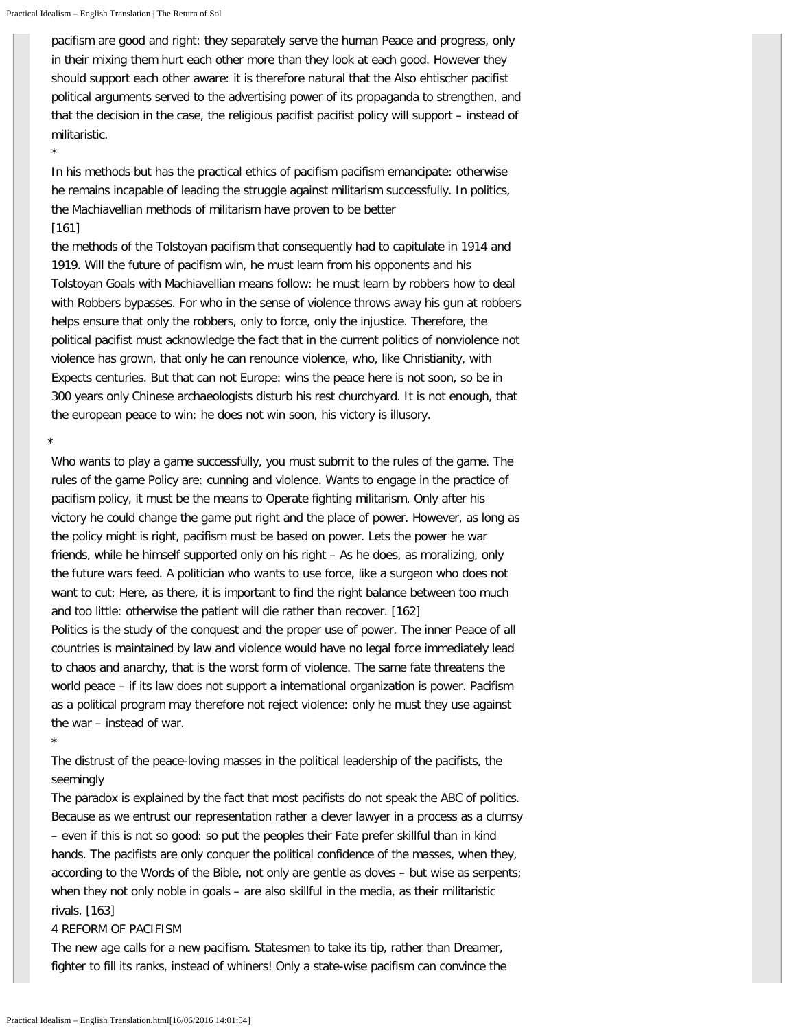pacifism are good and right: they separately serve the human Peace and progress, only in their mixing them hurt each other more than they look at each good. However they should support each other aware: it is therefore natural that the Also ehtischer pacifist political arguments served to the advertising power of its propaganda to strengthen, and that the decision in the case, the religious pacifist pacifist policy will support – instead of militaristic.

*

In his methods but has the practical ethics of pacifism pacifism emancipate: otherwise he remains incapable of leading the struggle against militarism successfully. In politics, the Machiavellian methods of militarism have proven to be better
[161]
the methods of the Tolstoyan pacifism that consequently had to capitulate in 1914 and 1919. Will the future of pacifism win, he must learn from his opponents and his Tolstoyan Goals with Machiavellian means follow: he must learn by robbers how to deal with Robbers bypasses. For who in the sense of violence throws away his gun at robbers helps ensure that only the robbers, only to force, only the injustice. Therefore, the political pacifist must acknowledge the fact that in the current politics of nonviolence not violence has grown, that only he can renounce violence, who, like Christianity, with Expects centuries. But that can not Europe: wins the peace here is not soon, so be in 300 years only Chinese archaeologists disturb his rest churchyard. It is not enough, that the european peace to win: he does not win soon, his victory is illusory.

*

Who wants to play a game successfully, you must submit to the rules of the game. The rules of the game Policy are: cunning and violence. Wants to engage in the practice of pacifism policy, it must be the means to Operate fighting militarism. Only after his victory he could change the game put right and the place of power. However, as long as the policy might is right, pacifism must be based on power. Lets the power he war friends, while he himself supported only on his right – As he does, as moralizing, only the future wars feed. A politician who wants to use force, like a surgeon who does not want to cut: Here, as there, it is important to find the right balance between too much and too little: otherwise the patient will die rather than recover. [162]
Politics is the study of the conquest and the proper use of power. The inner Peace of all countries is maintained by law and violence would have no legal force immediately lead to chaos and anarchy, that is the worst form of violence. The same fate threatens the world peace – if its law does not support a international organization is power. Pacifism as a political program may therefore not reject violence: only he must they use against the war – instead of war.

*

The distrust of the peace-loving masses in the political leadership of the pacifists, the seemingly
The paradox is explained by the fact that most pacifists do not speak the ABC of politics. Because as we entrust our representation rather a clever lawyer in a process as a clumsy – even if this is not so good: so put the peoples their Fate prefer skillful than in kind hands. The pacifists are only conquer the political confidence of the masses, when they, according to the Words of the Bible, not only are gentle as doves – but wise as serpents; when they not only noble in goals – are also skillful in the media, as their militaristic rivals. [163]

4 REFORM OF PACIFISM

The new age calls for a new pacifism. Statesmen to take its tip, rather than Dreamer, fighter to fill its ranks, instead of whiners! Only a state-wise pacifism can convince the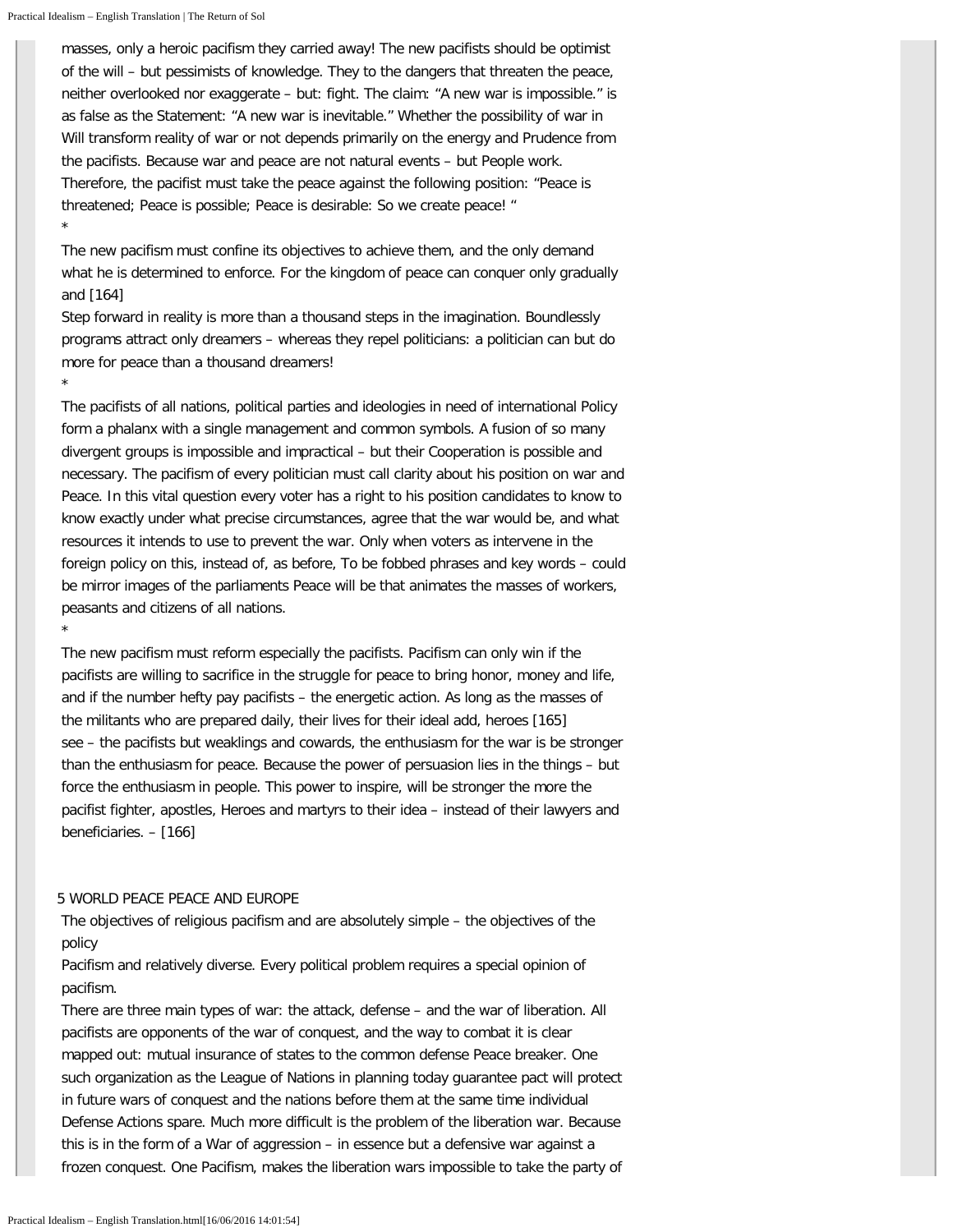masses, only a heroic pacifism they carried away! The new pacifists should be optimist of the will – but pessimists of knowledge. They to the dangers that threaten the peace, neither overlooked nor exaggerate – but: fight. The claim: "A new war is impossible." is as false as the Statement: "A new war is inevitable." Whether the possibility of war in Will transform reality of war or not depends primarily on the energy and Prudence from the pacifists. Because war and peace are not natural events – but People work. Therefore, the pacifist must take the peace against the following position: "Peace is threatened; Peace is possible; Peace is desirable: So we create peace! "

*

The new pacifism must confine its objectives to achieve them, and the only demand what he is determined to enforce. For the kingdom of peace can conquer only gradually and [164]

Step forward in reality is more than a thousand steps in the imagination. Boundlessly programs attract only dreamers – whereas they repel politicians: a politician can but do more for peace than a thousand dreamers!

*

The pacifists of all nations, political parties and ideologies in need of international Policy form a phalanx with a single management and common symbols. A fusion of so many divergent groups is impossible and impractical – but their Cooperation is possible and necessary. The pacifism of every politician must call clarity about his position on war and Peace. In this vital question every voter has a right to his position candidates to know to know exactly under what precise circumstances, agree that the war would be, and what resources it intends to use to prevent the war. Only when voters as intervene in the foreign policy on this, instead of, as before, To be fobbed phrases and key words – could be mirror images of the parliaments Peace will be that animates the masses of workers, peasants and citizens of all nations.

*

The new pacifism must reform especially the pacifists. Pacifism can only win if the pacifists are willing to sacrifice in the struggle for peace to bring honor, money and life, and if the number hefty pay pacifists – the energetic action. As long as the masses of the militants who are prepared daily, their lives for their ideal add, heroes [165] see – the pacifists but weaklings and cowards, the enthusiasm for the war is be stronger than the enthusiasm for peace. Because the power of persuasion lies in the things – but force the enthusiasm in people. This power to inspire, will be stronger the more the pacifist fighter, apostles, Heroes and martyrs to their idea – instead of their lawyers and beneficiaries. – [166]

## 5 WORLD PEACE PEACE AND EUROPE

The objectives of religious pacifism and are absolutely simple – the objectives of the policy

Pacifism and relatively diverse. Every political problem requires a special opinion of pacifism.

There are three main types of war: the attack, defense – and the war of liberation. All pacifists are opponents of the war of conquest, and the way to combat it is clear mapped out: mutual insurance of states to the common defense Peace breaker. One such organization as the League of Nations in planning today guarantee pact will protect in future wars of conquest and the nations before them at the same time individual Defense Actions spare. Much more difficult is the problem of the liberation war. Because this is in the form of a War of aggression – in essence but a defensive war against a frozen conquest. One Pacifism, makes the liberation wars impossible to take the party of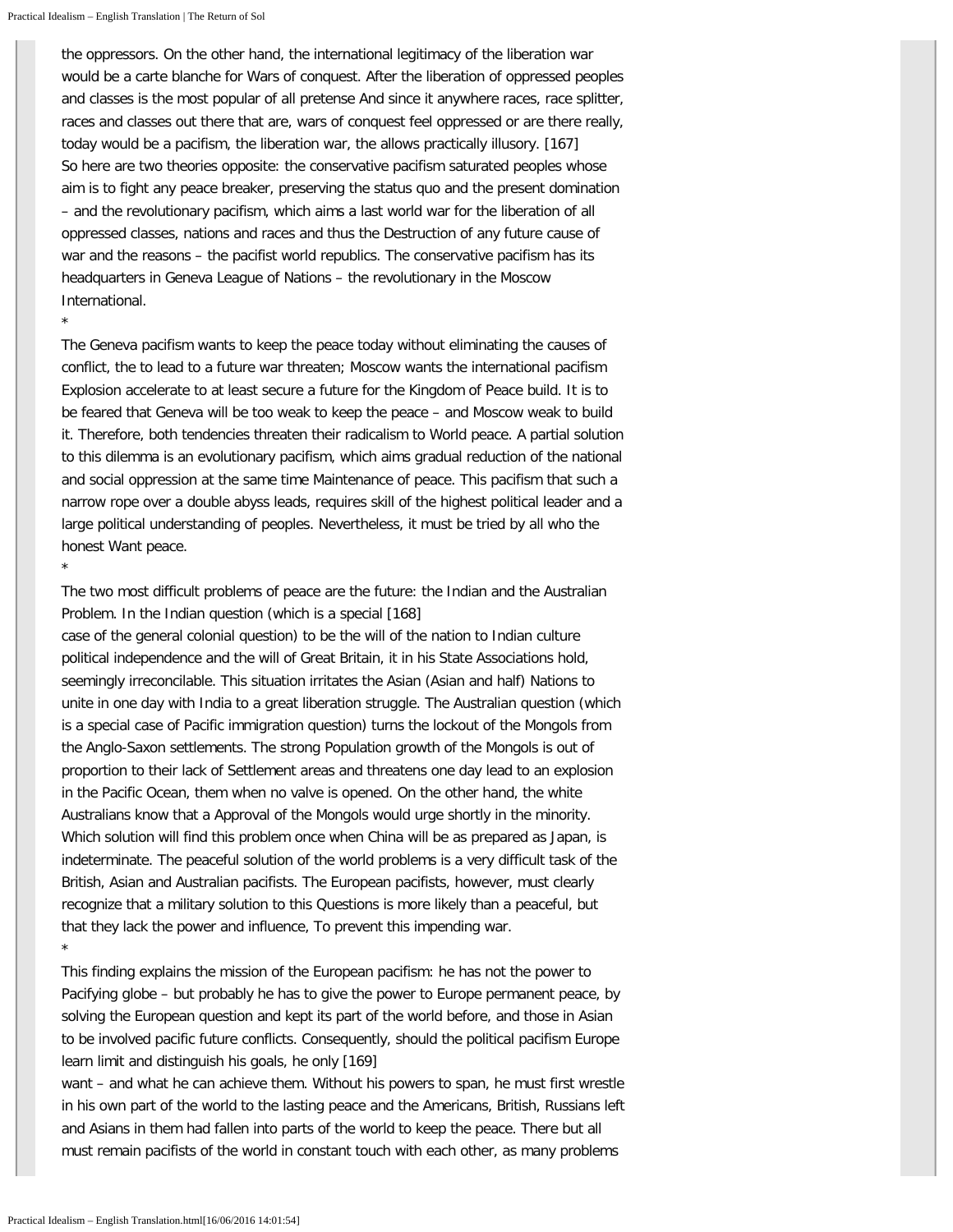the oppressors. On the other hand, the international legitimacy of the liberation war would be a carte blanche for Wars of conquest. After the liberation of oppressed peoples and classes is the most popular of all pretense And since it anywhere races, race splitter, races and classes out there that are, wars of conquest feel oppressed or are there really, today would be a pacifism, the liberation war, the allows practically illusory. [167]
So here are two theories opposite: the conservative pacifism saturated peoples whose aim is to fight any peace breaker, preserving the status quo and the present domination – and the revolutionary pacifism, which aims a last world war for the liberation of all oppressed classes, nations and races and thus the Destruction of any future cause of war and the reasons – the pacifist world republics. The conservative pacifism has its headquarters in Geneva League of Nations – the revolutionary in the Moscow International.

*

The Geneva pacifism wants to keep the peace today without eliminating the causes of conflict, the to lead to a future war threaten; Moscow wants the international pacifism Explosion accelerate to at least secure a future for the Kingdom of Peace build. It is to be feared that Geneva will be too weak to keep the peace – and Moscow weak to build it. Therefore, both tendencies threaten their radicalism to World peace. A partial solution to this dilemma is an evolutionary pacifism, which aims gradual reduction of the national and social oppression at the same time Maintenance of peace. This pacifism that such a narrow rope over a double abyss leads, requires skill of the highest political leader and a large political understanding of peoples. Nevertheless, it must be tried by all who the honest Want peace.

*

The two most difficult problems of peace are the future: the Indian and the Australian Problem. In the Indian question (which is a special [168]
case of the general colonial question) to be the will of the nation to Indian culture political independence and the will of Great Britain, it in his State Associations hold, seemingly irreconcilable. This situation irritates the Asian (Asian and half) Nations to unite in one day with India to a great liberation struggle. The Australian question (which is a special case of Pacific immigration question) turns the lockout of the Mongols from the Anglo-Saxon settlements. The strong Population growth of the Mongols is out of proportion to their lack of Settlement areas and threatens one day lead to an explosion in the Pacific Ocean, them when no valve is opened. On the other hand, the white Australians know that a Approval of the Mongols would urge shortly in the minority. Which solution will find this problem once when China will be as prepared as Japan, is indeterminate. The peaceful solution of the world problems is a very difficult task of the British, Asian and Australian pacifists. The European pacifists, however, must clearly recognize that a military solution to this Questions is more likely than a peaceful, but that they lack the power and influence, To prevent this impending war.

*

This finding explains the mission of the European pacifism: he has not the power to Pacifying globe – but probably he has to give the power to Europe permanent peace, by solving the European question and kept its part of the world before, and those in Asian to be involved pacific future conflicts. Consequently, should the political pacifism Europe learn limit and distinguish his goals, he only [169]
want – and what he can achieve them. Without his powers to span, he must first wrestle in his own part of the world to the lasting peace and the Americans, British, Russians left and Asians in them had fallen into parts of the world to keep the peace. There but all must remain pacifists of the world in constant touch with each other, as many problems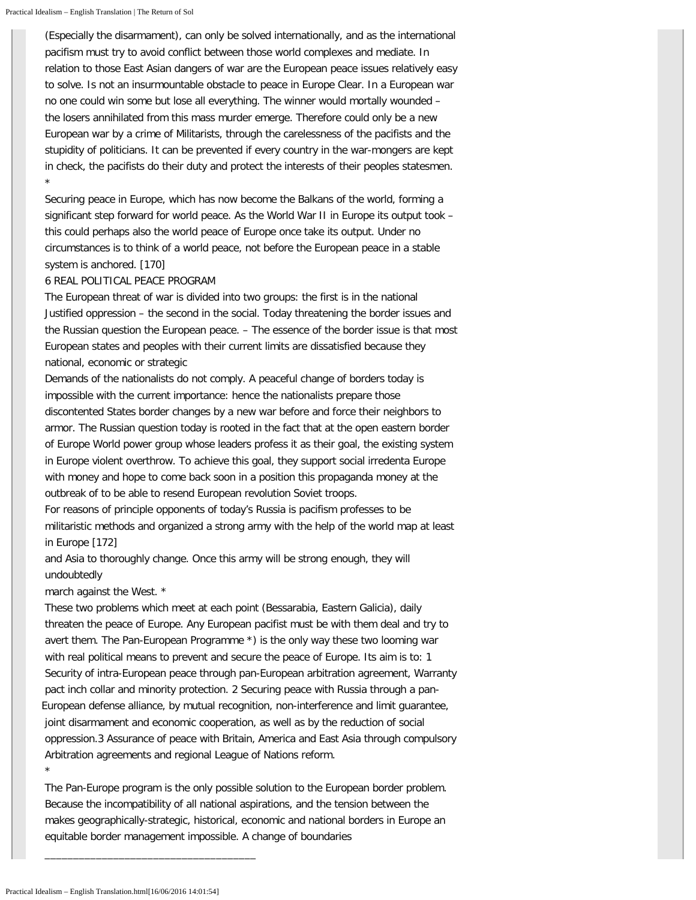(Especially the disarmament), can only be solved internationally, and as the international pacifism must try to avoid conflict between those world complexes and mediate. In relation to those East Asian dangers of war are the European peace issues relatively easy to solve. Is not an insurmountable obstacle to peace in Europe Clear. In a European war no one could win some but lose all everything. The winner would mortally wounded – the losers annihilated from this mass murder emerge. Therefore could only be a new European war by a crime of Militarists, through the carelessness of the pacifists and the stupidity of politicians. It can be prevented if every country in the war-mongers are kept in check, the pacifists do their duty and protect the interests of their peoples statesmen.

*

Securing peace in Europe, which has now become the Balkans of the world, forming a significant step forward for world peace. As the World War II in Europe its output took – this could perhaps also the world peace of Europe once take its output. Under no circumstances is to think of a world peace, not before the European peace in a stable system is anchored. [170]

## 6 REAL POLITICAL PEACE PROGRAM

The European threat of war is divided into two groups: the first is in the national Justified oppression – the second in the social. Today threatening the border issues and the Russian question the European peace. – The essence of the border issue is that most European states and peoples with their current limits are dissatisfied because they national, economic or strategic

Demands of the nationalists do not comply. A peaceful change of borders today is impossible with the current importance: hence the nationalists prepare those discontented States border changes by a new war before and force their neighbors to armor. The Russian question today is rooted in the fact that at the open eastern border of Europe World power group whose leaders profess it as their goal, the existing system in Europe violent overthrow. To achieve this goal, they support social irredenta Europe with money and hope to come back soon in a position this propaganda money at the outbreak of to be able to resend European revolution Soviet troops.

For reasons of principle opponents of today's Russia is pacifism professes to be militaristic methods and organized a strong army with the help of the world map at least in Europe [172]

and Asia to thoroughly change. Once this army will be strong enough, they will undoubtedly

march against the West. *

These two problems which meet at each point (Bessarabia, Eastern Galicia), daily threaten the peace of Europe. Any European pacifist must be with them deal and try to avert them. The Pan-European Programme *) is the only way these two looming war with real political means to prevent and secure the peace of Europe. Its aim is to: 1 Security of intra-European peace through pan-European arbitration agreement, Warranty pact inch collar and minority protection. 2 Securing peace with Russia through a pan-European defense alliance, by mutual recognition, non-interference and limit guarantee, joint disarmament and economic cooperation, as well as by the reduction of social oppression.3 Assurance of peace with Britain, America and East Asia through compulsory Arbitration agreements and regional League of Nations reform.

*

The Pan-Europe program is the only possible solution to the European border problem. Because the incompatibility of all national aspirations, and the tension between the makes geographically-strategic, historical, economic and national borders in Europe an equitable border management impossible. A change of boundaries

___________________________________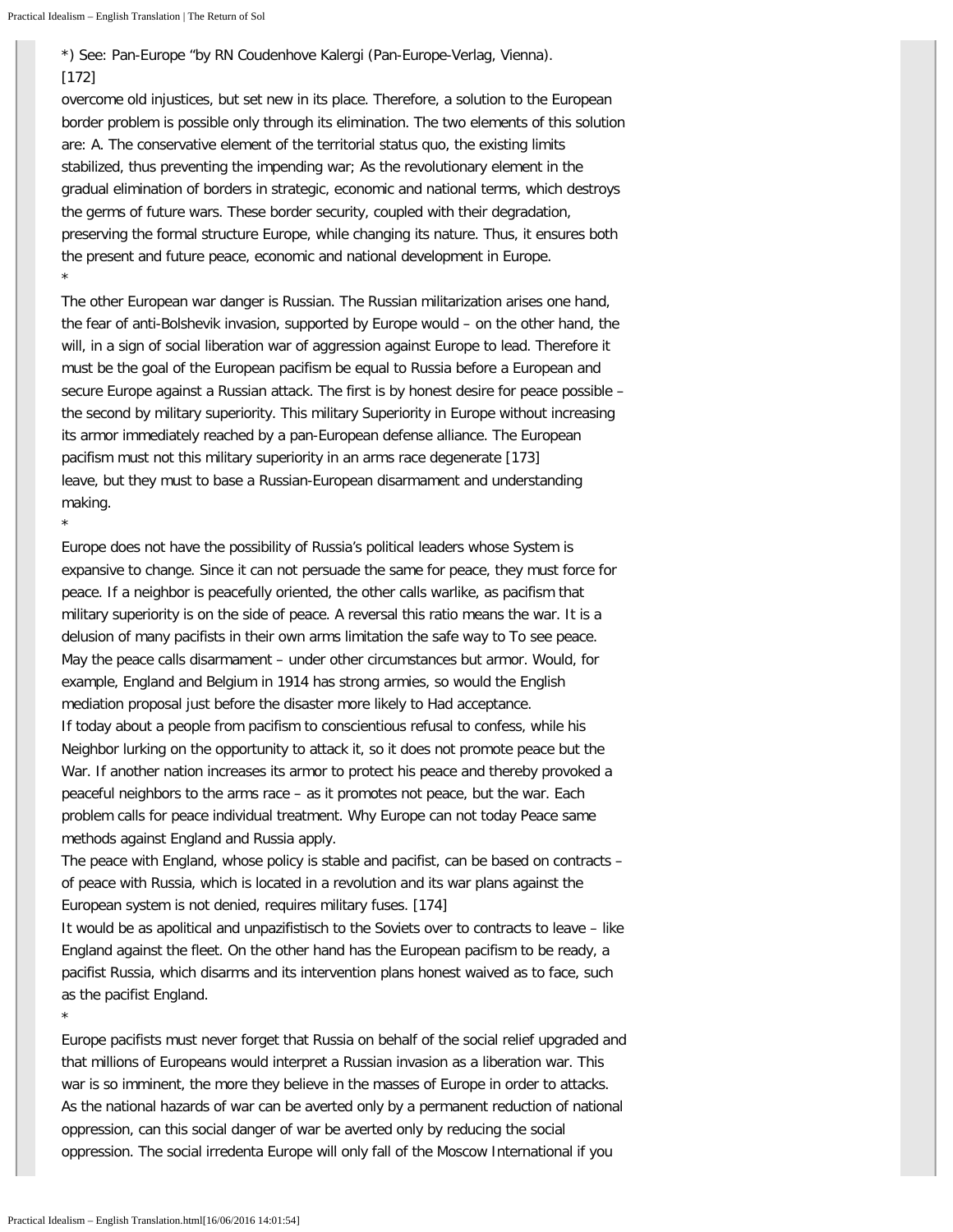*) See: Pan-Europe “by RN Coudenhove Kalergi (Pan-Europe-Verlag, Vienna).
[172]
overcome old injustices, but set new in its place. Therefore, a solution to the European border problem is possible only through its elimination. The two elements of this solution are: A. The conservative element of the territorial status quo, the existing limits stabilized, thus preventing the impending war; As the revolutionary element in the gradual elimination of borders in strategic, economic and national terms, which destroys the germs of future wars. These border security, coupled with their degradation, preserving the formal structure Europe, while changing its nature. Thus, it ensures both the present and future peace, economic and national development in Europe.
*
The other European war danger is Russian. The Russian militarization arises one hand, the fear of anti-Bolshevik invasion, supported by Europe would – on the other hand, the will, in a sign of social liberation war of aggression against Europe to lead. Therefore it must be the goal of the European pacifism be equal to Russia before a European and secure Europe against a Russian attack. The first is by honest desire for peace possible – the second by military superiority. This military Superiority in Europe without increasing its armor immediately reached by a pan-European defense alliance. The European pacifism must not this military superiority in an arms race degenerate [173]
leave, but they must to base a Russian-European disarmament and understanding making.
*
Europe does not have the possibility of Russia’s political leaders whose System is expansive to change. Since it can not persuade the same for peace, they must force for peace. If a neighbor is peacefully oriented, the other calls warlike, as pacifism that military superiority is on the side of peace. A reversal this ratio means the war. It is a delusion of many pacifists in their own arms limitation the safe way to To see peace. May the peace calls disarmament – under other circumstances but armor. Would, for example, England and Belgium in 1914 has strong armies, so would the English mediation proposal just before the disaster more likely to Had acceptance.
If today about a people from pacifism to conscientious refusal to confess, while his Neighbor lurking on the opportunity to attack it, so it does not promote peace but the War. If another nation increases its armor to protect his peace and thereby provoked a peaceful neighbors to the arms race – as it promotes not peace, but the war. Each problem calls for peace individual treatment. Why Europe can not today Peace same methods against England and Russia apply.
The peace with England, whose policy is stable and pacifist, can be based on contracts – of peace with Russia, which is located in a revolution and its war plans against the European system is not denied, requires military fuses. [174]
It would be as apolitical and unpazifistisch to the Soviets over to contracts to leave – like England against the fleet. On the other hand has the European pacifism to be ready, a pacifist Russia, which disarms and its intervention plans honest waived as to face, such as the pacifist England.
*
Europe pacifists must never forget that Russia on behalf of the social relief upgraded and that millions of Europeans would interpret a Russian invasion as a liberation war. This war is so imminent, the more they believe in the masses of Europe in order to attacks. As the national hazards of war can be averted only by a permanent reduction of national oppression, can this social danger of war be averted only by reducing the social oppression. The social irredenta Europe will only fall of the Moscow International if you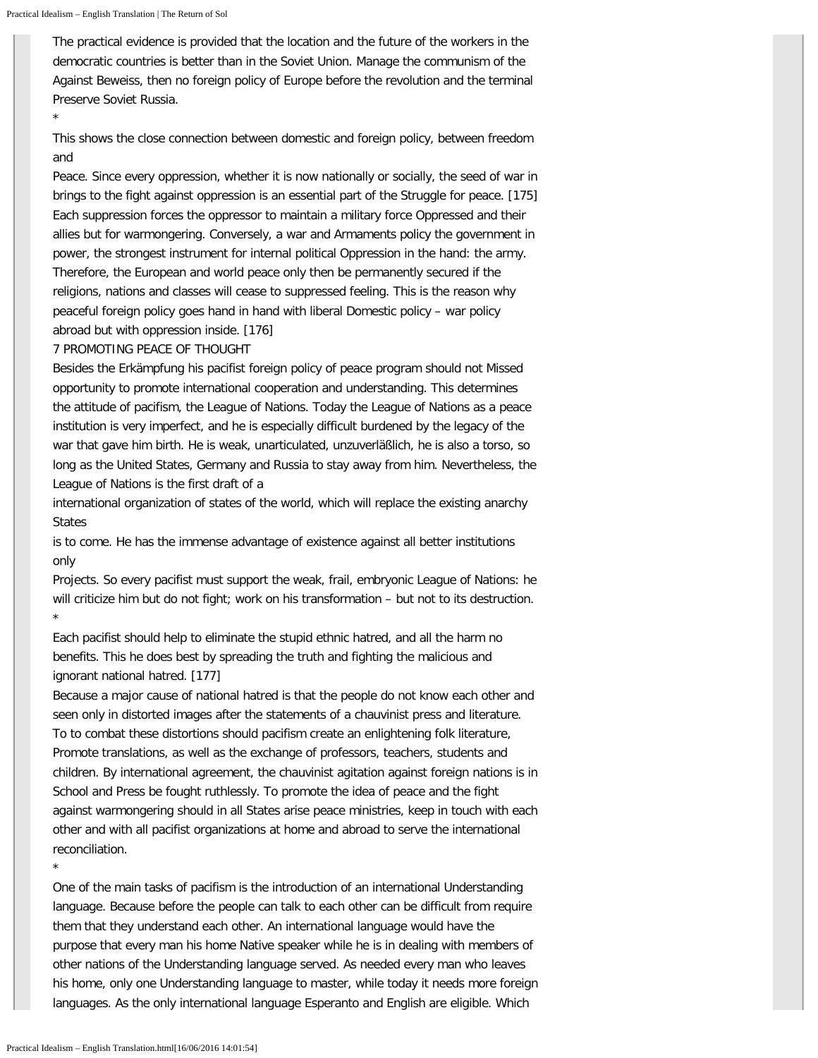The practical evidence is provided that the location and the future of the workers in the democratic countries is better than in the Soviet Union. Manage the communism of the Against Beweiss, then no foreign policy of Europe before the revolution and the terminal Preserve Soviet Russia.

*

This shows the close connection between domestic and foreign policy, between freedom and

Peace. Since every oppression, whether it is now nationally or socially, the seed of war in brings to the fight against oppression is an essential part of the Struggle for peace. [175] Each suppression forces the oppressor to maintain a military force Oppressed and their allies but for warmongering. Conversely, a war and Armaments policy the government in power, the strongest instrument for internal political Oppression in the hand: the army. Therefore, the European and world peace only then be permanently secured if the religions, nations and classes will cease to suppressed feeling. This is the reason why peaceful foreign policy goes hand in hand with liberal Domestic policy – war policy abroad but with oppression inside. [176]

7 PROMOTING PEACE OF THOUGHT

Besides the Erkämpfung his pacifist foreign policy of peace program should not Missed opportunity to promote international cooperation and understanding. This determines the attitude of pacifism, the League of Nations. Today the League of Nations as a peace institution is very imperfect, and he is especially difficult burdened by the legacy of the war that gave him birth. He is weak, unarticulated, unzuverläßlich, he is also a torso, so long as the United States, Germany and Russia to stay away from him. Nevertheless, the League of Nations is the first draft of a

international organization of states of the world, which will replace the existing anarchy States

is to come. He has the immense advantage of existence against all better institutions only

Projects. So every pacifist must support the weak, frail, embryonic League of Nations: he will criticize him but do not fight; work on his transformation – but not to its destruction.

*

Each pacifist should help to eliminate the stupid ethnic hatred, and all the harm no benefits. This he does best by spreading the truth and fighting the malicious and ignorant national hatred. [177]

Because a major cause of national hatred is that the people do not know each other and seen only in distorted images after the statements of a chauvinist press and literature. To to combat these distortions should pacifism create an enlightening folk literature, Promote translations, as well as the exchange of professors, teachers, students and children. By international agreement, the chauvinist agitation against foreign nations is in School and Press be fought ruthlessly. To promote the idea of peace and the fight against warmongering should in all States arise peace ministries, keep in touch with each other and with all pacifist organizations at home and abroad to serve the international reconciliation.

*

One of the main tasks of pacifism is the introduction of an international Understanding language. Because before the people can talk to each other can be difficult from require them that they understand each other. An international language would have the purpose that every man his home Native speaker while he is in dealing with members of other nations of the Understanding language served. As needed every man who leaves his home, only one Understanding language to master, while today it needs more foreign languages. As the only international language Esperanto and English are eligible. Which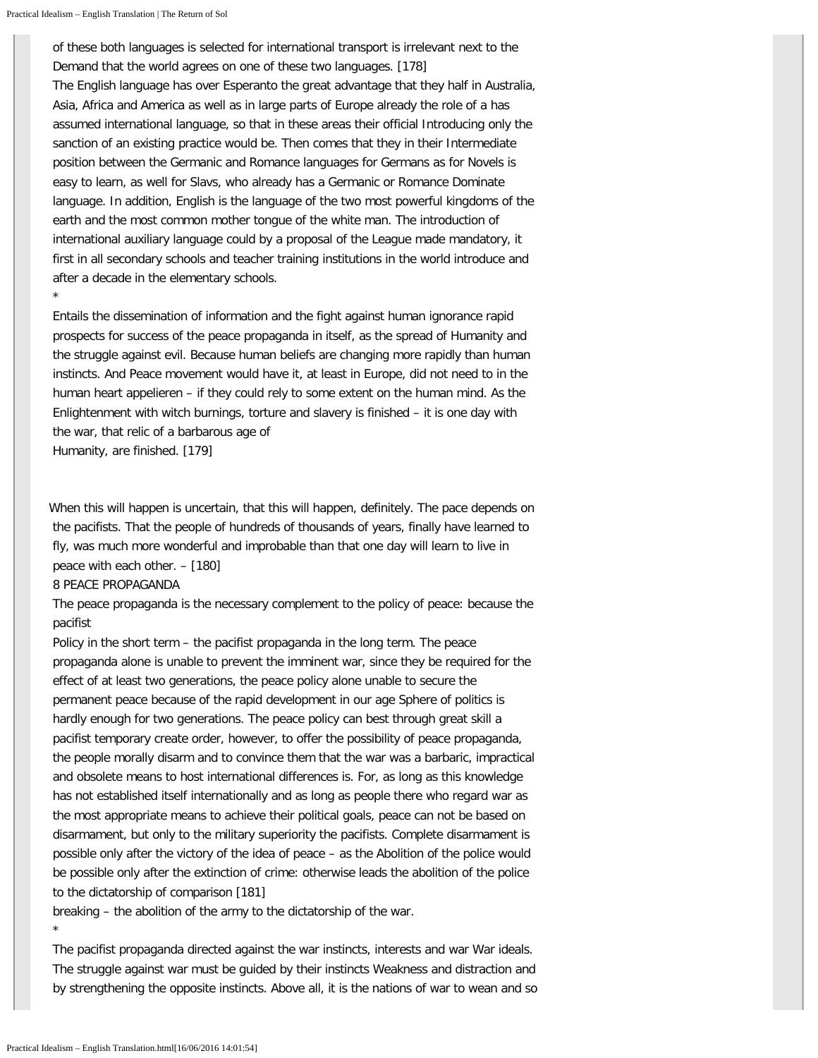of these both languages is selected for international transport is irrelevant next to the Demand that the world agrees on one of these two languages. [178]

The English language has over Esperanto the great advantage that they half in Australia, Asia, Africa and America as well as in large parts of Europe already the role of a has assumed international language, so that in these areas their official Introducing only the sanction of an existing practice would be. Then comes that they in their Intermediate position between the Germanic and Romance languages for Germans as for Novels is easy to learn, as well for Slavs, who already has a Germanic or Romance Dominate language. In addition, English is the language of the two most powerful kingdoms of the earth and the most common mother tongue of the white man. The introduction of international auxiliary language could by a proposal of the League made mandatory, it first in all secondary schools and teacher training institutions in the world introduce and after a decade in the elementary schools.

*

Entails the dissemination of information and the fight against human ignorance rapid prospects for success of the peace propaganda in itself, as the spread of Humanity and the struggle against evil. Because human beliefs are changing more rapidly than human instincts. And Peace movement would have it, at least in Europe, did not need to in the human heart appelieren – if they could rely to some extent on the human mind. As the Enlightenment with witch burnings, torture and slavery is finished – it is one day with the war, that relic of a barbarous age of Humanity, are finished. [179]

When this will happen is uncertain, that this will happen, definitely. The pace depends on the pacifists. That the people of hundreds of thousands of years, finally have learned to fly, was much more wonderful and improbable than that one day will learn to live in peace with each other. – [180]

## 8 PEACE PROPAGANDA

The peace propaganda is the necessary complement to the policy of peace: because the pacifist

Policy in the short term – the pacifist propaganda in the long term. The peace propaganda alone is unable to prevent the imminent war, since they be required for the effect of at least two generations, the peace policy alone unable to secure the permanent peace because of the rapid development in our age Sphere of politics is hardly enough for two generations. The peace policy can best through great skill a pacifist temporary create order, however, to offer the possibility of peace propaganda, the people morally disarm and to convince them that the war was a barbaric, impractical and obsolete means to host international differences is. For, as long as this knowledge has not established itself internationally and as long as people there who regard war as the most appropriate means to achieve their political goals, peace can not be based on disarmament, but only to the military superiority the pacifists. Complete disarmament is possible only after the victory of the idea of peace – as the Abolition of the police would be possible only after the extinction of crime: otherwise leads the abolition of the police to the dictatorship of comparison [181]

breaking – the abolition of the army to the dictatorship of the war.

*

The pacifist propaganda directed against the war instincts, interests and war War ideals. The struggle against war must be guided by their instincts Weakness and distraction and by strengthening the opposite instincts. Above all, it is the nations of war to wean and so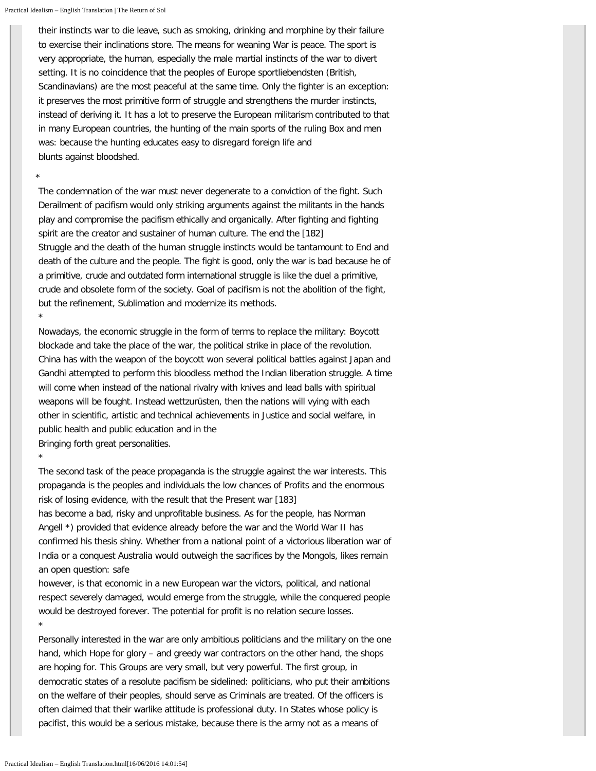their instincts war to die leave, such as smoking, drinking and morphine by their failure to exercise their inclinations store. The means for weaning War is peace. The sport is very appropriate, the human, especially the male martial instincts of the war to divert setting. It is no coincidence that the peoples of Europe sportliebendsten (British, Scandinavians) are the most peaceful at the same time. Only the fighter is an exception: it preserves the most primitive form of struggle and strengthens the murder instincts, instead of deriving it. It has a lot to preserve the European militarism contributed to that in many European countries, the hunting of the main sports of the ruling Box and men was: because the hunting educates easy to disregard foreign life and blunts against bloodshed.

*

The condemnation of the war must never degenerate to a conviction of the fight. Such Derailment of pacifism would only striking arguments against the militants in the hands play and compromise the pacifism ethically and organically. After fighting and fighting spirit are the creator and sustainer of human culture. The end the [182] Struggle and the death of the human struggle instincts would be tantamount to End and death of the culture and the people. The fight is good, only the war is bad because he of a primitive, crude and outdated form international struggle is like the duel a primitive, crude and obsolete form of the society. Goal of pacifism is not the abolition of the fight, but the refinement, Sublimation and modernize its methods.

*

Nowadays, the economic struggle in the form of terms to replace the military: Boycott blockade and take the place of the war, the political strike in place of the revolution. China has with the weapon of the boycott won several political battles against Japan and Gandhi attempted to perform this bloodless method the Indian liberation struggle. A time will come when instead of the national rivalry with knives and lead balls with spiritual weapons will be fought. Instead wettzurüsten, then the nations will vying with each other in scientific, artistic and technical achievements in Justice and social welfare, in public health and public education and in the Bringing forth great personalities.

*

The second task of the peace propaganda is the struggle against the war interests. This propaganda is the peoples and individuals the low chances of Profits and the enormous risk of losing evidence, with the result that the Present war [183] has become a bad, risky and unprofitable business. As for the people, has Norman Angell *) provided that evidence already before the war and the World War II has confirmed his thesis shiny. Whether from a national point of a victorious liberation war of India or a conquest Australia would outweigh the sacrifices by the Mongols, likes remain an open question: safe however, is that economic in a new European war the victors, political, and national respect severely damaged, would emerge from the struggle, while the conquered people would be destroyed forever. The potential for profit is no relation secure losses.

*

Personally interested in the war are only ambitious politicians and the military on the one hand, which Hope for glory – and greedy war contractors on the other hand, the shops are hoping for. This Groups are very small, but very powerful. The first group, in democratic states of a resolute pacifism be sidelined: politicians, who put their ambitions on the welfare of their peoples, should serve as Criminals are treated. Of the officers is often claimed that their warlike attitude is professional duty. In States whose policy is pacifist, this would be a serious mistake, because there is the army not as a means of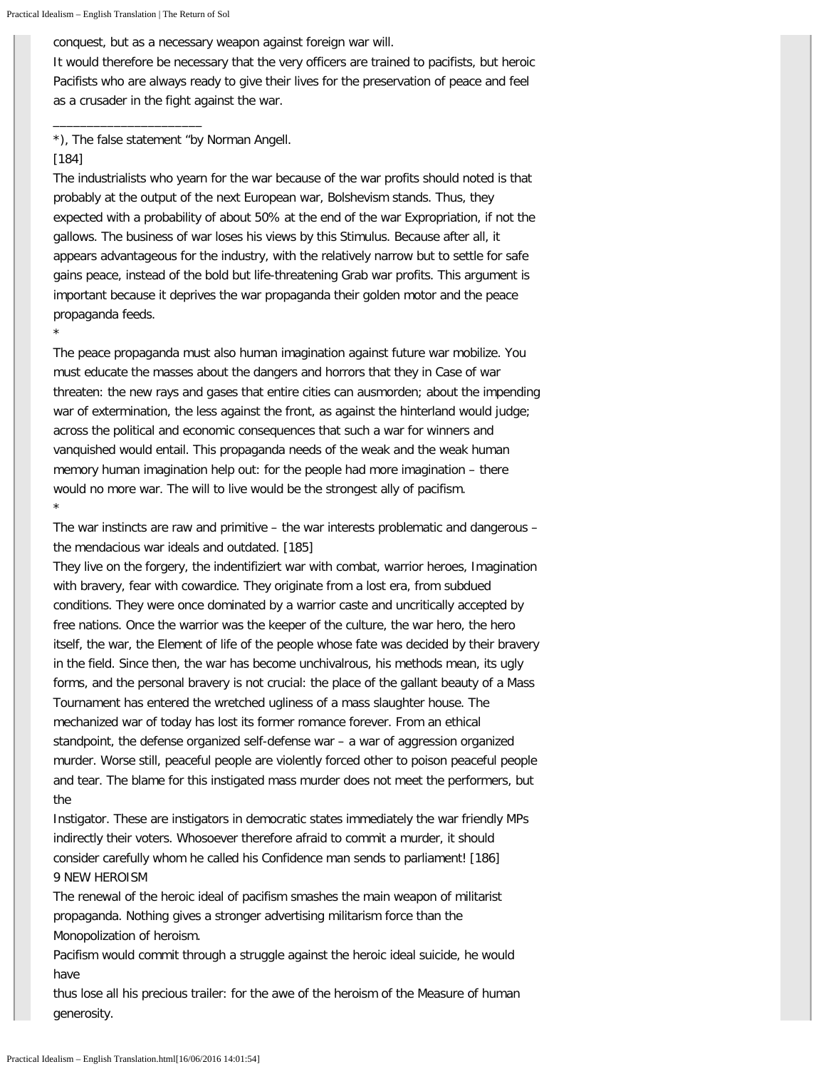conquest, but as a necessary weapon against foreign war will.

It would therefore be necessary that the very officers are trained to pacifists, but heroic Pacifists who are always ready to give their lives for the preservation of peace and feel as a crusader in the fight against the war.

_____________________

*), The false statement "by Norman Angell.

[184]

The industrialists who yearn for the war because of the war profits should noted is that probably at the output of the next European war, Bolshevism stands. Thus, they expected with a probability of about 50% at the end of the war Expropriation, if not the gallows. The business of war loses his views by this Stimulus. Because after all, it appears advantageous for the industry, with the relatively narrow but to settle for safe gains peace, instead of the bold but life-threatening Grab war profits. This argument is important because it deprives the war propaganda their golden motor and the peace propaganda feeds.

*

The peace propaganda must also human imagination against future war mobilize. You must educate the masses about the dangers and horrors that they in Case of war threaten: the new rays and gases that entire cities can ausmorden; about the impending war of extermination, the less against the front, as against the hinterland would judge; across the political and economic consequences that such a war for winners and vanquished would entail. This propaganda needs of the weak and the weak human memory human imagination help out: for the people had more imagination – there would no more war. The will to live would be the strongest ally of pacifism.

*

The war instincts are raw and primitive – the war interests problematic and dangerous – the mendacious war ideals and outdated. [185]

They live on the forgery, the indentifiziert war with combat, warrior heroes, Imagination with bravery, fear with cowardice. They originate from a lost era, from subdued conditions. They were once dominated by a warrior caste and uncritically accepted by free nations. Once the warrior was the keeper of the culture, the war hero, the hero itself, the war, the Element of life of the people whose fate was decided by their bravery in the field. Since then, the war has become unchivalrous, his methods mean, its ugly forms, and the personal bravery is not crucial: the place of the gallant beauty of a Mass Tournament has entered the wretched ugliness of a mass slaughter house. The mechanized war of today has lost its former romance forever. From an ethical standpoint, the defense organized self-defense war – a war of aggression organized murder. Worse still, peaceful people are violently forced other to poison peaceful people and tear. The blame for this instigated mass murder does not meet the performers, but the

Instigator. These are instigators in democratic states immediately the war friendly MPs indirectly their voters. Whosoever therefore afraid to commit a murder, it should consider carefully whom he called his Confidence man sends to parliament! [186]

## 9 NEW HEROISM

The renewal of the heroic ideal of pacifism smashes the main weapon of militarist propaganda. Nothing gives a stronger advertising militarism force than the Monopolization of heroism.

Pacifism would commit through a struggle against the heroic ideal suicide, he would have

thus lose all his precious trailer: for the awe of the heroism of the Measure of human generosity.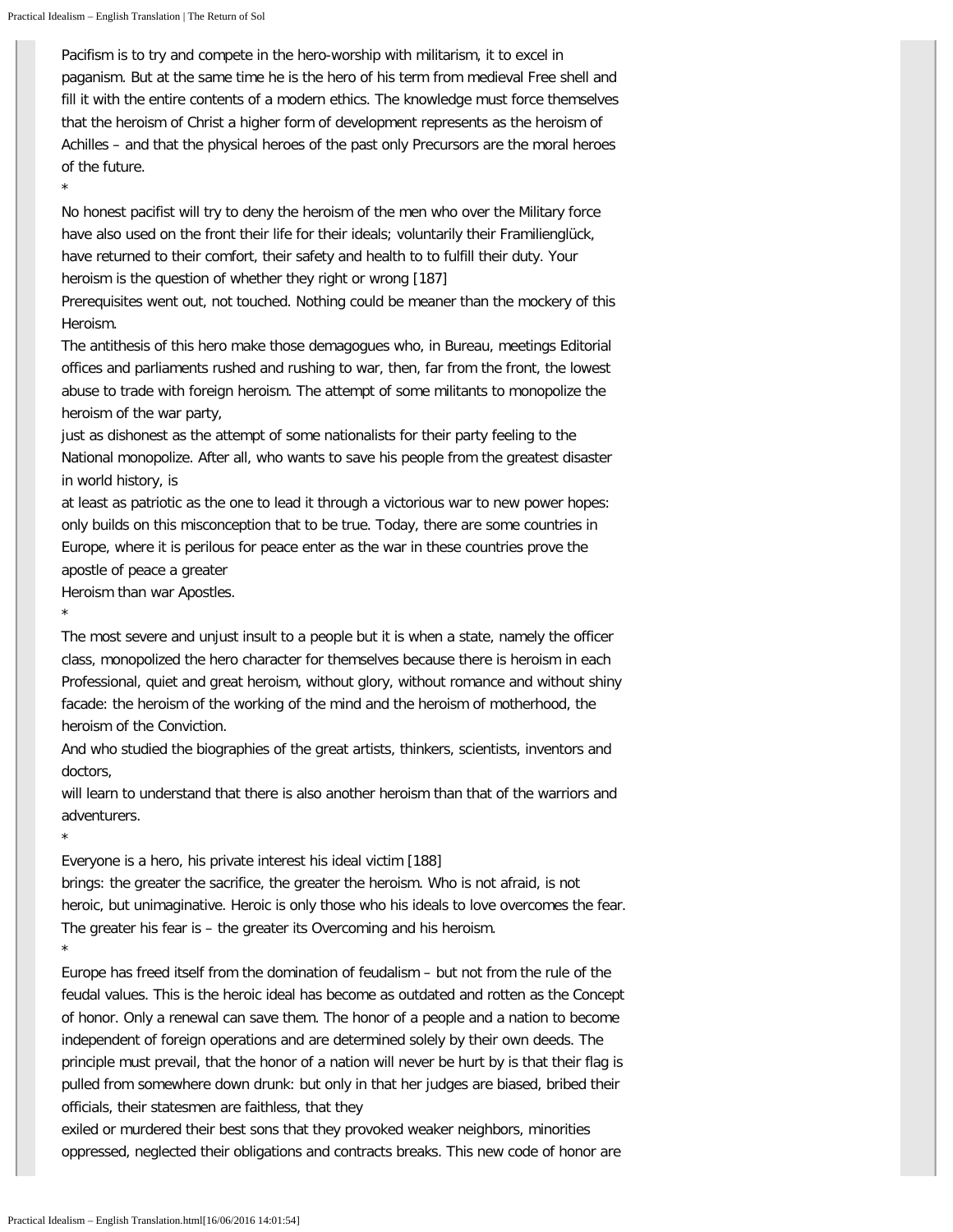Pacifism is to try and compete in the hero-worship with militarism, it to excel in paganism. But at the same time he is the hero of his term from medieval Free shell and fill it with the entire contents of a modern ethics. The knowledge must force themselves that the heroism of Christ a higher form of development represents as the heroism of Achilles – and that the physical heroes of the past only Precursors are the moral heroes of the future.

*

No honest pacifist will try to deny the heroism of the men who over the Military force have also used on the front their life for their ideals; voluntarily their Framilienglück, have returned to their comfort, their safety and health to to fulfill their duty. Your heroism is the question of whether they right or wrong [187]
Prerequisites went out, not touched. Nothing could be meaner than the mockery of this Heroism.

The antithesis of this hero make those demagogues who, in Bureau, meetings Editorial offices and parliaments rushed and rushing to war, then, far from the front, the lowest abuse to trade with foreign heroism. The attempt of some militants to monopolize the heroism of the war party,
just as dishonest as the attempt of some nationalists for their party feeling to the National monopolize. After all, who wants to save his people from the greatest disaster in world history, is
at least as patriotic as the one to lead it through a victorious war to new power hopes: only builds on this misconception that to be true. Today, there are some countries in Europe, where it is perilous for peace enter as the war in these countries prove the apostle of peace a greater
Heroism than war Apostles.

*

The most severe and unjust insult to a people but it is when a state, namely the officer class, monopolized the hero character for themselves because there is heroism in each Professional, quiet and great heroism, without glory, without romance and without shiny facade: the heroism of the working of the mind and the heroism of motherhood, the heroism of the Conviction.

And who studied the biographies of the great artists, thinkers, scientists, inventors and doctors,
will learn to understand that there is also another heroism than that of the warriors and adventurers.

*

Everyone is a hero, his private interest his ideal victim [188]
brings: the greater the sacrifice, the greater the heroism. Who is not afraid, is not heroic, but unimaginative. Heroic is only those who his ideals to love overcomes the fear. The greater his fear is – the greater its Overcoming and his heroism.

*

Europe has freed itself from the domination of feudalism – but not from the rule of the feudal values. This is the heroic ideal has become as outdated and rotten as the Concept of honor. Only a renewal can save them. The honor of a people and a nation to become independent of foreign operations and are determined solely by their own deeds. The principle must prevail, that the honor of a nation will never be hurt by is that their flag is pulled from somewhere down drunk: but only in that her judges are biased, bribed their officials, their statesmen are faithless, that they
exiled or murdered their best sons that they provoked weaker neighbors, minorities oppressed, neglected their obligations and contracts breaks. This new code of honor are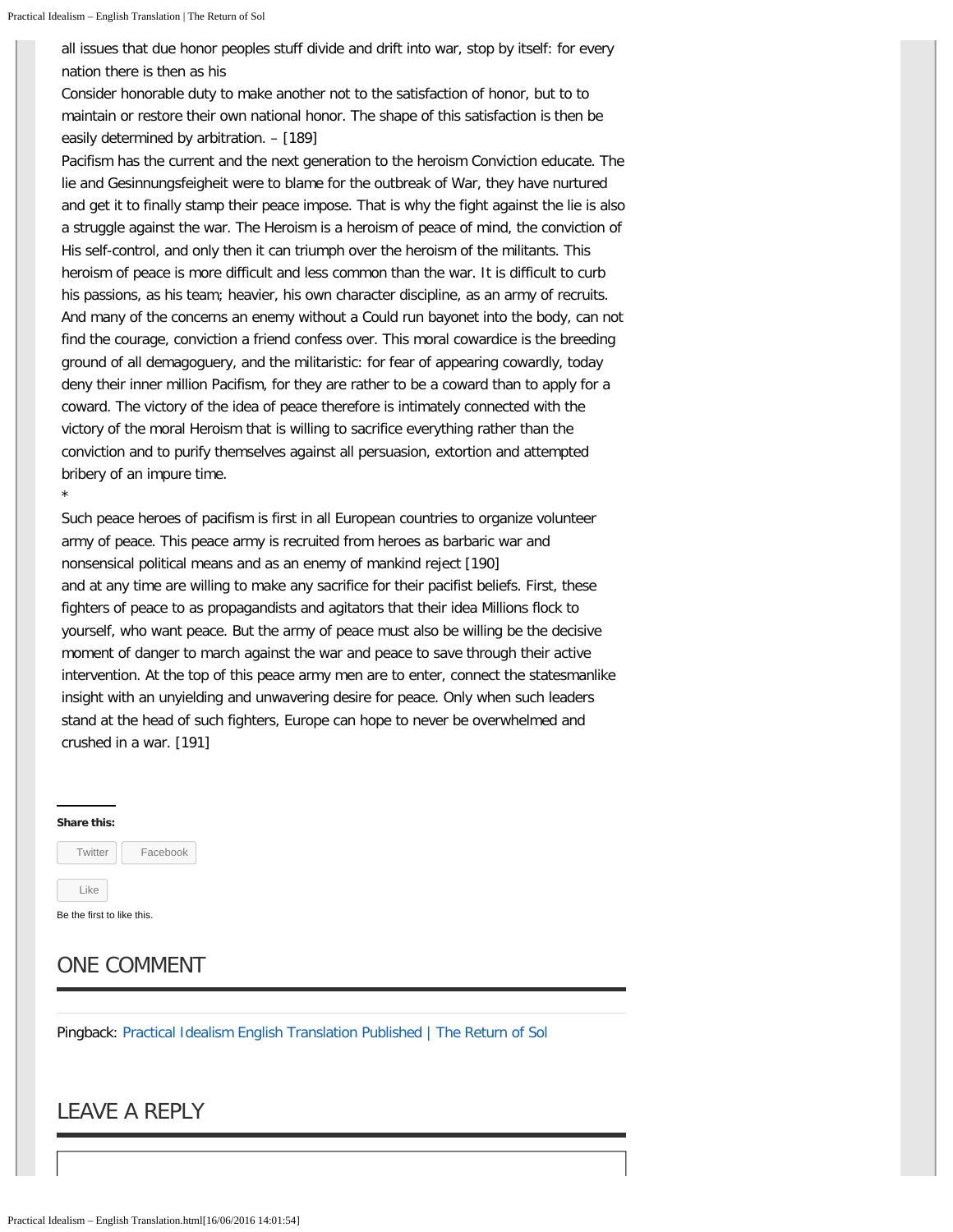all issues that due honor peoples stuff divide and drift into war, stop by itself: for every nation there is then as his
Consider honorable duty to make another not to the satisfaction of honor, but to to maintain or restore their own national honor. The shape of this satisfaction is then be easily determined by arbitration. – [189]

Pacifism has the current and the next generation to the heroism Conviction educate. The lie and Gesinnungsfeigheit were to blame for the outbreak of War, they have nurtured and get it to finally stamp their peace impose. That is why the fight against the lie is also a struggle against the war. The Heroism is a heroism of peace of mind, the conviction of His self-control, and only then it can triumph over the heroism of the militants. This heroism of peace is more difficult and less common than the war. It is difficult to curb his passions, as his team; heavier, his own character discipline, as an army of recruits. And many of the concerns an enemy without a Could run bayonet into the body, can not find the courage, conviction a friend confess over. This moral cowardice is the breeding ground of all demagoguery, and the militaristic: for fear of appearing cowardly, today deny their inner million Pacifism, for they are rather to be a coward than to apply for a coward. The victory of the idea of peace therefore is intimately connected with the victory of the moral Heroism that is willing to sacrifice everything rather than the conviction and to purify themselves against all persuasion, extortion and attempted bribery of an impure time.

*

Such peace heroes of pacifism is first in all European countries to organize volunteer army of peace. This peace army is recruited from heroes as barbaric war and nonsensical political means and as an enemy of mankind reject [190]
and at any time are willing to make any sacrifice for their pacifist beliefs. First, these fighters of peace to as propagandists and agitators that their idea Millions flock to yourself, who want peace. But the army of peace must also be willing be the decisive moment of danger to march against the war and peace to save through their active intervention. At the top of this peace army men are to enter, connect the statesmanlike insight with an unyielding and unwavering desire for peace. Only when such leaders stand at the head of such fighters, Europe can hope to never be overwhelmed and crushed in a war. [191]

**Share this:**

Twitter Facebook

Like

Be the first to like this.

## ONE COMMENT

Pingback: Practical Idealism English Translation Published | The Return of Sol

## LEAVE A REPLY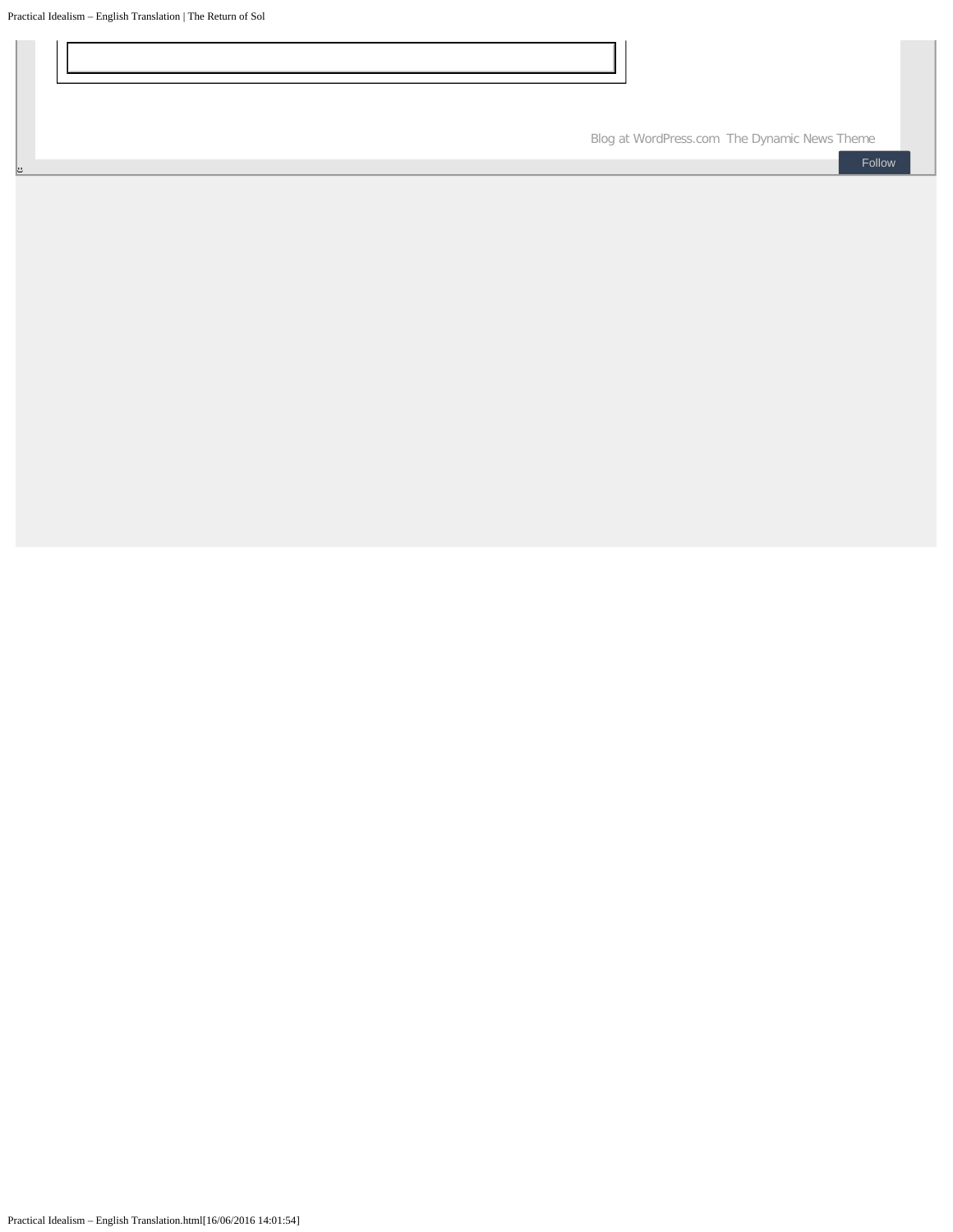Blog at WordPress.com The Dynamic News Theme

Follow